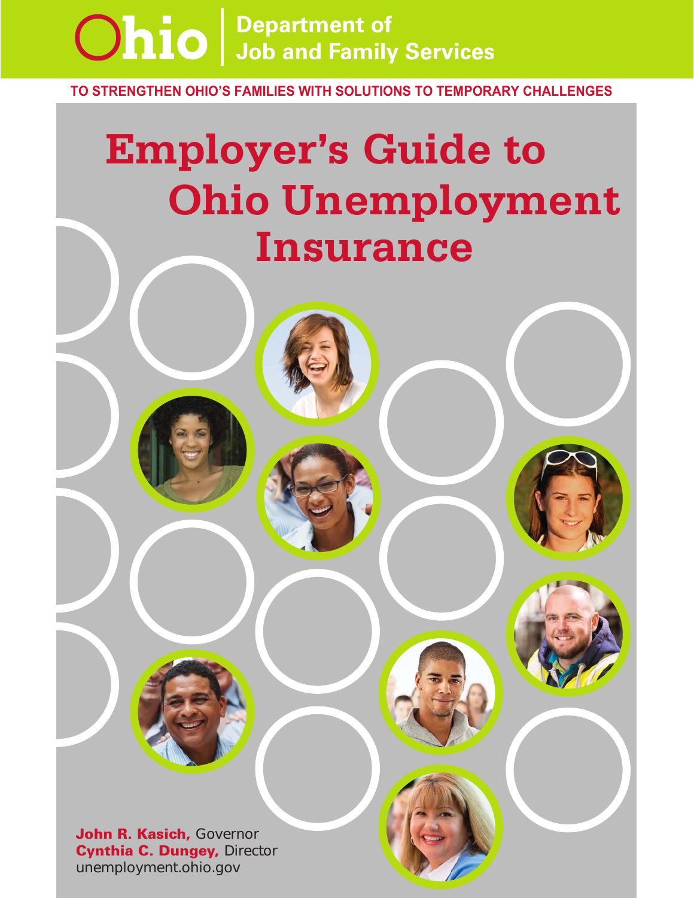Ohio | Department of Job and Family Services

TO STRENGTHEN OHIO'S FAMILIES WITH SOLUTIONS TO TEMPORARY CHALLENGES

# Employer's Guide to Ohio Unemployment Insurance

**John R. Kasich,** Governor
**Cynthia C. Dungey,** Director
unemployment.ohio.gov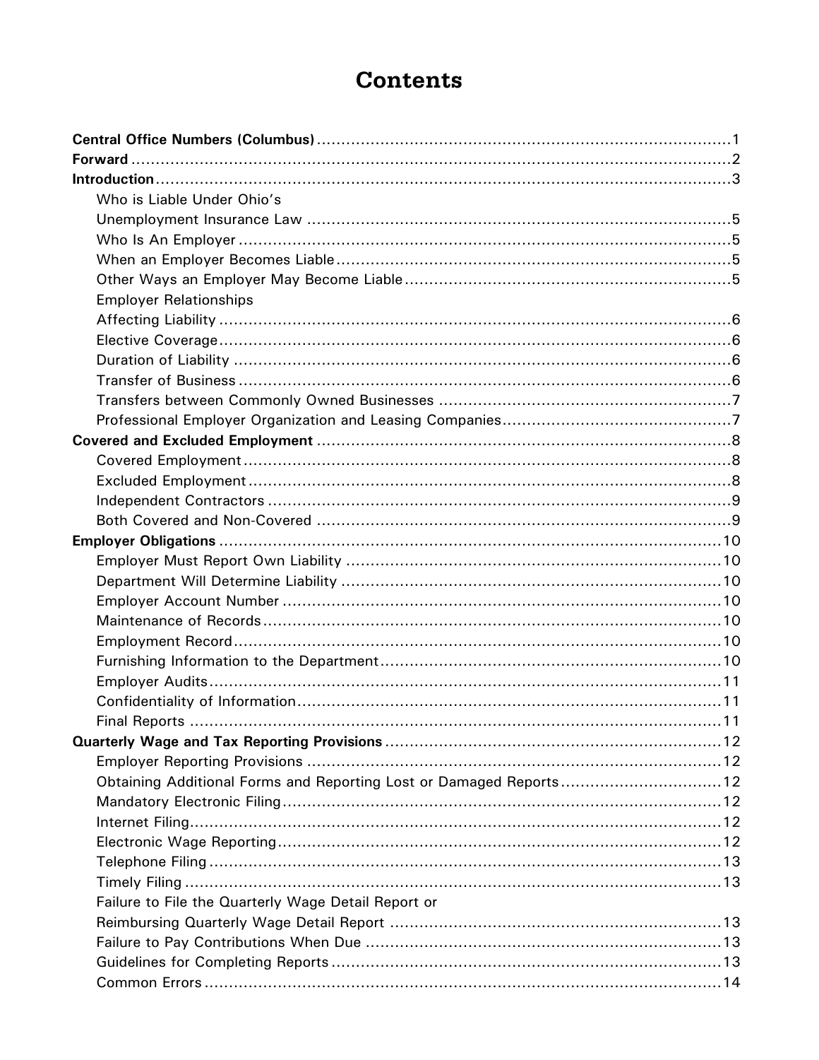# Contents

**Central Office Numbers (Columbus)** .......... 1
**Forward** .......... 2
**Introduction** .......... 3

- Who is Liable Under Ohio's Unemployment Insurance Law .......... 5
- Who Is An Employer .......... 5
- When an Employer Becomes Liable .......... 5
- Other Ways an Employer May Become Liable .......... 5
- Employer Relationships Affecting Liability .......... 6
- Elective Coverage .......... 6
- Duration of Liability .......... 6
- Transfer of Business .......... 6
- Transfers between Commonly Owned Businesses .......... 7
- Professional Employer Organization and Leasing Companies .......... 7

**Covered and Excluded Employment** .......... 8

- Covered Employment .......... 8
- Excluded Employment .......... 8
- Independent Contractors .......... 9
- Both Covered and Non-Covered .......... 9

**Employer Obligations** .......... 10

- Employer Must Report Own Liability .......... 10
- Department Will Determine Liability .......... 10
- Employer Account Number .......... 10
- Maintenance of Records .......... 10
- Employment Record .......... 10
- Furnishing Information to the Department .......... 10
- Employer Audits .......... 11
- Confidentiality of Information .......... 11
- Final Reports .......... 11

**Quarterly Wage and Tax Reporting Provisions** .......... 12

- Employer Reporting Provisions .......... 12
- Obtaining Additional Forms and Reporting Lost or Damaged Reports .......... 12
- Mandatory Electronic Filing .......... 12
- Internet Filing .......... 12
- Electronic Wage Reporting .......... 12
- Telephone Filing .......... 13
- Timely Filing .......... 13
- Failure to File the Quarterly Wage Detail Report or Reimbursing Quarterly Wage Detail Report .......... 13
- Failure to Pay Contributions When Due .......... 13
- Guidelines for Completing Reports .......... 13
- Common Errors .......... 14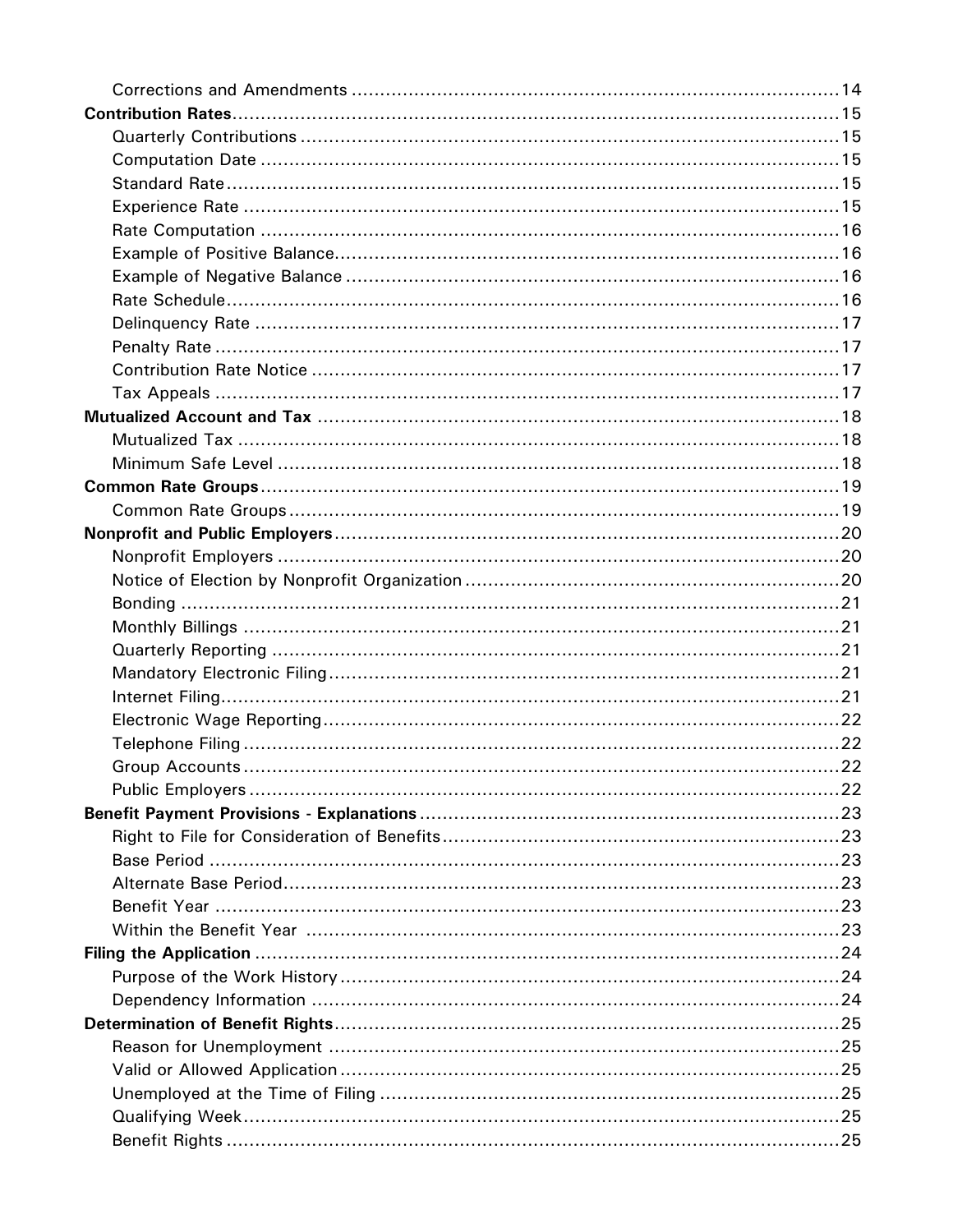Corrections and Amendments ......................................................................................14

**Contribution Rates**..........................................................................................................15

Quarterly Contributions ..........................................................................................15

Computation Date ..................................................................................................15

Standard Rate..........................................................................................................15

Experience Rate ......................................................................................................15

Rate Computation ....................................................................................................16

Example of Positive Balance....................................................................................16

Example of Negative Balance ..................................................................................16

Rate Schedule..........................................................................................................16

Delinquency Rate ....................................................................................................17

Penalty Rate ............................................................................................................17

Contribution Rate Notice ........................................................................................17

Tax Appeals ............................................................................................................17

**Mutualized Account and Tax** ........................................................................................18

Mutualized Tax ........................................................................................................18

Minimum Safe Level ................................................................................................18

**Common Rate Groups**......................................................................................................19

Common Rate Groups..............................................................................................19

**Nonprofit and Public Employers**......................................................................................20

Nonprofit Employers ................................................................................................20

Notice of Election by Nonprofit Organization ..........................................................20

Bonding ....................................................................................................................21

Monthly Billings ........................................................................................................21

Quarterly Reporting ..................................................................................................21

Mandatory Electronic Filing......................................................................................21

Internet Filing............................................................................................................21

Electronic Wage Reporting........................................................................................22

Telephone Filing........................................................................................................22

Group Accounts........................................................................................................22

Public Employers........................................................................................................22

**Benefit Payment Provisions - Explanations**......................................................................23

Right to File for Consideration of Benefits................................................................23

Base Period ..............................................................................................................23

Alternate Base Period................................................................................................23

Benefit Year ..............................................................................................................23

Within the Benefit Year ............................................................................................23

**Filing the Application** ......................................................................................................24

Purpose of the Work History......................................................................................24

Dependency Information ..........................................................................................24

**Determination of Benefit Rights**......................................................................................25

Reason for Unemployment ........................................................................................25

Valid or Allowed Application......................................................................................25

Unemployed at the Time of Filing ............................................................................25

Qualifying Week........................................................................................................25

Benefit Rights ..........................................................................................................25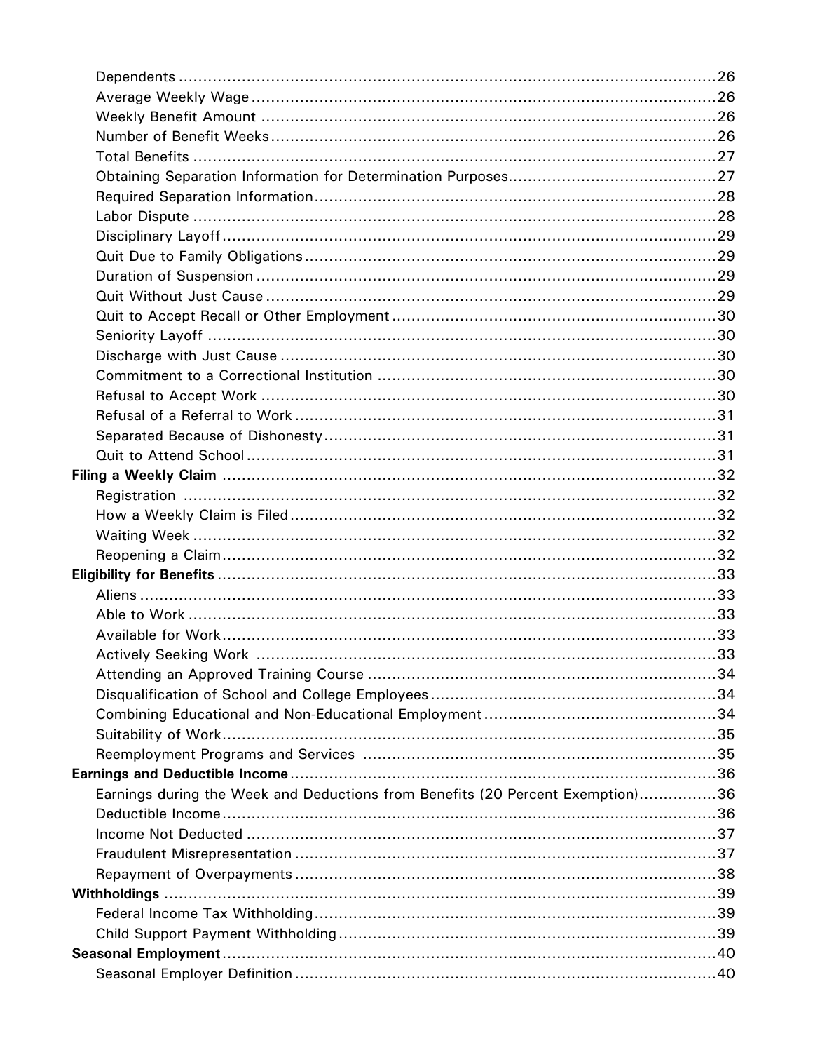| | |
|---|---|
| Dependents | 26 |
| Average Weekly Wage | 26 |
| Weekly Benefit Amount | 26 |
| Number of Benefit Weeks | 26 |
| Total Benefits | 27 |
| Obtaining Separation Information for Determination Purposes | 27 |
| Required Separation Information | 28 |
| Labor Dispute | 28 |
| Disciplinary Layoff | 29 |
| Quit Due to Family Obligations | 29 |
| Duration of Suspension | 29 |
| Quit Without Just Cause | 29 |
| Quit to Accept Recall or Other Employment | 30 |
| Seniority Layoff | 30 |
| Discharge with Just Cause | 30 |
| Commitment to a Correctional Institution | 30 |
| Refusal to Accept Work | 30 |
| Refusal of a Referral to Work | 31 |
| Separated Because of Dishonesty | 31 |
| Quit to Attend School | 31 |
| **Filing a Weekly Claim** | 32 |
| Registration | 32 |
| How a Weekly Claim is Filed | 32 |
| Waiting Week | 32 |
| Reopening a Claim | 32 |
| **Eligibility for Benefits** | 33 |
| Aliens | 33 |
| Able to Work | 33 |
| Available for Work | 33 |
| Actively Seeking Work | 33 |
| Attending an Approved Training Course | 34 |
| Disqualification of School and College Employees | 34 |
| Combining Educational and Non-Educational Employment | 34 |
| Suitability of Work | 35 |
| Reemployment Programs and Services | 35 |
| **Earnings and Deductible Income** | 36 |
| Earnings during the Week and Deductions from Benefits (20 Percent Exemption) | 36 |
| Deductible Income | 36 |
| Income Not Deducted | 37 |
| Fraudulent Misrepresentation | 37 |
| Repayment of Overpayments | 38 |
| **Withholdings** | 39 |
| Federal Income Tax Withholding | 39 |
| Child Support Payment Withholding | 39 |
| **Seasonal Employment** | 40 |
| Seasonal Employer Definition | 40 |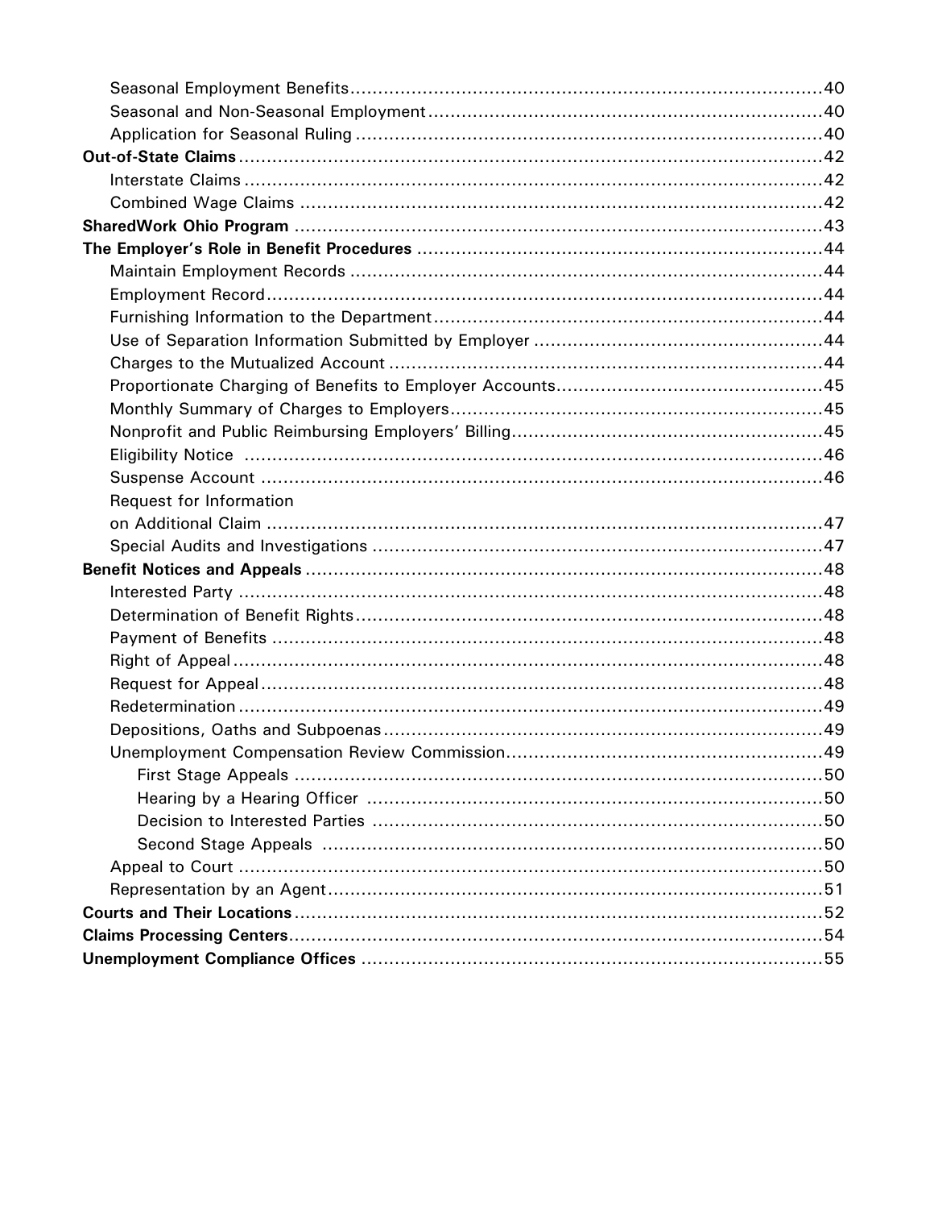Seasonal Employment Benefits ........................................................................................40
Seasonal and Non-Seasonal Employment ......................................................................40
Application for Seasonal Ruling ......................................................................................40

**Out-of-State Claims** ..........................................................................................................42
Interstate Claims ............................................................................................................42
Combined Wage Claims .................................................................................................42

**SharedWork Ohio Program** ...............................................................................................43

**The Employer's Role in Benefit Procedures** .......................................................................44
Maintain Employment Records ......................................................................................44
Employment Record........................................................................................................44
Furnishing Information to the Department.....................................................................44
Use of Separation Information Submitted by Employer ..................................................44
Charges to the Mutualized Account ...............................................................................44
Proportionate Charging of Benefits to Employer Accounts...............................................45
Monthly Summary of Charges to Employers...................................................................45
Nonprofit and Public Reimbursing Employers' Billing.......................................................45
Eligibility Notice .............................................................................................................46
Suspense Account ..........................................................................................................46
Request for Information on Additional Claim ..................................................................47
Special Audits and Investigations ...................................................................................47

**Benefit Notices and Appeals** ...............................................................................................48
Interested Party ..............................................................................................................48
Determination of Benefit Rights......................................................................................48
Payment of Benefits .......................................................................................................48
Right of Appeal...............................................................................................................48
Request for Appeal..........................................................................................................48
Redetermination .............................................................................................................49
Depositions, Oaths and Subpoenas.................................................................................49
Unemployment Compensation Review Commission........................................................49
First Stage Appeals ......................................................................................................50
Hearing by a Hearing Officer .......................................................................................50
Decision to Interested Parties ......................................................................................50
Second Stage Appeals ..................................................................................................50
Appeal to Court ..............................................................................................................50
Representation by an Agent............................................................................................51

**Courts and Their Locations**................................................................................................52

**Claims Processing Centers**..................................................................................................54

**Unemployment Compliance Offices** ....................................................................................55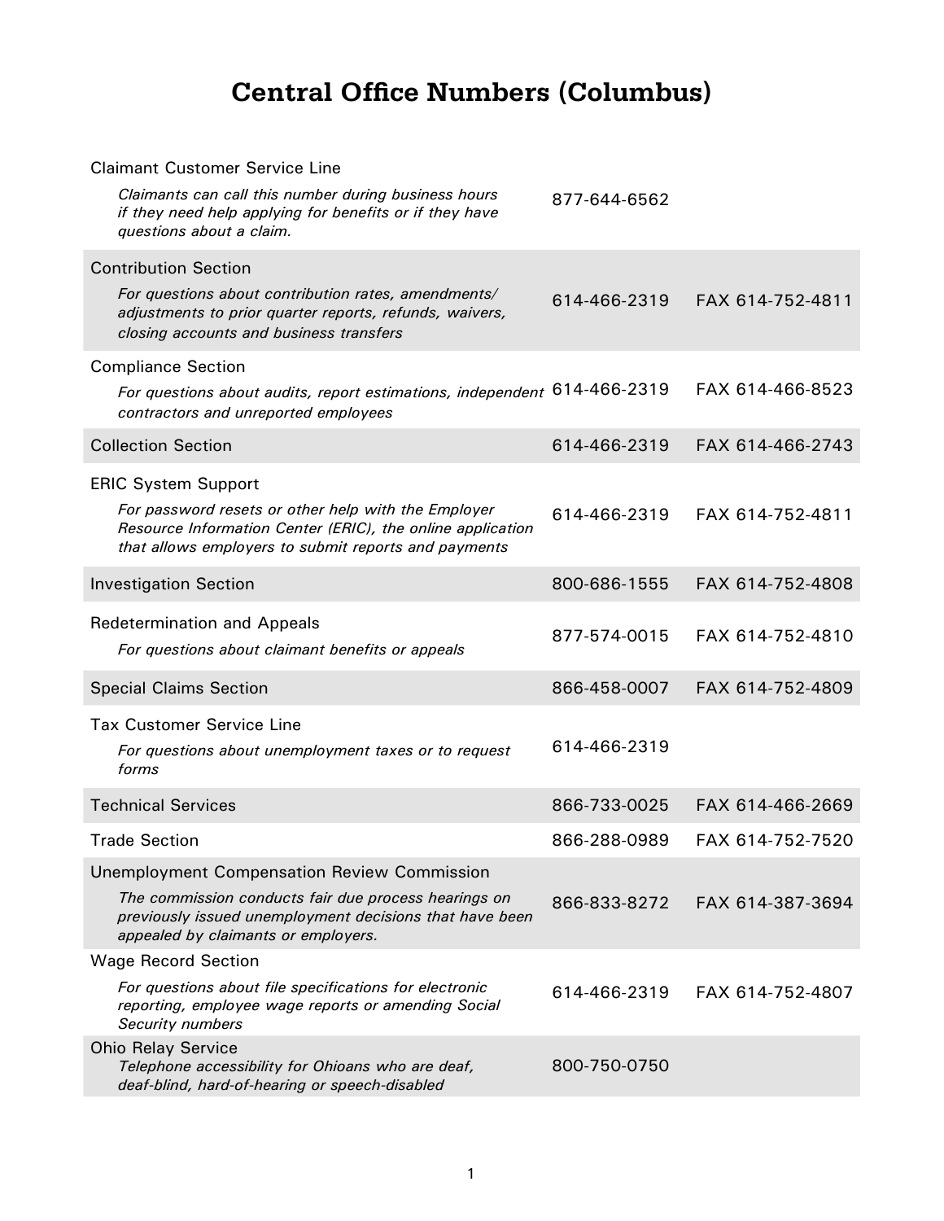# Central Office Numbers (Columbus)

| Section | Phone | Fax |
|---|---|---|
| Claimant Customer Service Line<br>*Claimants can call this number during business hours if they need help applying for benefits or if they have questions about a claim.* | 877-644-6562 | |
| Contribution Section<br>*For questions about contribution rates, amendments/ adjustments to prior quarter reports, refunds, waivers, closing accounts and business transfers* | 614-466-2319 | FAX 614-752-4811 |
| Compliance Section<br>*For questions about audits, report estimations, independent contractors and unreported employees* | 614-466-2319 | FAX 614-466-8523 |
| Collection Section | 614-466-2319 | FAX 614-466-2743 |
| ERIC System Support<br>*For password resets or other help with the Employer Resource Information Center (ERIC), the online application that allows employers to submit reports and payments* | 614-466-2319 | FAX 614-752-4811 |
| Investigation Section | 800-686-1555 | FAX 614-752-4808 |
| Redetermination and Appeals<br>*For questions about claimant benefits or appeals* | 877-574-0015 | FAX 614-752-4810 |
| Special Claims Section | 866-458-0007 | FAX 614-752-4809 |
| Tax Customer Service Line<br>*For questions about unemployment taxes or to request forms* | 614-466-2319 | |
| Technical Services | 866-733-0025 | FAX 614-466-2669 |
| Trade Section | 866-288-0989 | FAX 614-752-7520 |
| Unemployment Compensation Review Commission<br>*The commission conducts fair due process hearings on previously issued unemployment decisions that have been appealed by claimants or employers.* | 866-833-8272 | FAX 614-387-3694 |
| Wage Record Section<br>*For questions about file specifications for electronic reporting, employee wage reports or amending Social Security numbers* | 614-466-2319 | FAX 614-752-4807 |
| Ohio Relay Service<br>*Telephone accessibility for Ohioans who are deaf, deaf-blind, hard-of-hearing or speech-disabled* | 800-750-0750 | |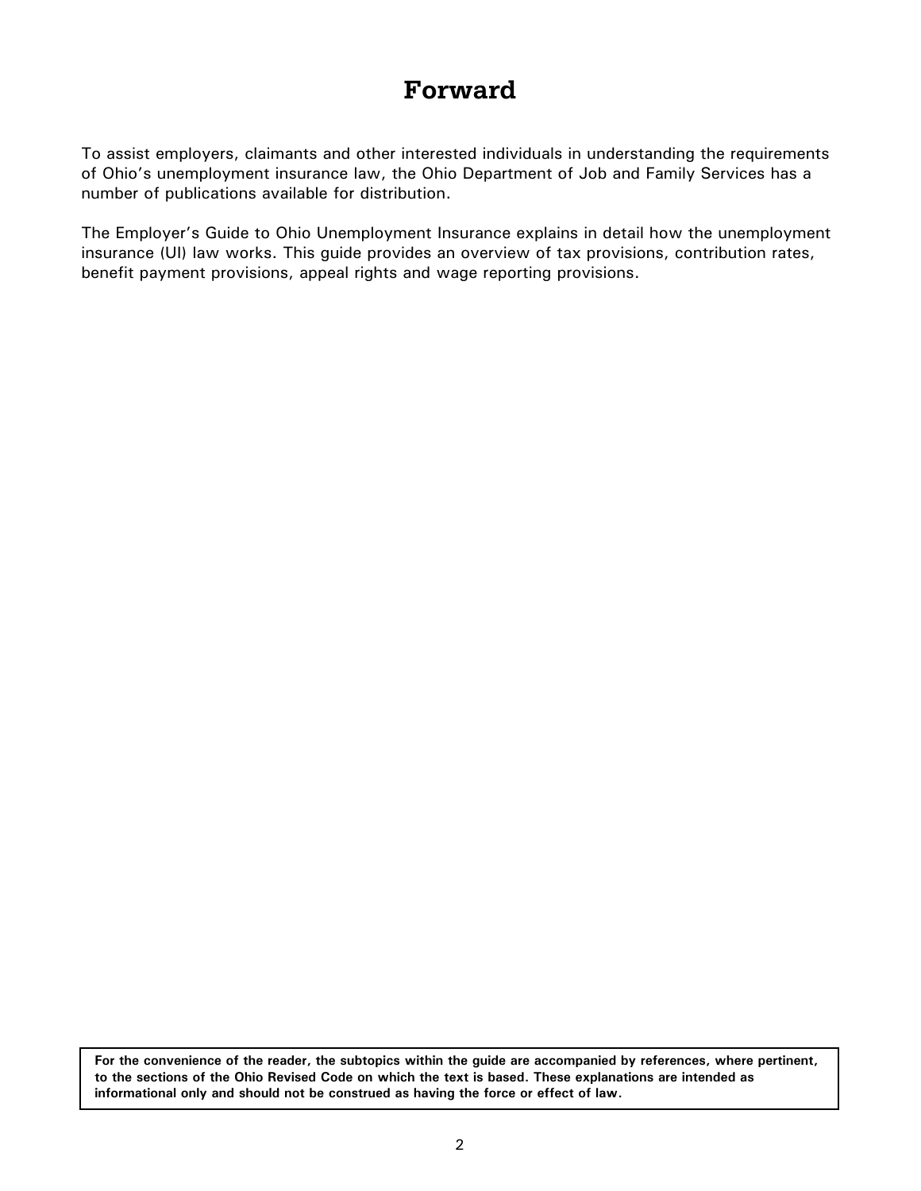# Forward

To assist employers, claimants and other interested individuals in understanding the requirements of Ohio's unemployment insurance law, the Ohio Department of Job and Family Services has a number of publications available for distribution.

The Employer's Guide to Ohio Unemployment Insurance explains in detail how the unemployment insurance (UI) law works. This guide provides an overview of tax provisions, contribution rates, benefit payment provisions, appeal rights and wage reporting provisions.

**For the convenience of the reader, the subtopics within the guide are accompanied by references, where pertinent, to the sections of the Ohio Revised Code on which the text is based. These explanations are intended as informational only and should not be construed as having the force or effect of law.**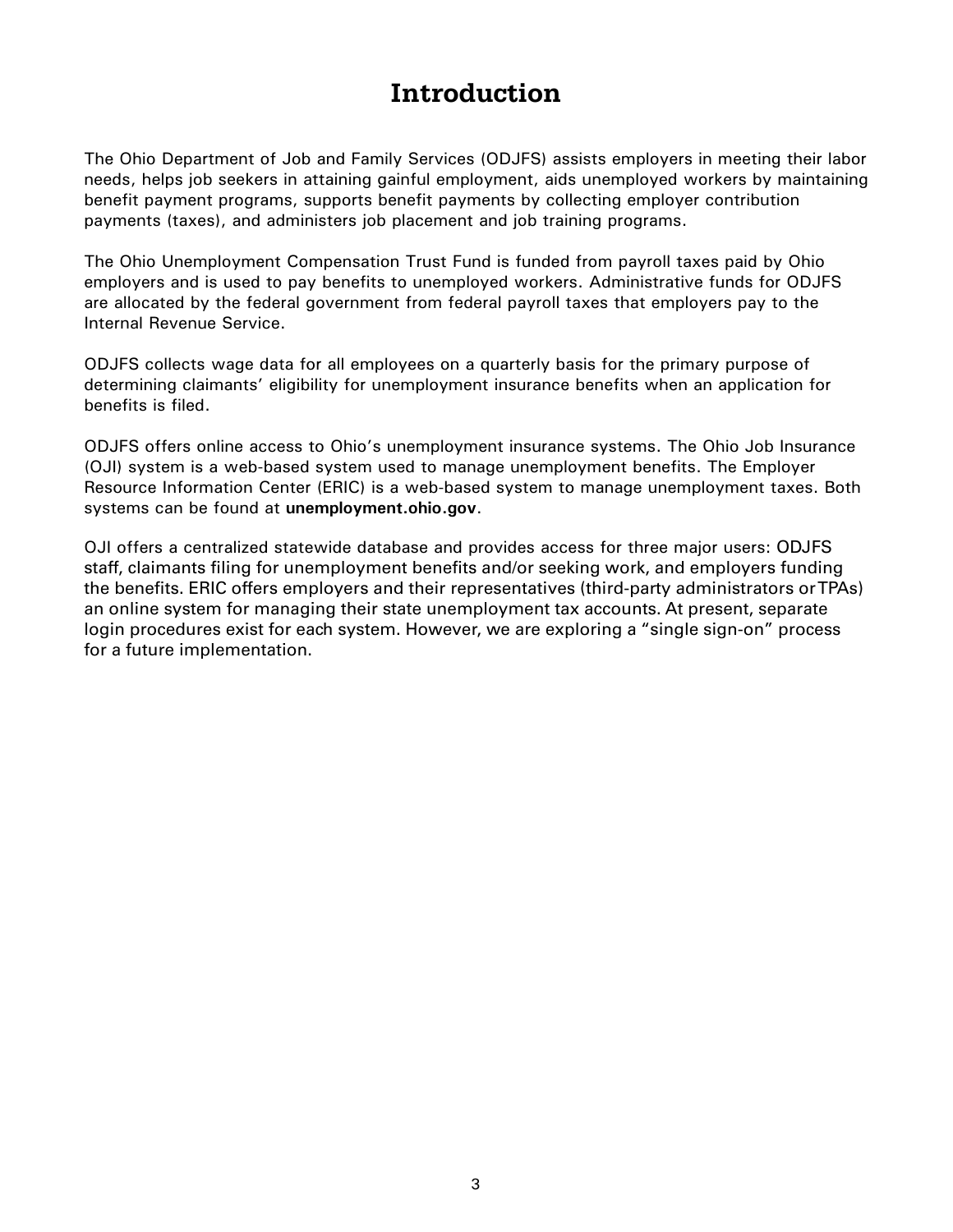# Introduction

The Ohio Department of Job and Family Services (ODJFS) assists employers in meeting their labor needs, helps job seekers in attaining gainful employment, aids unemployed workers by maintaining benefit payment programs, supports benefit payments by collecting employer contribution payments (taxes), and administers job placement and job training programs.

The Ohio Unemployment Compensation Trust Fund is funded from payroll taxes paid by Ohio employers and is used to pay benefits to unemployed workers. Administrative funds for ODJFS are allocated by the federal government from federal payroll taxes that employers pay to the Internal Revenue Service.

ODJFS collects wage data for all employees on a quarterly basis for the primary purpose of determining claimants' eligibility for unemployment insurance benefits when an application for benefits is filed.

ODJFS offers online access to Ohio's unemployment insurance systems. The Ohio Job Insurance (OJI) system is a web-based system used to manage unemployment benefits. The Employer Resource Information Center (ERIC) is a web-based system to manage unemployment taxes. Both systems can be found at **unemployment.ohio.gov**.

OJI offers a centralized statewide database and provides access for three major users: ODJFS staff, claimants filing for unemployment benefits and/or seeking work, and employers funding the benefits. ERIC offers employers and their representatives (third-party administrators or TPAs) an online system for managing their state unemployment tax accounts. At present, separate login procedures exist for each system. However, we are exploring a "single sign-on" process for a future implementation.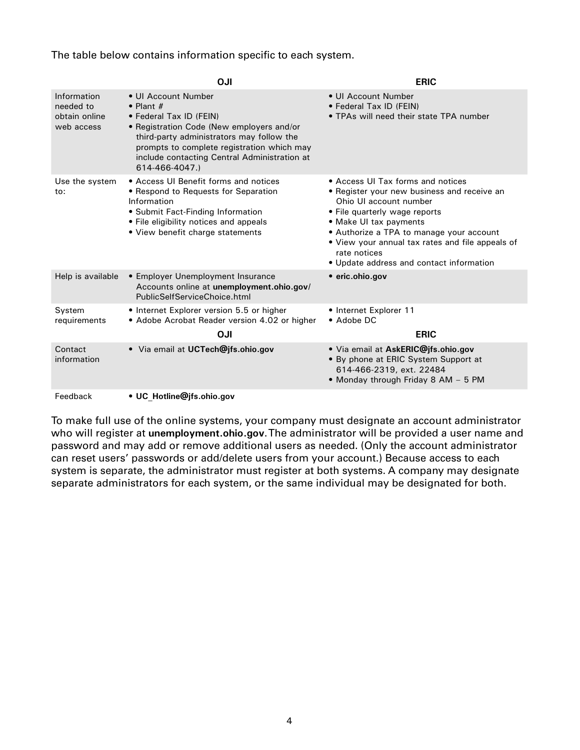The table below contains information specific to each system.

| | OJI | ERIC |
|---|---|---|
| Information needed to obtain online web access | • UI Account Number<br>• Plant #<br>• Federal Tax ID (FEIN)<br>• Registration Code (New employers and/or third-party administrators may follow the prompts to complete registration which may include contacting Central Administration at 614-466-4047.) | • UI Account Number<br>• Federal Tax ID (FEIN)<br>• TPAs will need their state TPA number |
| Use the system to: | • Access UI Benefit forms and notices<br>• Respond to Requests for Separation Information<br>• Submit Fact-Finding Information<br>• File eligibility notices and appeals<br>• View benefit charge statements | • Access UI Tax forms and notices<br>• Register your new business and receive an Ohio UI account number<br>• File quarterly wage reports<br>• Make UI tax payments<br>• Authorize a TPA to manage your account<br>• View your annual tax rates and file appeals of rate notices<br>• Update address and contact information |
| Help is available | • Employer Unemployment Insurance Accounts online at **unemployment.ohio.gov**/PublicSelfServiceChoice.html | • **eric.ohio.gov** |
| System requirements | • Internet Explorer version 5.5 or higher<br>• Adobe Acrobat Reader version 4.02 or higher | • Internet Explorer 11<br>• Adobe DC |
| | **OJI** | **ERIC** |
| Contact information | • Via email at **UCTech@jfs.ohio.gov** | • Via email at **AskERIC@jfs.ohio.gov**<br>• By phone at ERIC System Support at 614-466-2319, ext. 22484<br>• Monday through Friday 8 AM – 5 PM |
| Feedback | • **UC_Hotline@jfs.ohio.gov** | |

To make full use of the online systems, your company must designate an account administrator who will register at **unemployment.ohio.gov**. The administrator will be provided a user name and password and may add or remove additional users as needed. (Only the account administrator can reset users' passwords or add/delete users from your account.) Because access to each system is separate, the administrator must register at both systems. A company may designate separate administrators for each system, or the same individual may be designated for both.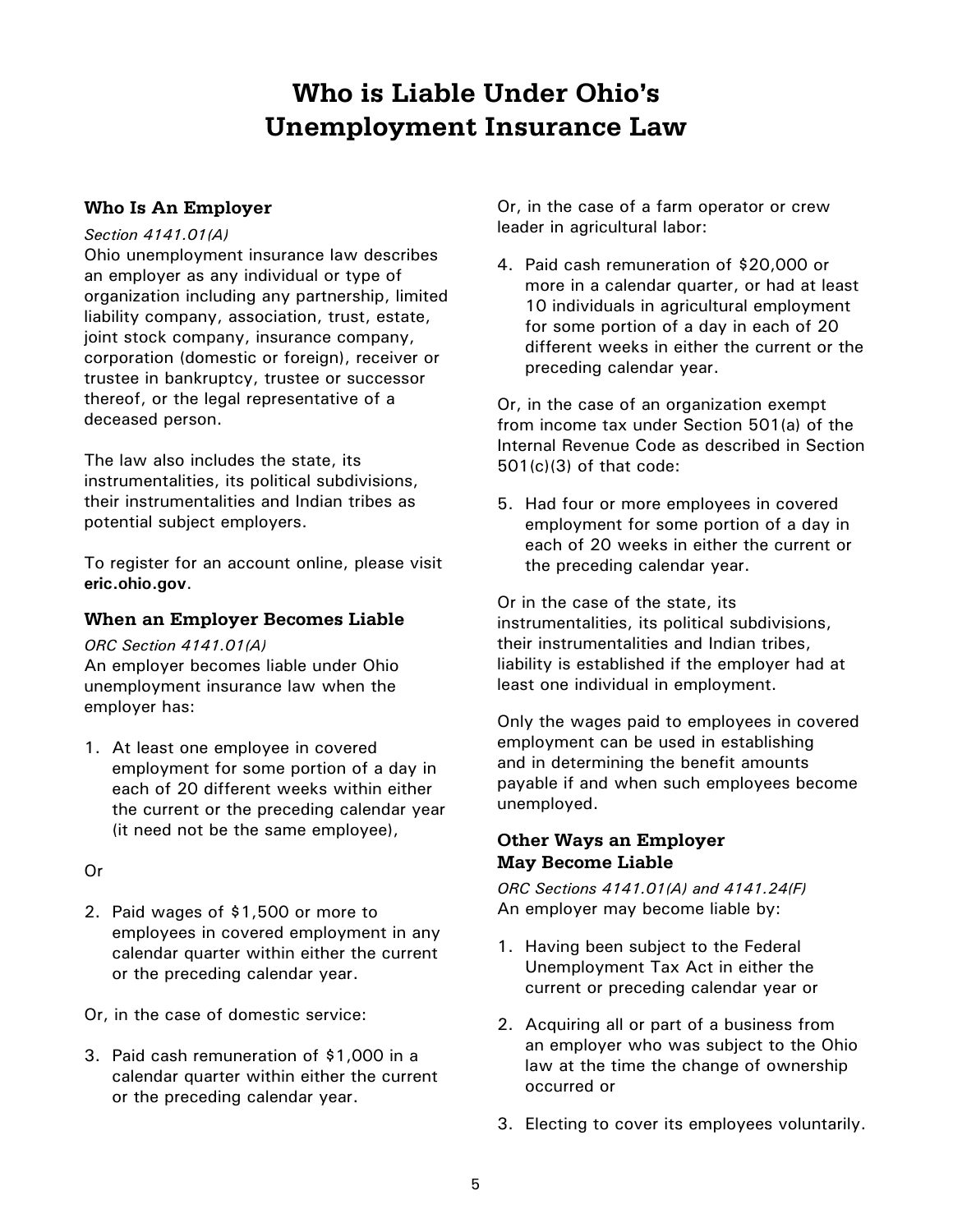# Who is Liable Under Ohio's Unemployment Insurance Law

### Who Is An Employer

*Section 4141.01(A)*

Ohio unemployment insurance law describes an employer as any individual or type of organization including any partnership, limited liability company, association, trust, estate, joint stock company, insurance company, corporation (domestic or foreign), receiver or trustee in bankruptcy, trustee or successor thereof, or the legal representative of a deceased person.

The law also includes the state, its instrumentalities, its political subdivisions, their instrumentalities and Indian tribes as potential subject employers.

To register for an account online, please visit **eric.ohio.gov**.

### When an Employer Becomes Liable

*ORC Section 4141.01(A)*

An employer becomes liable under Ohio unemployment insurance law when the employer has:

1. At least one employee in covered employment for some portion of a day in each of 20 different weeks within either the current or the preceding calendar year (it need not be the same employee),

Or

2. Paid wages of $1,500 or more to employees in covered employment in any calendar quarter within either the current or the preceding calendar year.

Or, in the case of domestic service:

3. Paid cash remuneration of $1,000 in a calendar quarter within either the current or the preceding calendar year.

Or, in the case of a farm operator or crew leader in agricultural labor:

4. Paid cash remuneration of $20,000 or more in a calendar quarter, or had at least 10 individuals in agricultural employment for some portion of a day in each of 20 different weeks in either the current or the preceding calendar year.

Or, in the case of an organization exempt from income tax under Section 501(a) of the Internal Revenue Code as described in Section 501(c)(3) of that code:

5. Had four or more employees in covered employment for some portion of a day in each of 20 weeks in either the current or the preceding calendar year.

Or in the case of the state, its instrumentalities, its political subdivisions, their instrumentalities and Indian tribes, liability is established if the employer had at least one individual in employment.

Only the wages paid to employees in covered employment can be used in establishing and in determining the benefit amounts payable if and when such employees become unemployed.

### Other Ways an Employer May Become Liable

*ORC Sections 4141.01(A) and 4141.24(F)*

An employer may become liable by:

1. Having been subject to the Federal Unemployment Tax Act in either the current or preceding calendar year or
2. Acquiring all or part of a business from an employer who was subject to the Ohio law at the time the change of ownership occurred or
3. Electing to cover its employees voluntarily.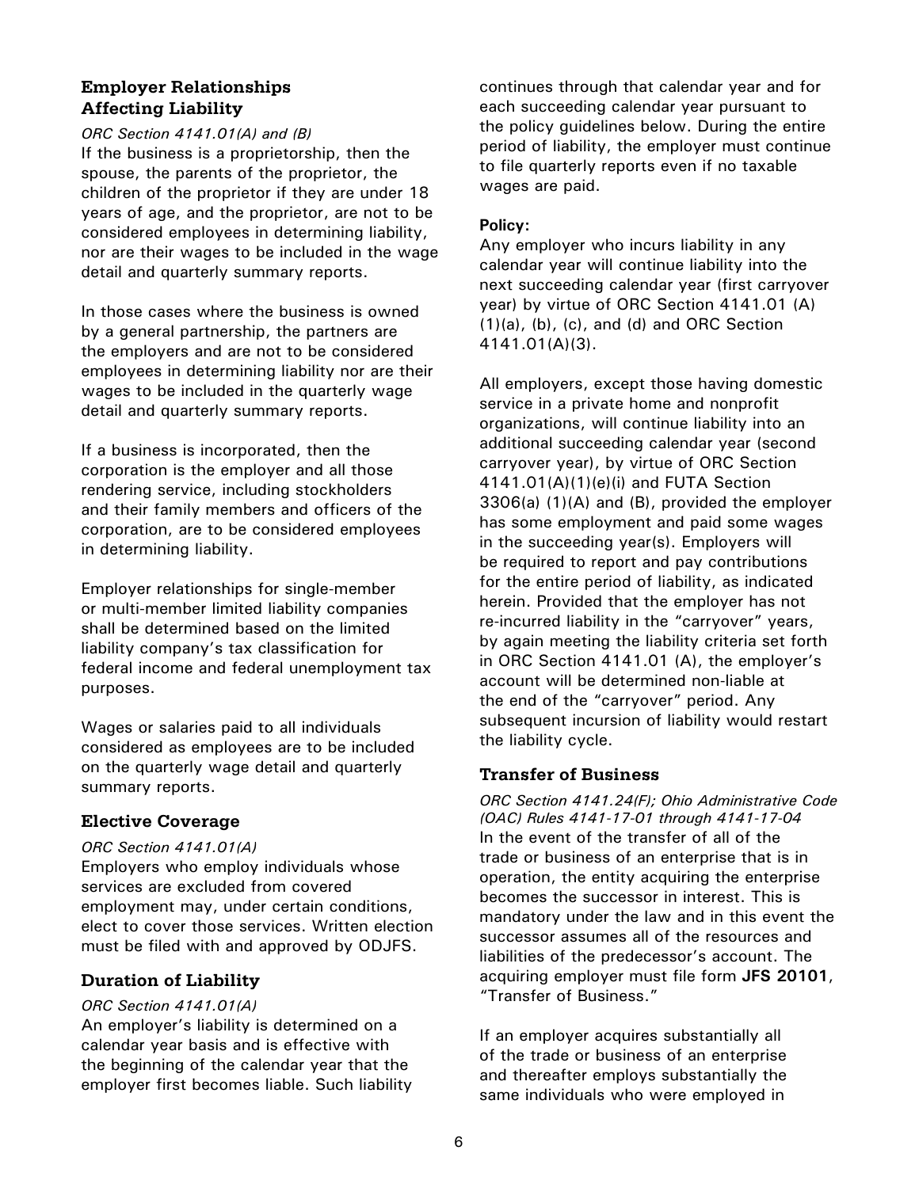## Employer Relationships Affecting Liability

*ORC Section 4141.01(A) and (B)*

If the business is a proprietorship, then the spouse, the parents of the proprietor, the children of the proprietor if they are under 18 years of age, and the proprietor, are not to be considered employees in determining liability, nor are their wages to be included in the wage detail and quarterly summary reports.

In those cases where the business is owned by a general partnership, the partners are the employers and are not to be considered employees in determining liability nor are their wages to be included in the quarterly wage detail and quarterly summary reports.

If a business is incorporated, then the corporation is the employer and all those rendering service, including stockholders and their family members and officers of the corporation, are to be considered employees in determining liability.

Employer relationships for single-member or multi-member limited liability companies shall be determined based on the limited liability company's tax classification for federal income and federal unemployment tax purposes.

Wages or salaries paid to all individuals considered as employees are to be included on the quarterly wage detail and quarterly summary reports.

## Elective Coverage

*ORC Section 4141.01(A)*

Employers who employ individuals whose services are excluded from covered employment may, under certain conditions, elect to cover those services. Written election must be filed with and approved by ODJFS.

## Duration of Liability

*ORC Section 4141.01(A)*

An employer's liability is determined on a calendar year basis and is effective with the beginning of the calendar year that the employer first becomes liable. Such liability continues through that calendar year and for each succeeding calendar year pursuant to the policy guidelines below. During the entire period of liability, the employer must continue to file quarterly reports even if no taxable wages are paid.

**Policy:**

Any employer who incurs liability in any calendar year will continue liability into the next succeeding calendar year (first carryover year) by virtue of ORC Section 4141.01 (A)(1)(a), (b), (c), and (d) and ORC Section 4141.01(A)(3).

All employers, except those having domestic service in a private home and nonprofit organizations, will continue liability into an additional succeeding calendar year (second carryover year), by virtue of ORC Section 4141.01(A)(1)(e)(i) and FUTA Section 3306(a) (1)(A) and (B), provided the employer has some employment and paid some wages in the succeeding year(s). Employers will be required to report and pay contributions for the entire period of liability, as indicated herein. Provided that the employer has not re-incurred liability in the "carryover" years, by again meeting the liability criteria set forth in ORC Section 4141.01 (A), the employer's account will be determined non-liable at the end of the "carryover" period. Any subsequent incursion of liability would restart the liability cycle.

## Transfer of Business

*ORC Section 4141.24(F); Ohio Administrative Code (OAC) Rules 4141-17-01 through 4141-17-04*

In the event of the transfer of all of the trade or business of an enterprise that is in operation, the entity acquiring the enterprise becomes the successor in interest. This is mandatory under the law and in this event the successor assumes all of the resources and liabilities of the predecessor's account. The acquiring employer must file form **JFS 20101**, "Transfer of Business."

If an employer acquires substantially all of the trade or business of an enterprise and thereafter employs substantially the same individuals who were employed in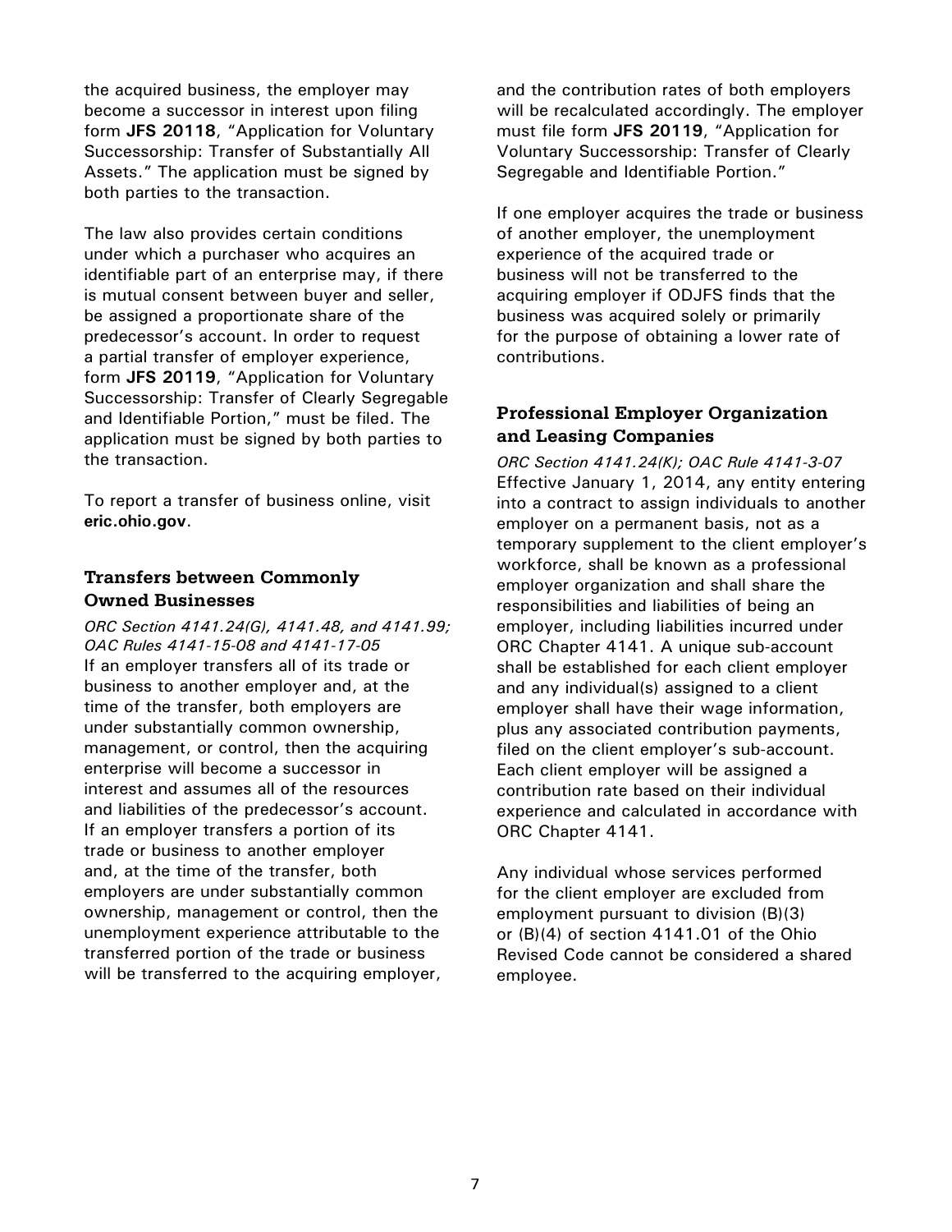the acquired business, the employer may become a successor in interest upon filing form **JFS 20118**, "Application for Voluntary Successorship: Transfer of Substantially All Assets." The application must be signed by both parties to the transaction.

The law also provides certain conditions under which a purchaser who acquires an identifiable part of an enterprise may, if there is mutual consent between buyer and seller, be assigned a proportionate share of the predecessor's account. In order to request a partial transfer of employer experience, form **JFS 20119**, "Application for Voluntary Successorship: Transfer of Clearly Segregable and Identifiable Portion," must be filed. The application must be signed by both parties to the transaction.

To report a transfer of business online, visit **eric.ohio.gov**.

### Transfers between Commonly Owned Businesses

*ORC Section 4141.24(G), 4141.48, and 4141.99; OAC Rules 4141-15-08 and 4141-17-05*

If an employer transfers all of its trade or business to another employer and, at the time of the transfer, both employers are under substantially common ownership, management, or control, then the acquiring enterprise will become a successor in interest and assumes all of the resources and liabilities of the predecessor's account. If an employer transfers a portion of its trade or business to another employer and, at the time of the transfer, both employers are under substantially common ownership, management or control, then the unemployment experience attributable to the transferred portion of the trade or business will be transferred to the acquiring employer, and the contribution rates of both employers will be recalculated accordingly. The employer must file form **JFS 20119**, "Application for Voluntary Successorship: Transfer of Clearly Segregable and Identifiable Portion."

If one employer acquires the trade or business of another employer, the unemployment experience of the acquired trade or business will not be transferred to the acquiring employer if ODJFS finds that the business was acquired solely or primarily for the purpose of obtaining a lower rate of contributions.

### Professional Employer Organization and Leasing Companies

*ORC Section 4141.24(K); OAC Rule 4141-3-07*

Effective January 1, 2014, any entity entering into a contract to assign individuals to another employer on a permanent basis, not as a temporary supplement to the client employer's workforce, shall be known as a professional employer organization and shall share the responsibilities and liabilities of being an employer, including liabilities incurred under ORC Chapter 4141. A unique sub-account shall be established for each client employer and any individual(s) assigned to a client employer shall have their wage information, plus any associated contribution payments, filed on the client employer's sub-account. Each client employer will be assigned a contribution rate based on their individual experience and calculated in accordance with ORC Chapter 4141.

Any individual whose services performed for the client employer are excluded from employment pursuant to division (B)(3) or (B)(4) of section 4141.01 of the Ohio Revised Code cannot be considered a shared employee.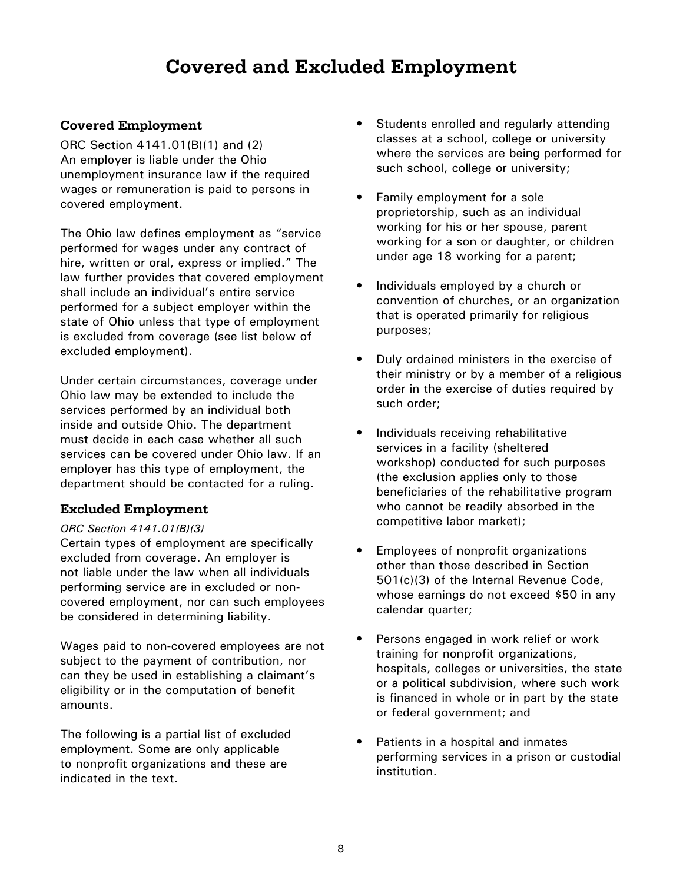# Covered and Excluded Employment

## Covered Employment

ORC Section 4141.01(B)(1) and (2)
An employer is liable under the Ohio unemployment insurance law if the required wages or remuneration is paid to persons in covered employment.

The Ohio law defines employment as "service performed for wages under any contract of hire, written or oral, express or implied." The law further provides that covered employment shall include an individual's entire service performed for a subject employer within the state of Ohio unless that type of employment is excluded from coverage (see list below of excluded employment).

Under certain circumstances, coverage under Ohio law may be extended to include the services performed by an individual both inside and outside Ohio. The department must decide in each case whether all such services can be covered under Ohio law. If an employer has this type of employment, the department should be contacted for a ruling.

## Excluded Employment

*ORC Section 4141.01(B)(3)*
Certain types of employment are specifically excluded from coverage. An employer is not liable under the law when all individuals performing service are in excluded or non-covered employment, nor can such employees be considered in determining liability.

Wages paid to non-covered employees are not subject to the payment of contribution, nor can they be used in establishing a claimant's eligibility or in the computation of benefit amounts.

The following is a partial list of excluded employment. Some are only applicable to nonprofit organizations and these are indicated in the text.

- Students enrolled and regularly attending classes at a school, college or university where the services are being performed for such school, college or university;
- Family employment for a sole proprietorship, such as an individual working for his or her spouse, parent working for a son or daughter, or children under age 18 working for a parent;
- Individuals employed by a church or convention of churches, or an organization that is operated primarily for religious purposes;
- Duly ordained ministers in the exercise of their ministry or by a member of a religious order in the exercise of duties required by such order;
- Individuals receiving rehabilitative services in a facility (sheltered workshop) conducted for such purposes (the exclusion applies only to those beneficiaries of the rehabilitative program who cannot be readily absorbed in the competitive labor market);
- Employees of nonprofit organizations other than those described in Section 501(c)(3) of the Internal Revenue Code, whose earnings do not exceed $50 in any calendar quarter;
- Persons engaged in work relief or work training for nonprofit organizations, hospitals, colleges or universities, the state or a political subdivision, where such work is financed in whole or in part by the state or federal government; and
- Patients in a hospital and inmates performing services in a prison or custodial institution.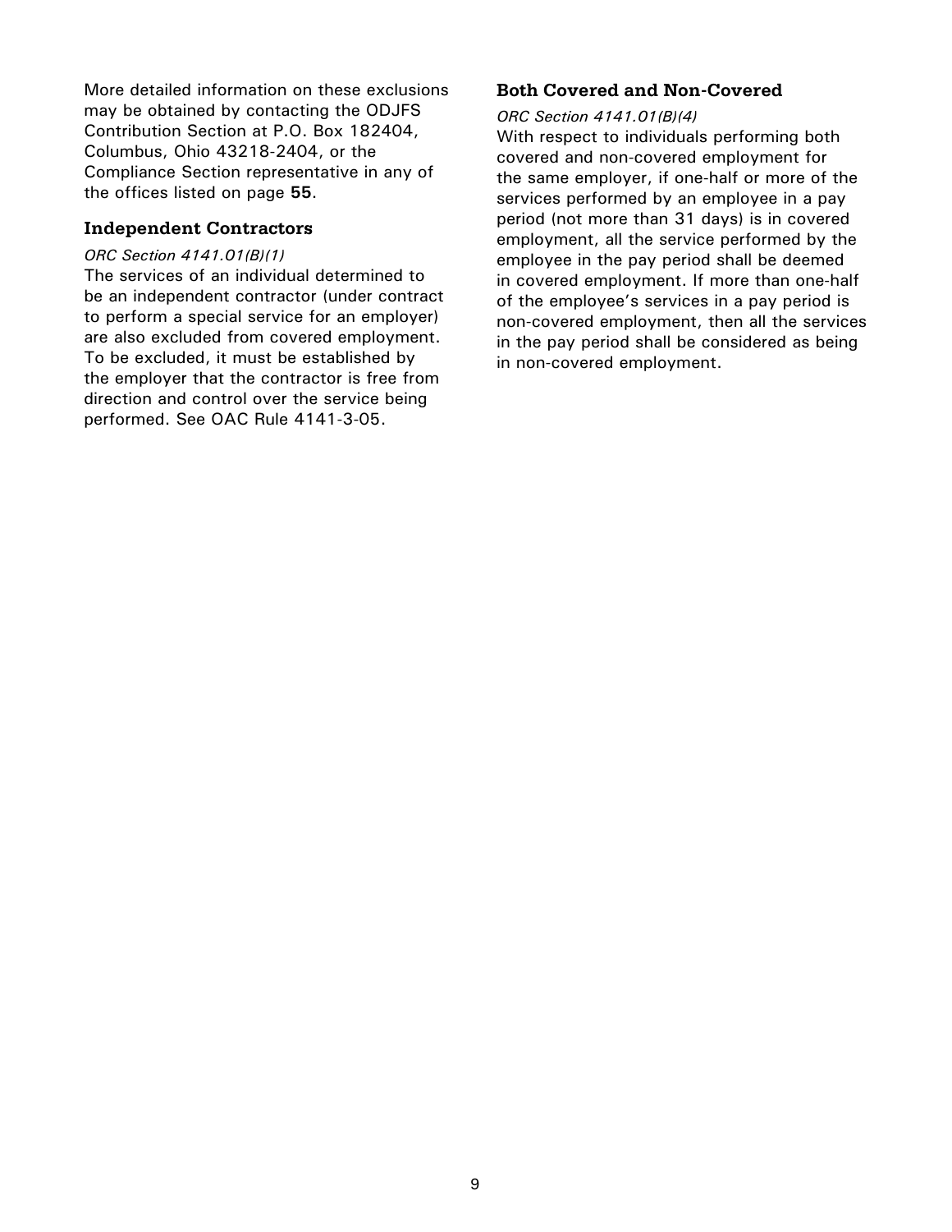More detailed information on these exclusions may be obtained by contacting the ODJFS Contribution Section at P.O. Box 182404, Columbus, Ohio 43218-2404, or the Compliance Section representative in any of the offices listed on page **55**.

### Independent Contractors

*ORC Section 4141.01(B)(1)*

The services of an individual determined to be an independent contractor (under contract to perform a special service for an employer) are also excluded from covered employment. To be excluded, it must be established by the employer that the contractor is free from direction and control over the service being performed. See OAC Rule 4141-3-05.

### Both Covered and Non-Covered

*ORC Section 4141.01(B)(4)*

With respect to individuals performing both covered and non-covered employment for the same employer, if one-half or more of the services performed by an employee in a pay period (not more than 31 days) is in covered employment, all the service performed by the employee in the pay period shall be deemed in covered employment. If more than one-half of the employee's services in a pay period is non-covered employment, then all the services in the pay period shall be considered as being in non-covered employment.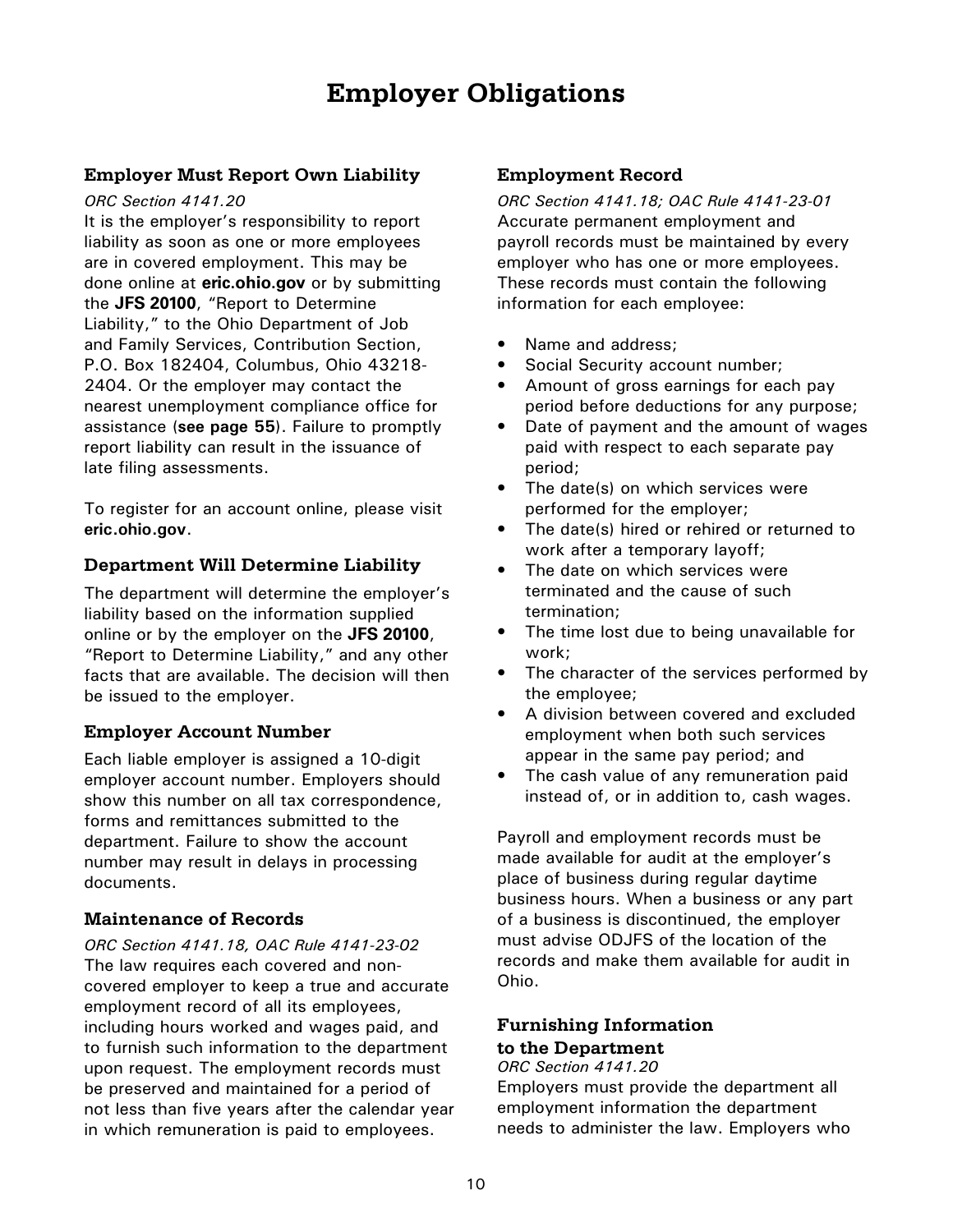# Employer Obligations

### Employer Must Report Own Liability

*ORC Section 4141.20*

It is the employer's responsibility to report liability as soon as one or more employees are in covered employment. This may be done online at **eric.ohio.gov** or by submitting the **JFS 20100**, "Report to Determine Liability," to the Ohio Department of Job and Family Services, Contribution Section, P.O. Box 182404, Columbus, Ohio 43218-2404. Or the employer may contact the nearest unemployment compliance office for assistance (**see page 55**). Failure to promptly report liability can result in the issuance of late filing assessments.

To register for an account online, please visit **eric.ohio.gov**.

### Department Will Determine Liability

The department will determine the employer's liability based on the information supplied online or by the employer on the **JFS 20100**, "Report to Determine Liability," and any other facts that are available. The decision will then be issued to the employer.

### Employer Account Number

Each liable employer is assigned a 10-digit employer account number. Employers should show this number on all tax correspondence, forms and remittances submitted to the department. Failure to show the account number may result in delays in processing documents.

### Maintenance of Records

*ORC Section 4141.18, OAC Rule 4141-23-02*

The law requires each covered and non-covered employer to keep a true and accurate employment record of all its employees, including hours worked and wages paid, and to furnish such information to the department upon request. The employment records must be preserved and maintained for a period of not less than five years after the calendar year in which remuneration is paid to employees.

### Employment Record

*ORC Section 4141.18; OAC Rule 4141-23-01*

Accurate permanent employment and payroll records must be maintained by every employer who has one or more employees. These records must contain the following information for each employee:

- Name and address;
- Social Security account number;
- Amount of gross earnings for each pay period before deductions for any purpose;
- Date of payment and the amount of wages paid with respect to each separate pay period;
- The date(s) on which services were performed for the employer;
- The date(s) hired or rehired or returned to work after a temporary layoff;
- The date on which services were terminated and the cause of such termination;
- The time lost due to being unavailable for work;
- The character of the services performed by the employee;
- A division between covered and excluded employment when both such services appear in the same pay period; and
- The cash value of any remuneration paid instead of, or in addition to, cash wages.

Payroll and employment records must be made available for audit at the employer's place of business during regular daytime business hours. When a business or any part of a business is discontinued, the employer must advise ODJFS of the location of the records and make them available for audit in Ohio.

### Furnishing Information to the Department

*ORC Section 4141.20*

Employers must provide the department all employment information the department needs to administer the law. Employers who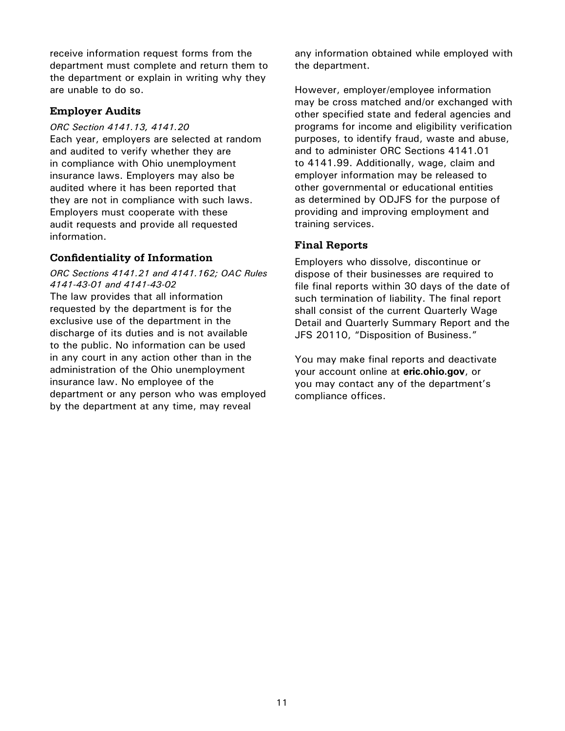receive information request forms from the department must complete and return them to the department or explain in writing why they are unable to do so.

### Employer Audits

*ORC Section 4141.13, 4141.20*

Each year, employers are selected at random and audited to verify whether they are in compliance with Ohio unemployment insurance laws. Employers may also be audited where it has been reported that they are not in compliance with such laws. Employers must cooperate with these audit requests and provide all requested information.

### Confidentiality of Information

*ORC Sections 4141.21 and 4141.162; OAC Rules 4141-43-01 and 4141-43-02*

The law provides that all information requested by the department is for the exclusive use of the department in the discharge of its duties and is not available to the public. No information can be used in any court in any action other than in the administration of the Ohio unemployment insurance law. No employee of the department or any person who was employed by the department at any time, may reveal any information obtained while employed with the department.

However, employer/employee information may be cross matched and/or exchanged with other specified state and federal agencies and programs for income and eligibility verification purposes, to identify fraud, waste and abuse, and to administer ORC Sections 4141.01 to 4141.99. Additionally, wage, claim and employer information may be released to other governmental or educational entities as determined by ODJFS for the purpose of providing and improving employment and training services.

### Final Reports

Employers who dissolve, discontinue or dispose of their businesses are required to file final reports within 30 days of the date of such termination of liability. The final report shall consist of the current Quarterly Wage Detail and Quarterly Summary Report and the JFS 20110, "Disposition of Business."

You may make final reports and deactivate your account online at **eric.ohio.gov**, or you may contact any of the department's compliance offices.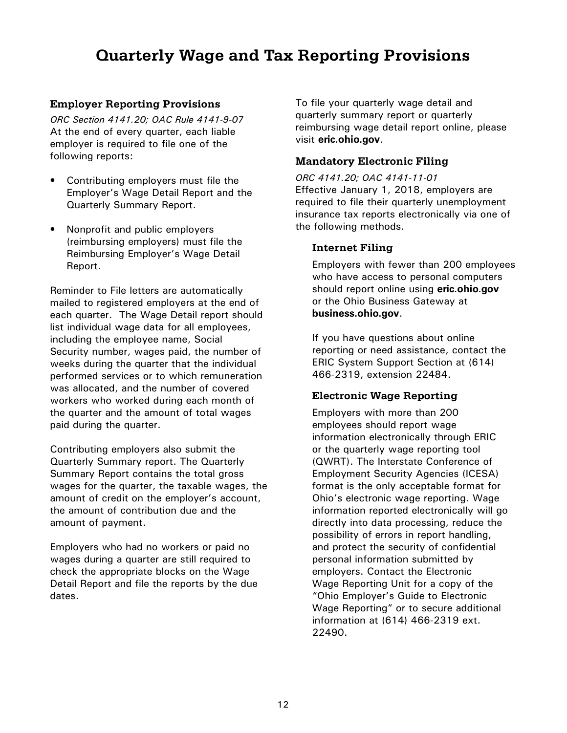# Quarterly Wage and Tax Reporting Provisions

## Employer Reporting Provisions

*ORC Section 4141.20; OAC Rule 4141-9-07*
At the end of every quarter, each liable employer is required to file one of the following reports:

- Contributing employers must file the Employer's Wage Detail Report and the Quarterly Summary Report.
- Nonprofit and public employers (reimbursing employers) must file the Reimbursing Employer's Wage Detail Report.

Reminder to File letters are automatically mailed to registered employers at the end of each quarter. The Wage Detail report should list individual wage data for all employees, including the employee name, Social Security number, wages paid, the number of weeks during the quarter that the individual performed services or to which remuneration was allocated, and the number of covered workers who worked during each month of the quarter and the amount of total wages paid during the quarter.

Contributing employers also submit the Quarterly Summary report. The Quarterly Summary Report contains the total gross wages for the quarter, the taxable wages, the amount of credit on the employer's account, the amount of contribution due and the amount of payment.

Employers who had no workers or paid no wages during a quarter are still required to check the appropriate blocks on the Wage Detail Report and file the reports by the due dates.

To file your quarterly wage detail and quarterly summary report or quarterly reimbursing wage detail report online, please visit **eric.ohio.gov**.

## Mandatory Electronic Filing

*ORC 4141.20; OAC 4141-11-01*
Effective January 1, 2018, employers are required to file their quarterly unemployment insurance tax reports electronically via one of the following methods.

### Internet Filing

Employers with fewer than 200 employees who have access to personal computers should report online using **eric.ohio.gov** or the Ohio Business Gateway at **business.ohio.gov**.

If you have questions about online reporting or need assistance, contact the ERIC System Support Section at (614) 466-2319, extension 22484.

### Electronic Wage Reporting

Employers with more than 200 employees should report wage information electronically through ERIC or the quarterly wage reporting tool (QWRT). The Interstate Conference of Employment Security Agencies (ICESA) format is the only acceptable format for Ohio's electronic wage reporting. Wage information reported electronically will go directly into data processing, reduce the possibility of errors in report handling, and protect the security of confidential personal information submitted by employers. Contact the Electronic Wage Reporting Unit for a copy of the "Ohio Employer's Guide to Electronic Wage Reporting" or to secure additional information at (614) 466-2319 ext. 22490.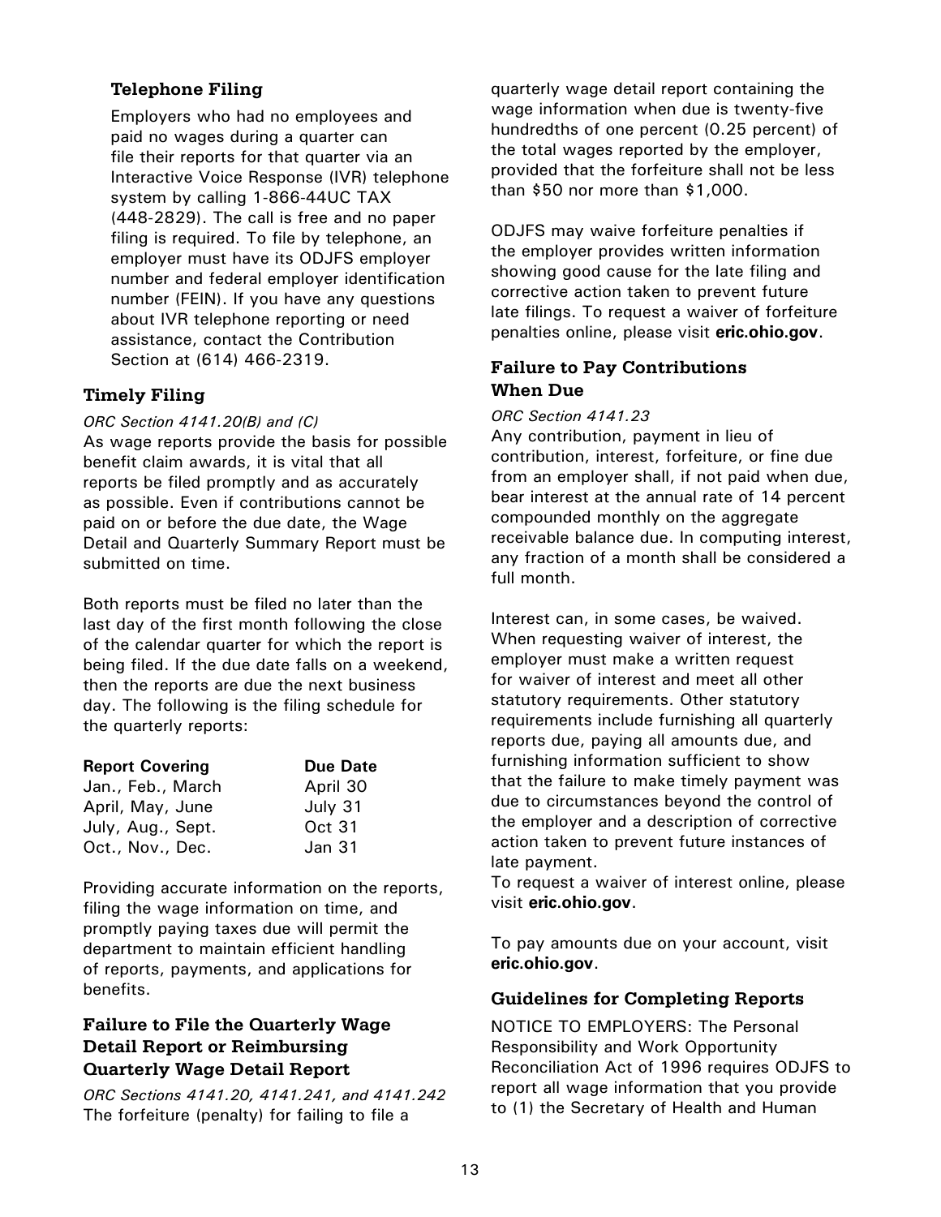### Telephone Filing

Employers who had no employees and paid no wages during a quarter can file their reports for that quarter via an Interactive Voice Response (IVR) telephone system by calling 1-866-44UC TAX (448-2829). The call is free and no paper filing is required. To file by telephone, an employer must have its ODJFS employer number and federal employer identification number (FEIN). If you have any questions about IVR telephone reporting or need assistance, contact the Contribution Section at (614) 466-2319.

## Timely Filing

*ORC Section 4141.20(B) and (C)*

As wage reports provide the basis for possible benefit claim awards, it is vital that all reports be filed promptly and as accurately as possible. Even if contributions cannot be paid on or before the due date, the Wage Detail and Quarterly Summary Report must be submitted on time.

Both reports must be filed no later than the last day of the first month following the close of the calendar quarter for which the report is being filed. If the due date falls on a weekend, then the reports are due the next business day. The following is the filing schedule for the quarterly reports:

| Report Covering | Due Date |
|---|---|
| Jan., Feb., March | April 30 |
| April, May, June | July 31 |
| July, Aug., Sept. | Oct 31 |
| Oct., Nov., Dec. | Jan 31 |

Providing accurate information on the reports, filing the wage information on time, and promptly paying taxes due will permit the department to maintain efficient handling of reports, payments, and applications for benefits.

## Failure to File the Quarterly Wage Detail Report or Reimbursing Quarterly Wage Detail Report

*ORC Sections 4141.20, 4141.241, and 4141.242*

The forfeiture (penalty) for failing to file a quarterly wage detail report containing the wage information when due is twenty-five hundredths of one percent (0.25 percent) of the total wages reported by the employer, provided that the forfeiture shall not be less than $50 nor more than $1,000.

ODJFS may waive forfeiture penalties if the employer provides written information showing good cause for the late filing and corrective action taken to prevent future late filings. To request a waiver of forfeiture penalties online, please visit **eric.ohio.gov**.

## Failure to Pay Contributions When Due

*ORC Section 4141.23*

Any contribution, payment in lieu of contribution, interest, forfeiture, or fine due from an employer shall, if not paid when due, bear interest at the annual rate of 14 percent compounded monthly on the aggregate receivable balance due. In computing interest, any fraction of a month shall be considered a full month.

Interest can, in some cases, be waived. When requesting waiver of interest, the employer must make a written request for waiver of interest and meet all other statutory requirements. Other statutory requirements include furnishing all quarterly reports due, paying all amounts due, and furnishing information sufficient to show that the failure to make timely payment was due to circumstances beyond the control of the employer and a description of corrective action taken to prevent future instances of late payment.

To request a waiver of interest online, please visit **eric.ohio.gov**.

To pay amounts due on your account, visit **eric.ohio.gov**.

## Guidelines for Completing Reports

NOTICE TO EMPLOYERS: The Personal Responsibility and Work Opportunity Reconciliation Act of 1996 requires ODJFS to report all wage information that you provide to (1) the Secretary of Health and Human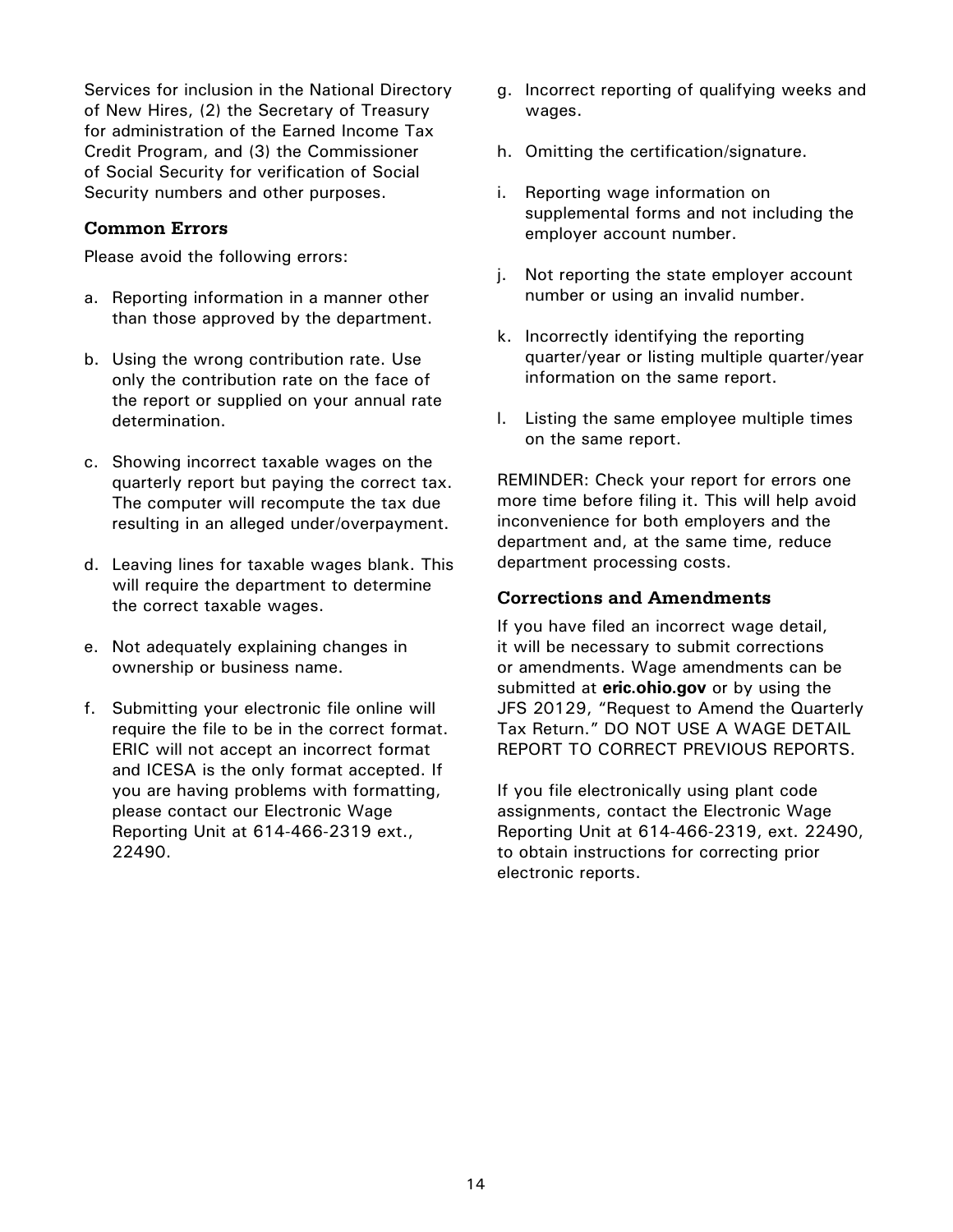Services for inclusion in the National Directory of New Hires, (2) the Secretary of Treasury for administration of the Earned Income Tax Credit Program, and (3) the Commissioner of Social Security for verification of Social Security numbers and other purposes.

### Common Errors

Please avoid the following errors:

a. Reporting information in a manner other than those approved by the department.

b. Using the wrong contribution rate. Use only the contribution rate on the face of the report or supplied on your annual rate determination.

c. Showing incorrect taxable wages on the quarterly report but paying the correct tax. The computer will recompute the tax due resulting in an alleged under/overpayment.

d. Leaving lines for taxable wages blank. This will require the department to determine the correct taxable wages.

e. Not adequately explaining changes in ownership or business name.

f. Submitting your electronic file online will require the file to be in the correct format. ERIC will not accept an incorrect format and ICESA is the only format accepted. If you are having problems with formatting, please contact our Electronic Wage Reporting Unit at 614-466-2319 ext., 22490.

g. Incorrect reporting of qualifying weeks and wages.

h. Omitting the certification/signature.

i. Reporting wage information on supplemental forms and not including the employer account number.

j. Not reporting the state employer account number or using an invalid number.

k. Incorrectly identifying the reporting quarter/year or listing multiple quarter/year information on the same report.

l. Listing the same employee multiple times on the same report.

REMINDER: Check your report for errors one more time before filing it. This will help avoid inconvenience for both employers and the department and, at the same time, reduce department processing costs.

### Corrections and Amendments

If you have filed an incorrect wage detail, it will be necessary to submit corrections or amendments. Wage amendments can be submitted at **eric.ohio.gov** or by using the JFS 20129, "Request to Amend the Quarterly Tax Return." DO NOT USE A WAGE DETAIL REPORT TO CORRECT PREVIOUS REPORTS.

If you file electronically using plant code assignments, contact the Electronic Wage Reporting Unit at 614-466-2319, ext. 22490, to obtain instructions for correcting prior electronic reports.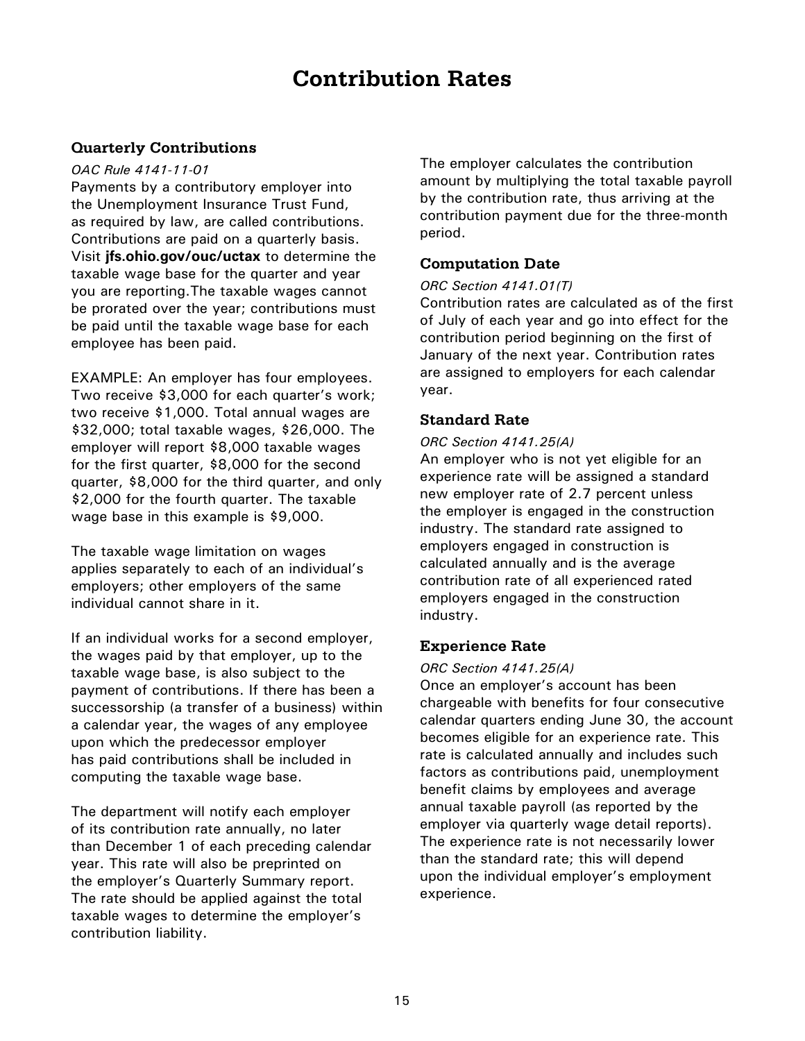# Contribution Rates

### Quarterly Contributions

*OAC Rule 4141-11-01*

Payments by a contributory employer into the Unemployment Insurance Trust Fund, as required by law, are called contributions. Contributions are paid on a quarterly basis. Visit **jfs.ohio.gov/ouc/uctax** to determine the taxable wage base for the quarter and year you are reporting.The taxable wages cannot be prorated over the year; contributions must be paid until the taxable wage base for each employee has been paid.

EXAMPLE: An employer has four employees. Two receive $3,000 for each quarter's work; two receive $1,000. Total annual wages are $32,000; total taxable wages, 26,000. The employer will report $8,000 taxable wages for the first quarter, $8,000 for the second quarter, $8,000 for the third quarter, and only $2,000 for the fourth quarter. The taxable wage base in this example is $9,000.

The taxable wage limitation on wages applies separately to each of an individual's employers; other employers of the same individual cannot share in it.

If an individual works for a second employer, the wages paid by that employer, up to the taxable wage base, is also subject to the payment of contributions. If there has been a successorship (a transfer of a business) within a calendar year, the wages of any employee upon which the predecessor employer has paid contributions shall be included in computing the taxable wage base.

The department will notify each employer of its contribution rate annually, no later than December 1 of each preceding calendar year. This rate will also be preprinted on the employer's Quarterly Summary report. The rate should be applied against the total taxable wages to determine the employer's contribution liability.

The employer calculates the contribution amount by multiplying the total taxable payroll by the contribution rate, thus arriving at the contribution payment due for the three-month period.

### Computation Date

*ORC Section 4141.01(T)*

Contribution rates are calculated as of the first of July of each year and go into effect for the contribution period beginning on the first of January of the next year. Contribution rates are assigned to employers for each calendar year.

### Standard Rate

*ORC Section 4141.25(A)*

An employer who is not yet eligible for an experience rate will be assigned a standard new employer rate of 2.7 percent unless the employer is engaged in the construction industry. The standard rate assigned to employers engaged in construction is calculated annually and is the average contribution rate of all experienced rated employers engaged in the construction industry.

### Experience Rate

*ORC Section 4141.25(A)*

Once an employer's account has been chargeable with benefits for four consecutive calendar quarters ending June 30, the account becomes eligible for an experience rate. This rate is calculated annually and includes such factors as contributions paid, unemployment benefit claims by employees and average annual taxable payroll (as reported by the employer via quarterly wage detail reports). The experience rate is not necessarily lower than the standard rate; this will depend upon the individual employer's employment experience.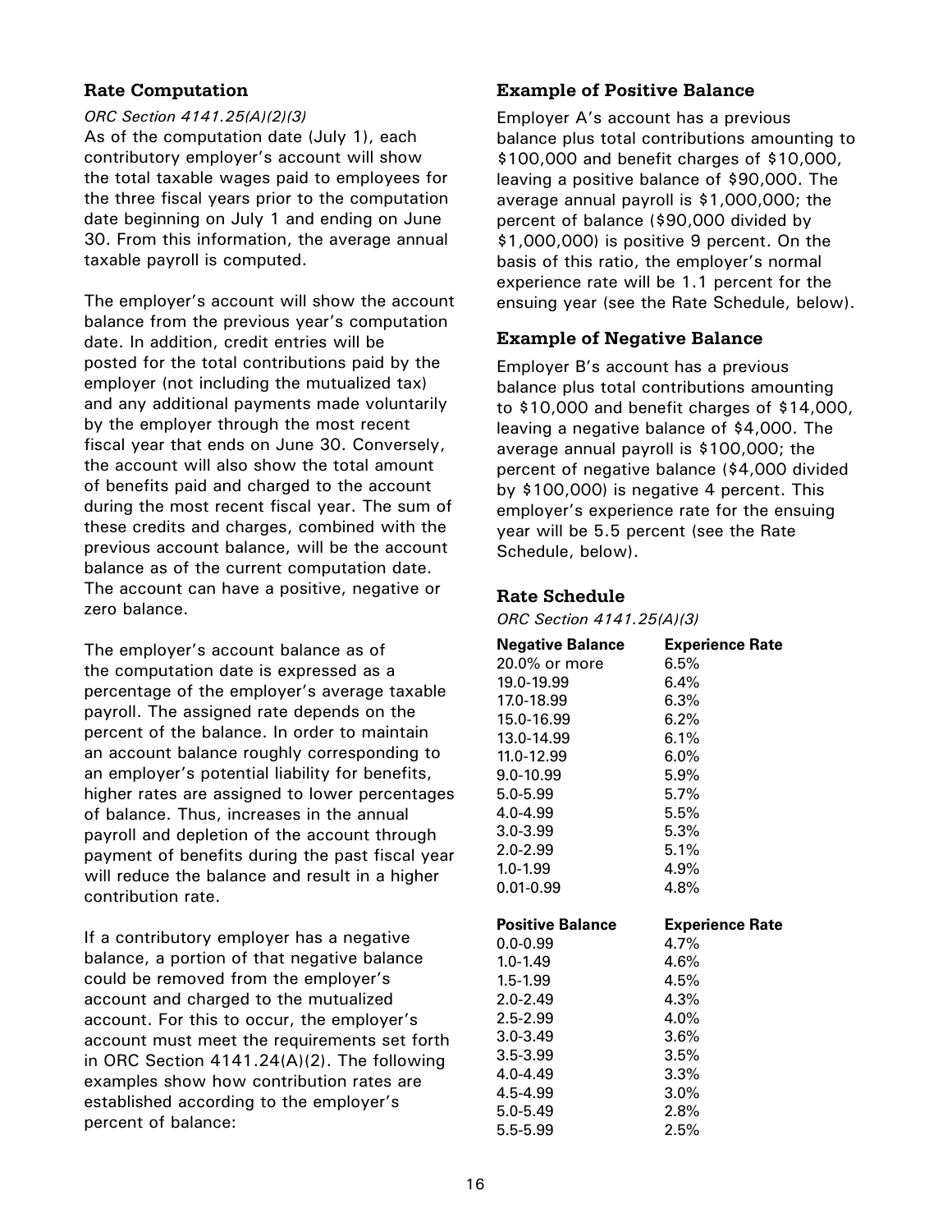### Rate Computation

*ORC Section 4141.25(A)(2)(3)*

As of the computation date (July 1), each contributory employer's account will show the total taxable wages paid to employees for the three fiscal years prior to the computation date beginning on July 1 and ending on June 30. From this information, the average annual taxable payroll is computed.

The employer's account will show the account balance from the previous year's computation date. In addition, credit entries will be posted for the total contributions paid by the employer (not including the mutualized tax) and any additional payments made voluntarily by the employer through the most recent fiscal year that ends on June 30. Conversely, the account will also show the total amount of benefits paid and charged to the account during the most recent fiscal year. The sum of these credits and charges, combined with the previous account balance, will be the account balance as of the current computation date. The account can have a positive, negative or zero balance.

The employer's account balance as of the computation date is expressed as a percentage of the employer's average taxable payroll. The assigned rate depends on the percent of the balance. In order to maintain an account balance roughly corresponding to an employer's potential liability for benefits, higher rates are assigned to lower percentages of balance. Thus, increases in the annual payroll and depletion of the account through payment of benefits during the past fiscal year will reduce the balance and result in a higher contribution rate.

If a contributory employer has a negative balance, a portion of that negative balance could be removed from the employer's account and charged to the mutualized account. For this to occur, the employer's account must meet the requirements set forth in ORC Section 4141.24(A)(2). The following examples show how contribution rates are established according to the employer's percent of balance:

### Example of Positive Balance

Employer A's account has a previous balance plus total contributions amounting to $100,000 and benefit charges of $10,000, leaving a positive balance of $90,000. The average annual payroll is $1,000,000; the percent of balance ($90,000 divided by $1,000,000) is positive 9 percent. On the basis of this ratio, the employer's normal experience rate will be 1.1 percent for the ensuing year (see the Rate Schedule, below).

### Example of Negative Balance

Employer B's account has a previous balance plus total contributions amounting to $10,000 and benefit charges of $14,000, leaving a negative balance of $4,000. The average annual payroll is $100,000; the percent of negative balance ($4,000 divided by $100,000) is negative 4 percent. This employer's experience rate for the ensuing year will be 5.5 percent (see the Rate Schedule, below).

### Rate Schedule

*ORC Section 4141.25(A)(3)*

| Negative Balance | Experience Rate |
|---|---|
| 20.0% or more | 6.5% |
| 19.0-19.99 | 6.4% |
| 17.0-18.99 | 6.3% |
| 15.0-16.99 | 6.2% |
| 13.0-14.99 | 6.1% |
| 11.0-12.99 | 6.0% |
| 9.0-10.99 | 5.9% |
| 5.0-5.99 | 5.7% |
| 4.0-4.99 | 5.5% |
| 3.0-3.99 | 5.3% |
| 2.0-2.99 | 5.1% |
| 1.0-1.99 | 4.9% |
| 0.01-0.99 | 4.8% |

| Positive Balance | Experience Rate |
|---|---|
| 0.0-0.99 | 4.7% |
| 1.0-1.49 | 4.6% |
| 1.5-1.99 | 4.5% |
| 2.0-2.49 | 4.3% |
| 2.5-2.99 | 4.0% |
| 3.0-3.49 | 3.6% |
| 3.5-3.99 | 3.5% |
| 4.0-4.49 | 3.3% |
| 4.5-4.99 | 3.0% |
| 5.0-5.49 | 2.8% |
| 5.5-5.99 | 2.5% |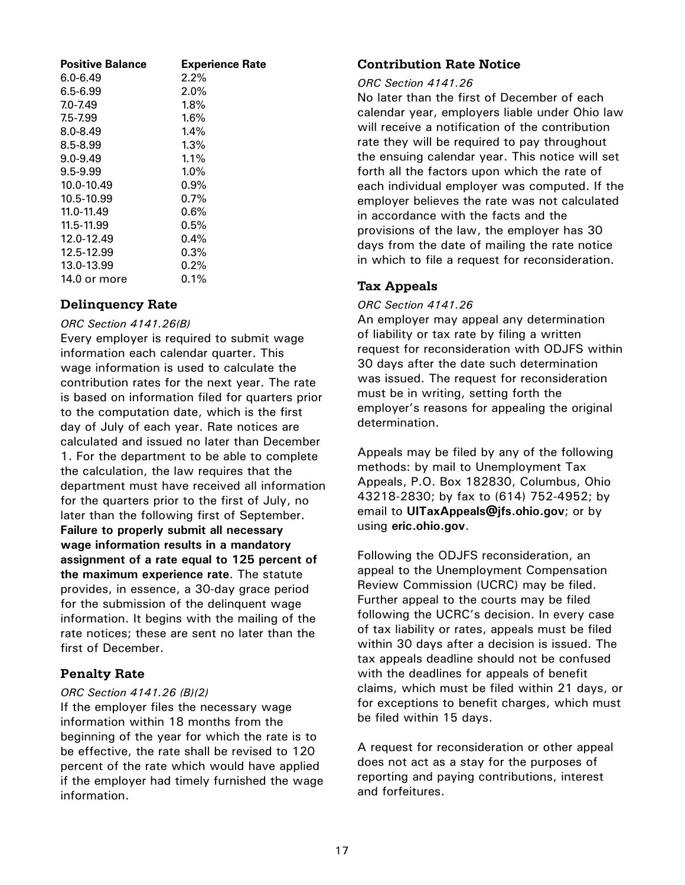| Positive Balance | Experience Rate |
| --- | --- |
| 6.0-6.49 | 2.2% |
| 6.5-6.99 | 2.0% |
| 7.0-7.49 | 1.8% |
| 7.5-7.99 | 1.6% |
| 8.0-8.49 | 1.4% |
| 8.5-8.99 | 1.3% |
| 9.0-9.49 | 1.1% |
| 9.5-9.99 | 1.0% |
| 10.0-10.49 | 0.9% |
| 10.5-10.99 | 0.7% |
| 11.0-11.49 | 0.6% |
| 11.5-11.99 | 0.5% |
| 12.0-12.49 | 0.4% |
| 12.5-12.99 | 0.3% |
| 13.0-13.99 | 0.2% |
| 14.0 or more | 0.1% |

### Delinquency Rate

*ORC Section 4141.26(B)*

Every employer is required to submit wage information each calendar quarter. This wage information is used to calculate the contribution rates for the next year. The rate is based on information filed for quarters prior to the computation date, which is the first day of July of each year. Rate notices are calculated and issued no later than December 1. For the department to be able to complete the calculation, the law requires that the department must have received all information for the quarters prior to the first of July, no later than the following first of September. **Failure to properly submit all necessary wage information results in a mandatory assignment of a rate equal to 125 percent of the maximum experience rate**. The statute provides, in essence, a 30-day grace period for the submission of the delinquent wage information. It begins with the mailing of the rate notices; these are sent no later than the first of December.

### Penalty Rate

*ORC Section 4141.26 (B)(2)*

If the employer files the necessary wage information within 18 months from the beginning of the year for which the rate is to be effective, the rate shall be revised to 120 percent of the rate which would have applied if the employer had timely furnished the wage information.

### Contribution Rate Notice

*ORC Section 4141.26*

No later than the first of December of each calendar year, employers liable under Ohio law will receive a notification of the contribution rate they will be required to pay throughout the ensuing calendar year. This notice will set forth all the factors upon which the rate of each individual employer was computed. If the employer believes the rate was not calculated in accordance with the facts and the provisions of the law, the employer has 30 days from the date of mailing the rate notice in which to file a request for reconsideration.

### Tax Appeals

*ORC Section 4141.26*

An employer may appeal any determination of liability or tax rate by filing a written request for reconsideration with ODJFS within 30 days after the date such determination was issued. The request for reconsideration must be in writing, setting forth the employer's reasons for appealing the original determination.

Appeals may be filed by any of the following methods: by mail to Unemployment Tax Appeals, P.O. Box 182830, Columbus, Ohio 43218-2830; by fax to (614) 752-4952; by email to **UITaxAppeals@jfs.ohio.gov**; or by using **eric.ohio.gov**.

Following the ODJFS reconsideration, an appeal to the Unemployment Compensation Review Commission (UCRC) may be filed. Further appeal to the courts may be filed following the UCRC's decision. In every case of tax liability or rates, appeals must be filed within 30 days after a decision is issued. The tax appeals deadline should not be confused with the deadlines for appeals of benefit claims, which must be filed within 21 days, or for exceptions to benefit charges, which must be filed within 15 days.

A request for reconsideration or other appeal does not act as a stay for the purposes of reporting and paying contributions, interest and forfeitures.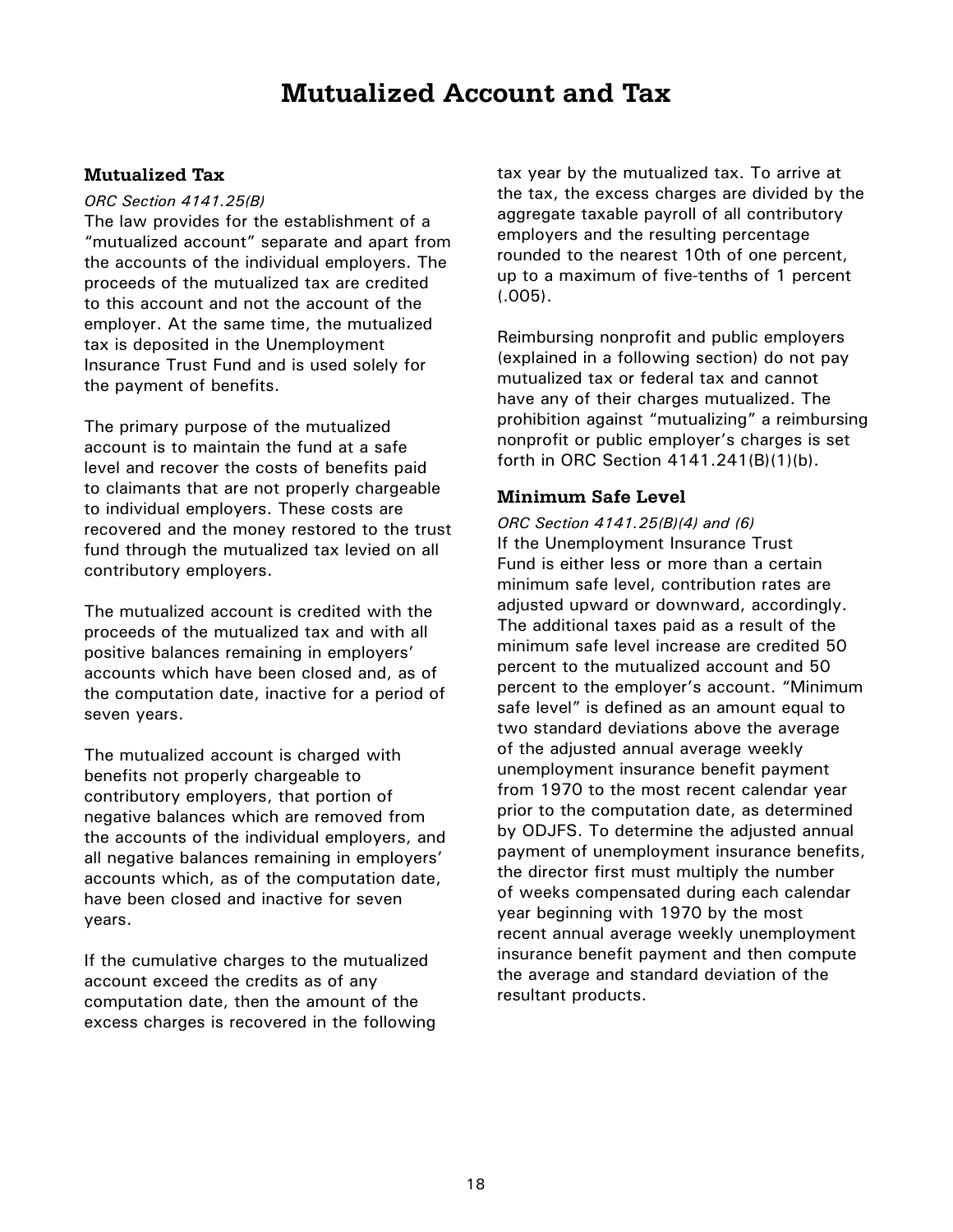# Mutualized Account and Tax

## Mutualized Tax

*ORC Section 4141.25(B)*

The law provides for the establishment of a "mutualized account" separate and apart from the accounts of the individual employers. The proceeds of the mutualized tax are credited to this account and not the account of the employer. At the same time, the mutualized tax is deposited in the Unemployment Insurance Trust Fund and is used solely for the payment of benefits.

The primary purpose of the mutualized account is to maintain the fund at a safe level and recover the costs of benefits paid to claimants that are not properly chargeable to individual employers. These costs are recovered and the money restored to the trust fund through the mutualized tax levied on all contributory employers.

The mutualized account is credited with the proceeds of the mutualized tax and with all positive balances remaining in employers' accounts which have been closed and, as of the computation date, inactive for a period of seven years.

The mutualized account is charged with benefits not properly chargeable to contributory employers, that portion of negative balances which are removed from the accounts of the individual employers, and all negative balances remaining in employers' accounts which, as of the computation date, have been closed and inactive for seven years.

If the cumulative charges to the mutualized account exceed the credits as of any computation date, then the amount of the excess charges is recovered in the following tax year by the mutualized tax. To arrive at the tax, the excess charges are divided by the aggregate taxable payroll of all contributory employers and the resulting percentage rounded to the nearest 10th of one percent, up to a maximum of five-tenths of 1 percent (.005).

Reimbursing nonprofit and public employers (explained in a following section) do not pay mutualized tax or federal tax and cannot have any of their charges mutualized. The prohibition against "mutualizing" a reimbursing nonprofit or public employer's charges is set forth in ORC Section 4141.241(B)(1)(b).

## Minimum Safe Level

*ORC Section 4141.25(B)(4) and (6)*

If the Unemployment Insurance Trust Fund is either less or more than a certain minimum safe level, contribution rates are adjusted upward or downward, accordingly. The additional taxes paid as a result of the minimum safe level increase are credited 50 percent to the mutualized account and 50 percent to the employer's account. "Minimum safe level" is defined as an amount equal to two standard deviations above the average of the adjusted annual average weekly unemployment insurance benefit payment from 1970 to the most recent calendar year prior to the computation date, as determined by ODJFS. To determine the adjusted annual payment of unemployment insurance benefits, the director first must multiply the number of weeks compensated during each calendar year beginning with 1970 by the most recent annual average weekly unemployment insurance benefit payment and then compute the average and standard deviation of the resultant products.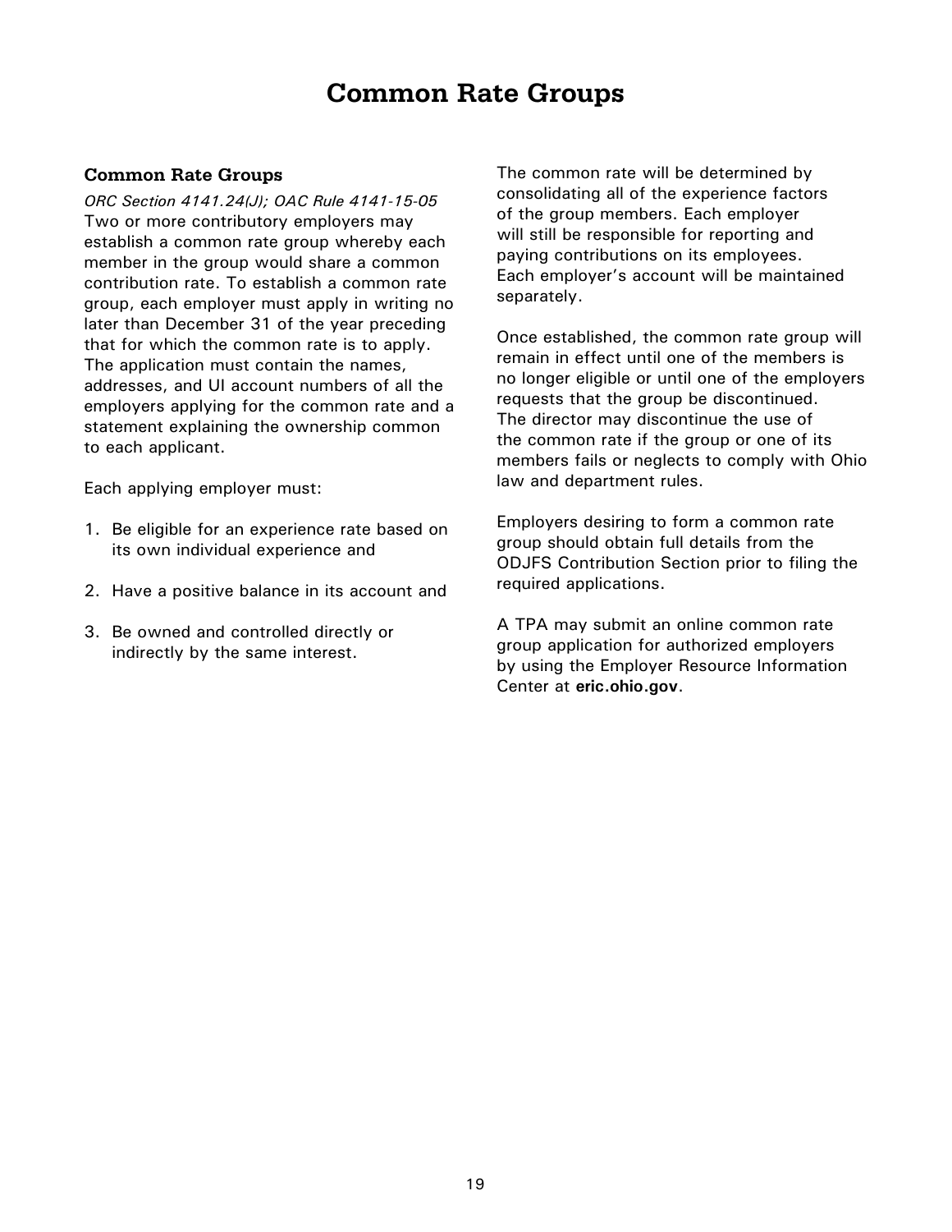# Common Rate Groups

### Common Rate Groups

*ORC Section 4141.24(J); OAC Rule 4141-15-05*
Two or more contributory employers may establish a common rate group whereby each member in the group would share a common contribution rate. To establish a common rate group, each employer must apply in writing no later than December 31 of the year preceding that for which the common rate is to apply. The application must contain the names, addresses, and UI account numbers of all the employers applying for the common rate and a statement explaining the ownership common to each applicant.

Each applying employer must:

1. Be eligible for an experience rate based on its own individual experience and
2. Have a positive balance in its account and
3. Be owned and controlled directly or indirectly by the same interest.

The common rate will be determined by consolidating all of the experience factors of the group members. Each employer will still be responsible for reporting and paying contributions on its employees. Each employer's account will be maintained separately.

Once established, the common rate group will remain in effect until one of the members is no longer eligible or until one of the employers requests that the group be discontinued. The director may discontinue the use of the common rate if the group or one of its members fails or neglects to comply with Ohio law and department rules.

Employers desiring to form a common rate group should obtain full details from the ODJFS Contribution Section prior to filing the required applications.

A TPA may submit an online common rate group application for authorized employers by using the Employer Resource Information Center at **eric.ohio.gov**.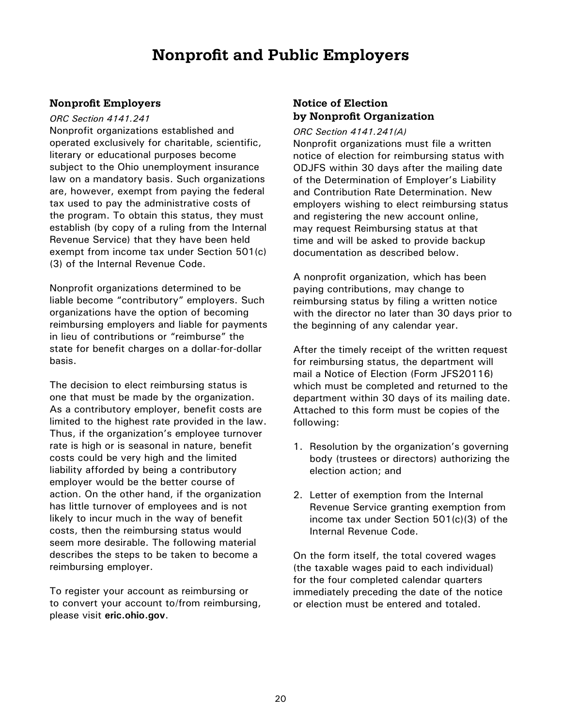# Nonprofit and Public Employers

## Nonprofit Employers

*ORC Section 4141.241*

Nonprofit organizations established and operated exclusively for charitable, scientific, literary or educational purposes become subject to the Ohio unemployment insurance law on a mandatory basis. Such organizations are, however, exempt from paying the federal tax used to pay the administrative costs of the program. To obtain this status, they must establish (by copy of a ruling from the Internal Revenue Service) that they have been held exempt from income tax under Section 501(c)(3) of the Internal Revenue Code.

Nonprofit organizations determined to be liable become "contributory" employers. Such organizations have the option of becoming reimbursing employers and liable for payments in lieu of contributions or "reimburse" the state for benefit charges on a dollar-for-dollar basis.

The decision to elect reimbursing status is one that must be made by the organization. As a contributory employer, benefit costs are limited to the highest rate provided in the law. Thus, if the organization's employee turnover rate is high or is seasonal in nature, benefit costs could be very high and the limited liability afforded by being a contributory employer would be the better course of action. On the other hand, if the organization has little turnover of employees and is not likely to incur much in the way of benefit costs, then the reimbursing status would seem more desirable. The following material describes the steps to be taken to become a reimbursing employer.

To register your account as reimbursing or to convert your account to/from reimbursing, please visit **eric.ohio.gov**.

## Notice of Election by Nonprofit Organization

*ORC Section 4141.241(A)*

Nonprofit organizations must file a written notice of election for reimbursing status with ODJFS within 30 days after the mailing date of the Determination of Employer's Liability and Contribution Rate Determination. New employers wishing to elect reimbursing status and registering the new account online, may request Reimbursing status at that time and will be asked to provide backup documentation as described below.

A nonprofit organization, which has been paying contributions, may change to reimbursing status by filing a written notice with the director no later than 30 days prior to the beginning of any calendar year.

After the timely receipt of the written request for reimbursing status, the department will mail a Notice of Election (Form JFS20116) which must be completed and returned to the department within 30 days of its mailing date. Attached to this form must be copies of the following:

1. Resolution by the organization's governing body (trustees or directors) authorizing the election action; and
2. Letter of exemption from the Internal Revenue Service granting exemption from income tax under Section 501(c)(3) of the Internal Revenue Code.

On the form itself, the total covered wages (the taxable wages paid to each individual) for the four completed calendar quarters immediately preceding the date of the notice or election must be entered and totaled.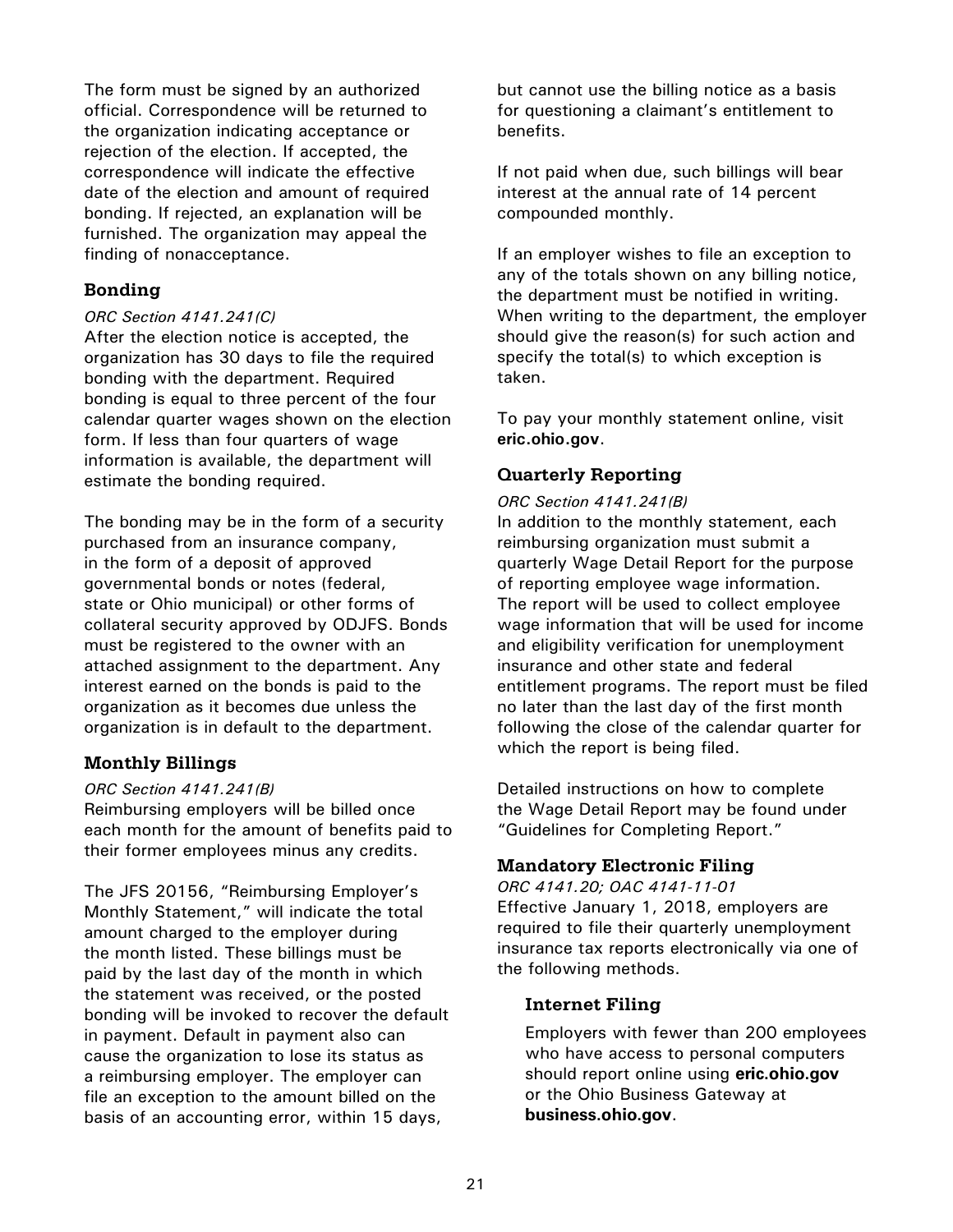The form must be signed by an authorized official. Correspondence will be returned to the organization indicating acceptance or rejection of the election. If accepted, the correspondence will indicate the effective date of the election and amount of required bonding. If rejected, an explanation will be furnished. The organization may appeal the finding of nonacceptance.

### Bonding

*ORC Section 4141.241(C)*

After the election notice is accepted, the organization has 30 days to file the required bonding with the department. Required bonding is equal to three percent of the four calendar quarter wages shown on the election form. If less than four quarters of wage information is available, the department will estimate the bonding required.

The bonding may be in the form of a security purchased from an insurance company, in the form of a deposit of approved governmental bonds or notes (federal, state or Ohio municipal) or other forms of collateral security approved by ODJFS. Bonds must be registered to the owner with an attached assignment to the department. Any interest earned on the bonds is paid to the organization as it becomes due unless the organization is in default to the department.

### Monthly Billings

*ORC Section 4141.241(B)*

Reimbursing employers will be billed once each month for the amount of benefits paid to their former employees minus any credits.

The JFS 20156, "Reimbursing Employer's Monthly Statement," will indicate the total amount charged to the employer during the month listed. These billings must be paid by the last day of the month in which the statement was received, or the posted bonding will be invoked to recover the default in payment. Default in payment also can cause the organization to lose its status as a reimbursing employer. The employer can file an exception to the amount billed on the basis of an accounting error, within 15 days, but cannot use the billing notice as a basis for questioning a claimant's entitlement to benefits.

If not paid when due, such billings will bear interest at the annual rate of 14 percent compounded monthly.

If an employer wishes to file an exception to any of the totals shown on any billing notice, the department must be notified in writing. When writing to the department, the employer should give the reason(s) for such action and specify the total(s) to which exception is taken.

To pay your monthly statement online, visit **eric.ohio.gov**.

### Quarterly Reporting

*ORC Section 4141.241(B)*

In addition to the monthly statement, each reimbursing organization must submit a quarterly Wage Detail Report for the purpose of reporting employee wage information. The report will be used to collect employee wage information that will be used for income and eligibility verification for unemployment insurance and other state and federal entitlement programs. The report must be filed no later than the last day of the first month following the close of the calendar quarter for which the report is being filed.

Detailed instructions on how to complete the Wage Detail Report may be found under "Guidelines for Completing Report."

### Mandatory Electronic Filing

*ORC 4141.20; OAC 4141-11-01*

Effective January 1, 2018, employers are required to file their quarterly unemployment insurance tax reports electronically via one of the following methods.

#### Internet Filing

Employers with fewer than 200 employees who have access to personal computers should report online using **eric.ohio.gov** or the Ohio Business Gateway at **business.ohio.gov**.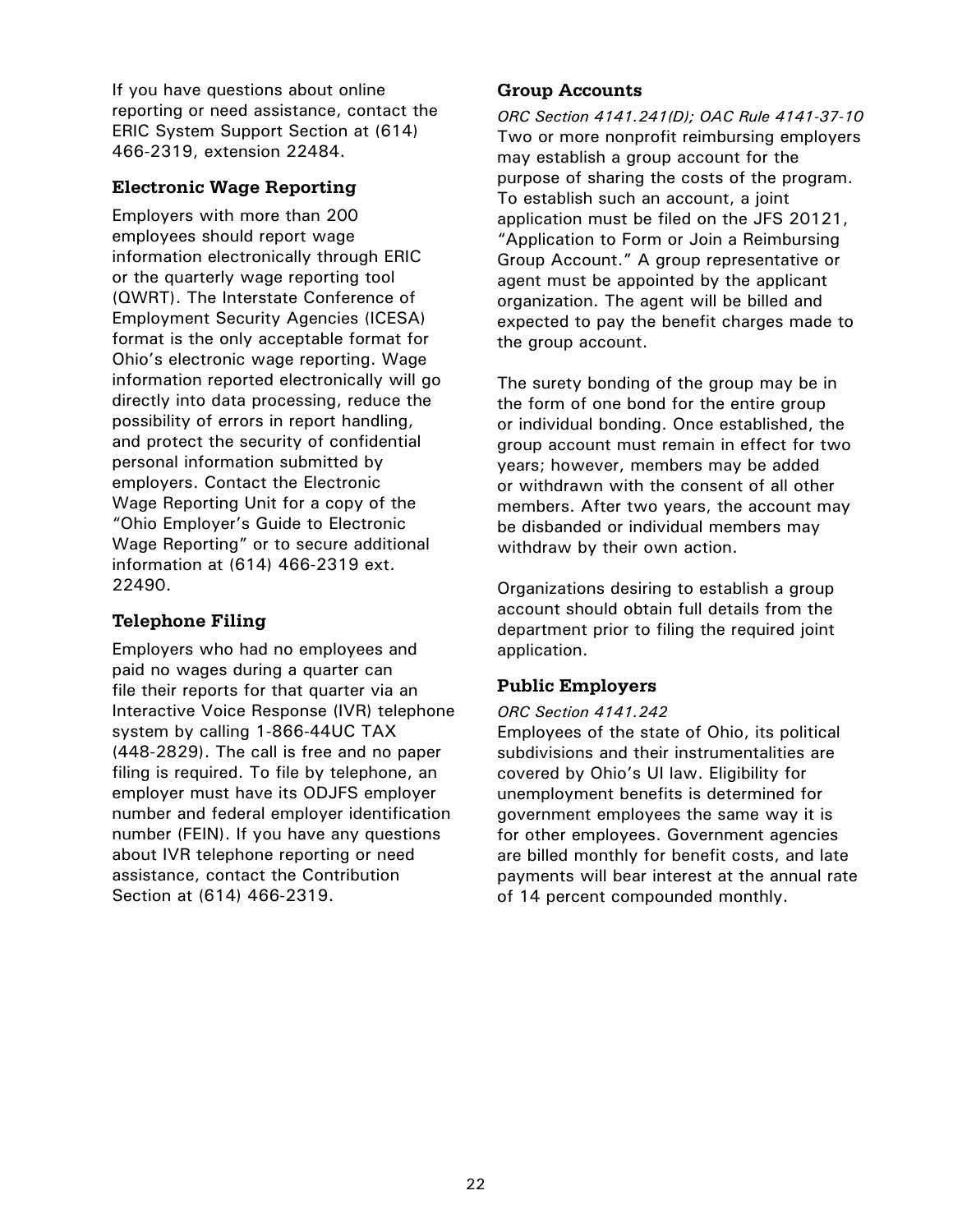If you have questions about online reporting or need assistance, contact the ERIC System Support Section at (614) 466-2319, extension 22484.

### Electronic Wage Reporting

Employers with more than 200 employees should report wage information electronically through ERIC or the quarterly wage reporting tool (QWRT). The Interstate Conference of Employment Security Agencies (ICESA) format is the only acceptable format for Ohio's electronic wage reporting. Wage information reported electronically will go directly into data processing, reduce the possibility of errors in report handling, and protect the security of confidential personal information submitted by employers. Contact the Electronic Wage Reporting Unit for a copy of the "Ohio Employer's Guide to Electronic Wage Reporting" or to secure additional information at (614) 466-2319 ext. 22490.

### Telephone Filing

Employers who had no employees and paid no wages during a quarter can file their reports for that quarter via an Interactive Voice Response (IVR) telephone system by calling 1-866-44UC TAX (448-2829). The call is free and no paper filing is required. To file by telephone, an employer must have its ODJFS employer number and federal employer identification number (FEIN). If you have any questions about IVR telephone reporting or need assistance, contact the Contribution Section at (614) 466-2319.

### Group Accounts

*ORC Section 4141.241(D); OAC Rule 4141-37-10*
Two or more nonprofit reimbursing employers may establish a group account for the purpose of sharing the costs of the program. To establish such an account, a joint application must be filed on the JFS 20121, "Application to Form or Join a Reimbursing Group Account." A group representative or agent must be appointed by the applicant organization. The agent will be billed and expected to pay the benefit charges made to the group account.

The surety bonding of the group may be in the form of one bond for the entire group or individual bonding. Once established, the group account must remain in effect for two years; however, members may be added or withdrawn with the consent of all other members. After two years, the account may be disbanded or individual members may withdraw by their own action.

Organizations desiring to establish a group account should obtain full details from the department prior to filing the required joint application.

### Public Employers

*ORC Section 4141.242*
Employees of the state of Ohio, its political subdivisions and their instrumentalities are covered by Ohio's UI law. Eligibility for unemployment benefits is determined for government employees the same way it is for other employees. Government agencies are billed monthly for benefit costs, and late payments will bear interest at the annual rate of 14 percent compounded monthly.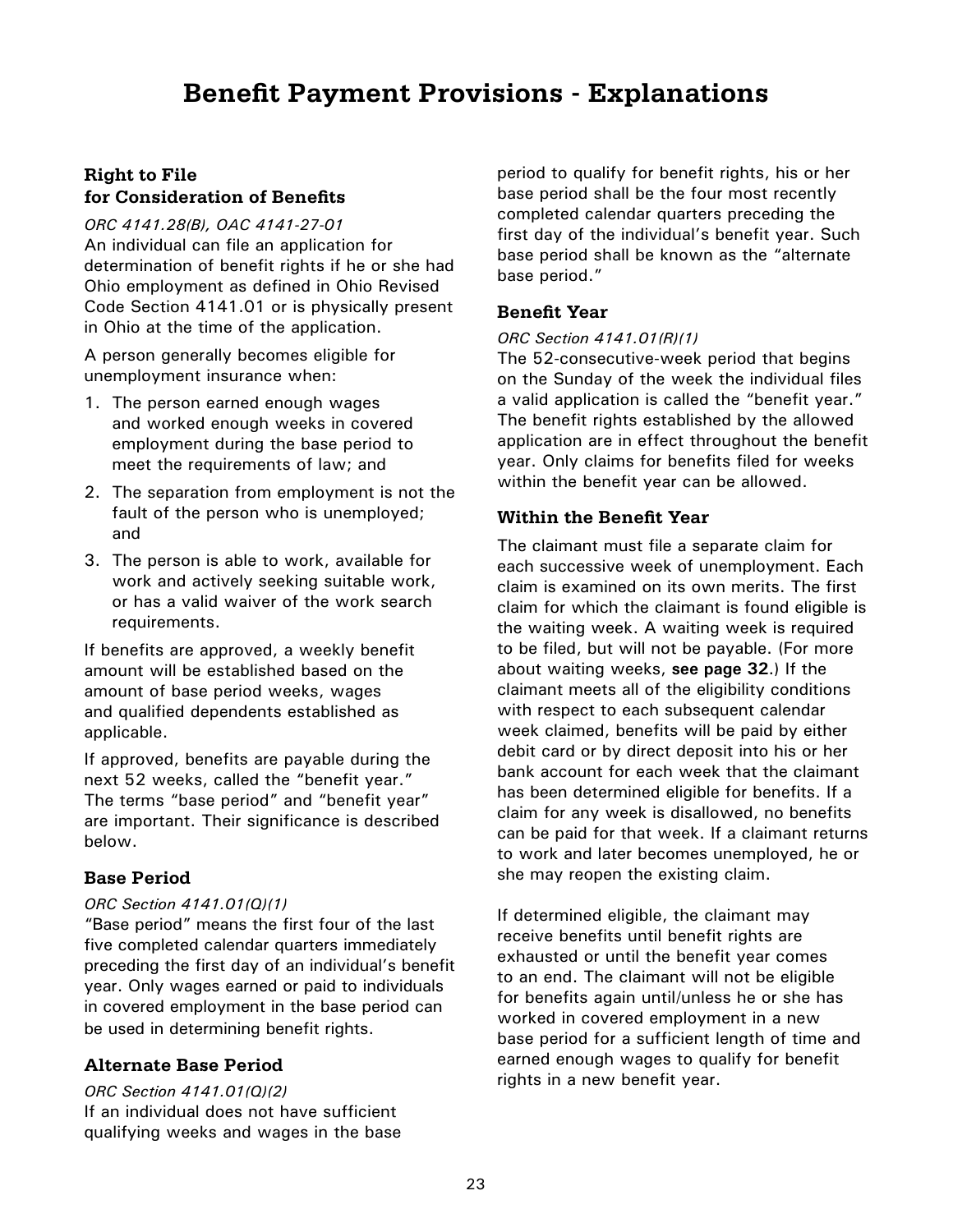# Benefit Payment Provisions - Explanations

### Right to File for Consideration of Benefits

*ORC 4141.28(B), OAC 4141-27-01*

An individual can file an application for determination of benefit rights if he or she had Ohio employment as defined in Ohio Revised Code Section 4141.01 or is physically present in Ohio at the time of the application.

A person generally becomes eligible for unemployment insurance when:

1. The person earned enough wages and worked enough weeks in covered employment during the base period to meet the requirements of law; and
2. The separation from employment is not the fault of the person who is unemployed; and
3. The person is able to work, available for work and actively seeking suitable work, or has a valid waiver of the work search requirements.

If benefits are approved, a weekly benefit amount will be established based on the amount of base period weeks, wages and qualified dependents established as applicable.

If approved, benefits are payable during the next 52 weeks, called the "benefit year." The terms "base period" and "benefit year" are important. Their significance is described below.

### Base Period

*ORC Section 4141.01(Q)(1)*

"Base period" means the first four of the last five completed calendar quarters immediately preceding the first day of an individual's benefit year. Only wages earned or paid to individuals in covered employment in the base period can be used in determining benefit rights.

### Alternate Base Period

*ORC Section 4141.01(Q)(2)*

If an individual does not have sufficient qualifying weeks and wages in the base period to qualify for benefit rights, his or her base period shall be the four most recently completed calendar quarters preceding the first day of the individual's benefit year. Such base period shall be known as the "alternate base period."

### Benefit Year

*ORC Section 4141.01(R)(1)*

The 52-consecutive-week period that begins on the Sunday of the week the individual files a valid application is called the "benefit year." The benefit rights established by the allowed application are in effect throughout the benefit year. Only claims for benefits filed for weeks within the benefit year can be allowed.

### Within the Benefit Year

The claimant must file a separate claim for each successive week of unemployment. Each claim is examined on its own merits. The first claim for which the claimant is found eligible is the waiting week. A waiting week is required to be filed, but will not be payable. (For more about waiting weeks, **see page 32**.) If the claimant meets all of the eligibility conditions with respect to each subsequent calendar week claimed, benefits will be paid by either debit card or by direct deposit into his or her bank account for each week that the claimant has been determined eligible for benefits. If a claim for any week is disallowed, no benefits can be paid for that week. If a claimant returns to work and later becomes unemployed, he or she may reopen the existing claim.

If determined eligible, the claimant may receive benefits until benefit rights are exhausted or until the benefit year comes to an end. The claimant will not be eligible for benefits again until/unless he or she has worked in covered employment in a new base period for a sufficient length of time and earned enough wages to qualify for benefit rights in a new benefit year.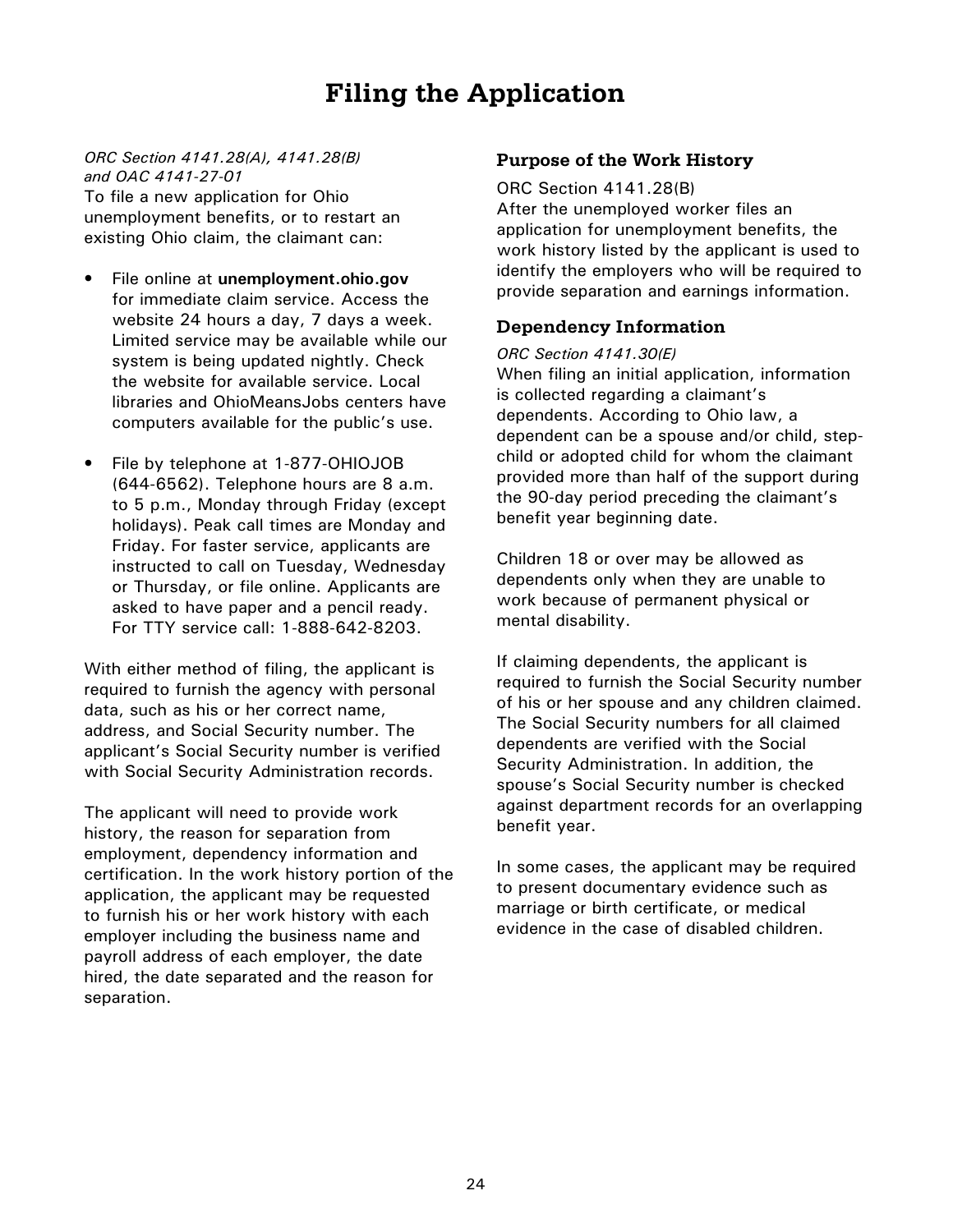# Filing the Application

*ORC Section 4141.28(A), 4141.28(B) and OAC 4141-27-01*

To file a new application for Ohio unemployment benefits, or to restart an existing Ohio claim, the claimant can:

- File online at **unemployment.ohio.gov** for immediate claim service. Access the website 24 hours a day, 7 days a week. Limited service may be available while our system is being updated nightly. Check the website for available service. Local libraries and OhioMeansJobs centers have computers available for the public's use.
- File by telephone at 1-877-OHIOJOB (644-6562). Telephone hours are 8 a.m. to 5 p.m., Monday through Friday (except holidays). Peak call times are Monday and Friday. For faster service, applicants are instructed to call on Tuesday, Wednesday or Thursday, or file online. Applicants are asked to have paper and a pencil ready. For TTY service call: 1-888-642-8203.

With either method of filing, the applicant is required to furnish the agency with personal data, such as his or her correct name, address, and Social Security number. The applicant's Social Security number is verified with Social Security Administration records.

The applicant will need to provide work history, the reason for separation from employment, dependency information and certification. In the work history portion of the application, the applicant may be requested to furnish his or her work history with each employer including the business name and payroll address of each employer, the date hired, the date separated and the reason for separation.

## Purpose of the Work History

ORC Section 4141.28(B)

After the unemployed worker files an application for unemployment benefits, the work history listed by the applicant is used to identify the employers who will be required to provide separation and earnings information.

## Dependency Information

*ORC Section 4141.30(E)*

When filing an initial application, information is collected regarding a claimant's dependents. According to Ohio law, a dependent can be a spouse and/or child, step-child or adopted child for whom the claimant provided more than half of the support during the 90-day period preceding the claimant's benefit year beginning date.

Children 18 or over may be allowed as dependents only when they are unable to work because of permanent physical or mental disability.

If claiming dependents, the applicant is required to furnish the Social Security number of his or her spouse and any children claimed. The Social Security numbers for all claimed dependents are verified with the Social Security Administration. In addition, the spouse's Social Security number is checked against department records for an overlapping benefit year.

In some cases, the applicant may be required to present documentary evidence such as marriage or birth certificate, or medical evidence in the case of disabled children.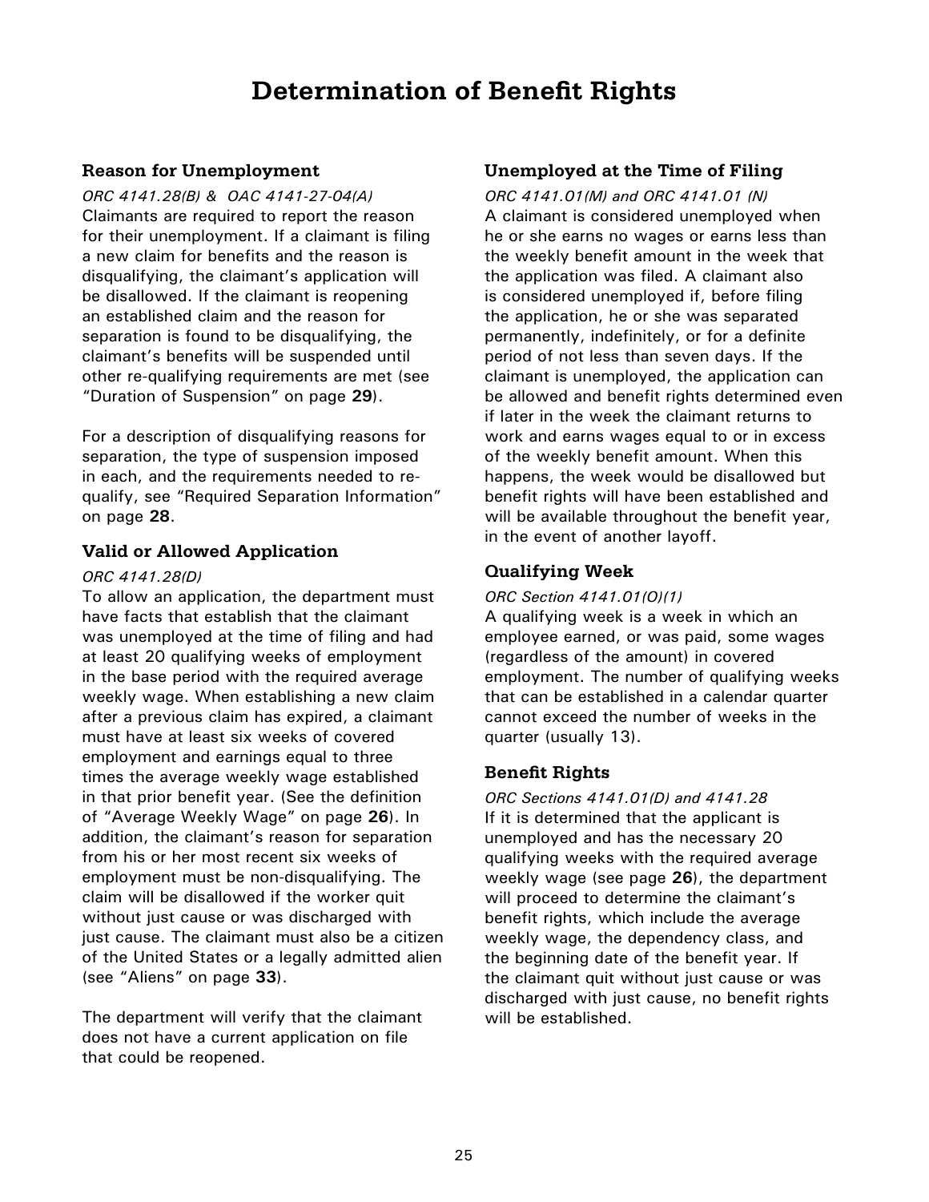# Determination of Benefit Rights

### Reason for Unemployment

*ORC 4141.28(B) & OAC 4141-27-04(A)*

Claimants are required to report the reason for their unemployment. If a claimant is filing a new claim for benefits and the reason is disqualifying, the claimant's application will be disallowed. If the claimant is reopening an established claim and the reason for separation is found to be disqualifying, the claimant's benefits will be suspended until other re-qualifying requirements are met (see "Duration of Suspension" on page **29**).

For a description of disqualifying reasons for separation, the type of suspension imposed in each, and the requirements needed to re-qualify, see "Required Separation Information" on page **28**.

### Valid or Allowed Application

*ORC 4141.28(D)*

To allow an application, the department must have facts that establish that the claimant was unemployed at the time of filing and had at least 20 qualifying weeks of employment in the base period with the required average weekly wage. When establishing a new claim after a previous claim has expired, a claimant must have at least six weeks of covered employment and earnings equal to three times the average weekly wage established in that prior benefit year. (See the definition of "Average Weekly Wage" on page **26**). In addition, the claimant's reason for separation from his or her most recent six weeks of employment must be non-disqualifying. The claim will be disallowed if the worker quit without just cause or was discharged with just cause. The claimant must also be a citizen of the United States or a legally admitted alien (see "Aliens" on page **33**).

The department will verify that the claimant does not have a current application on file that could be reopened.

### Unemployed at the Time of Filing

*ORC 4141.01(M) and ORC 4141.01 (N)*

A claimant is considered unemployed when he or she earns no wages or earns less than the weekly benefit amount in the week that the application was filed. A claimant also is considered unemployed if, before filing the application, he or she was separated permanently, indefinitely, or for a definite period of not less than seven days. If the claimant is unemployed, the application can be allowed and benefit rights determined even if later in the week the claimant returns to work and earns wages equal to or in excess of the weekly benefit amount. When this happens, the week would be disallowed but benefit rights will have been established and will be available throughout the benefit year, in the event of another layoff.

### Qualifying Week

*ORC Section 4141.01(O)(1)*

A qualifying week is a week in which an employee earned, or was paid, some wages (regardless of the amount) in covered employment. The number of qualifying weeks that can be established in a calendar quarter cannot exceed the number of weeks in the quarter (usually 13).

### Benefit Rights

*ORC Sections 4141.01(D) and 4141.28*

If it is determined that the applicant is unemployed and has the necessary 20 qualifying weeks with the required average weekly wage (see page **26**), the department will proceed to determine the claimant's benefit rights, which include the average weekly wage, the dependency class, and the beginning date of the benefit year. If the claimant quit without just cause or was discharged with just cause, no benefit rights will be established.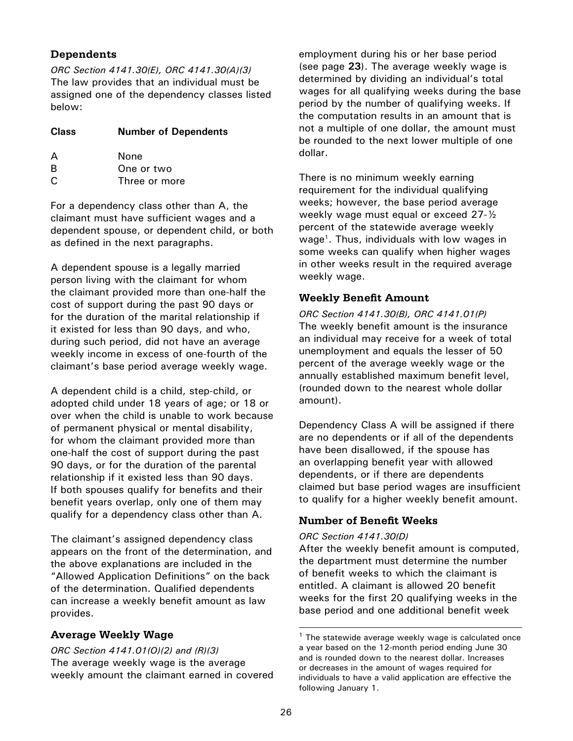### Dependents

*ORC Section 4141.30(E), ORC 4141.30(A)(3)*
The law provides that an individual must be assigned one of the dependency classes listed below:

| Class | Number of Dependents |
|---|---|
| A | None |
| B | One or two |
| C | Three or more |

For a dependency class other than A, the claimant must have sufficient wages and a dependent spouse, or dependent child, or both as defined in the next paragraphs.

A dependent spouse is a legally married person living with the claimant for whom the claimant provided more than one-half the cost of support during the past 90 days or for the duration of the marital relationship if it existed for less than 90 days, and who, during such period, did not have an average weekly income in excess of one-fourth of the claimant's base period average weekly wage.

A dependent child is a child, step-child, or adopted child under 18 years of age; or 18 or over when the child is unable to work because of permanent physical or mental disability, for whom the claimant provided more than one-half the cost of support during the past 90 days, or for the duration of the parental relationship if it existed less than 90 days. If both spouses qualify for benefits and their benefit years overlap, only one of them may qualify for a dependency class other than A.

The claimant's assigned dependency class appears on the front of the determination, and the above explanations are included in the "Allowed Application Definitions" on the back of the determination. Qualified dependents can increase a weekly benefit amount as law provides.

### Average Weekly Wage

*ORC Section 4141.01(O)(2) and (R)(3)*
The average weekly wage is the average weekly amount the claimant earned in covered employment during his or her base period (see page **23**). The average weekly wage is determined by dividing an individual's total wages for all qualifying weeks during the base period by the number of qualifying weeks. If the computation results in an amount that is not a multiple of one dollar, the amount must be rounded to the next lower multiple of one dollar.

There is no minimum weekly earning requirement for the individual qualifying weeks; however, the base period average weekly wage must equal or exceed 27-½ percent of the statewide average weekly wage[1]. Thus, individuals with low wages in some weeks can qualify when higher wages in other weeks result in the required average weekly wage.

### Weekly Benefit Amount

*ORC Section 4141.30(B), ORC 4141.01(P)*
The weekly benefit amount is the insurance an individual may receive for a week of total unemployment and equals the lesser of 50 percent of the average weekly wage or the annually established maximum benefit level, (rounded down to the nearest whole dollar amount).

Dependency Class A will be assigned if there are no dependents or if all of the dependents have been disallowed, if the spouse has an overlapping benefit year with allowed dependents, or if there are dependents claimed but base period wages are insufficient to qualify for a higher weekly benefit amount.

### Number of Benefit Weeks

*ORC Section 4141.30(D)*
After the weekly benefit amount is computed, the department must determine the number of benefit weeks to which the claimant is entitled. A claimant is allowed 20 benefit weeks for the first 20 qualifying weeks in the base period and one additional benefit week

[1] The statewide average weekly wage is calculated once a year based on the 12-month period ending June 30 and is rounded down to the nearest dollar. Increases or decreases in the amount of wages required for individuals to have a valid application are effective the following January 1.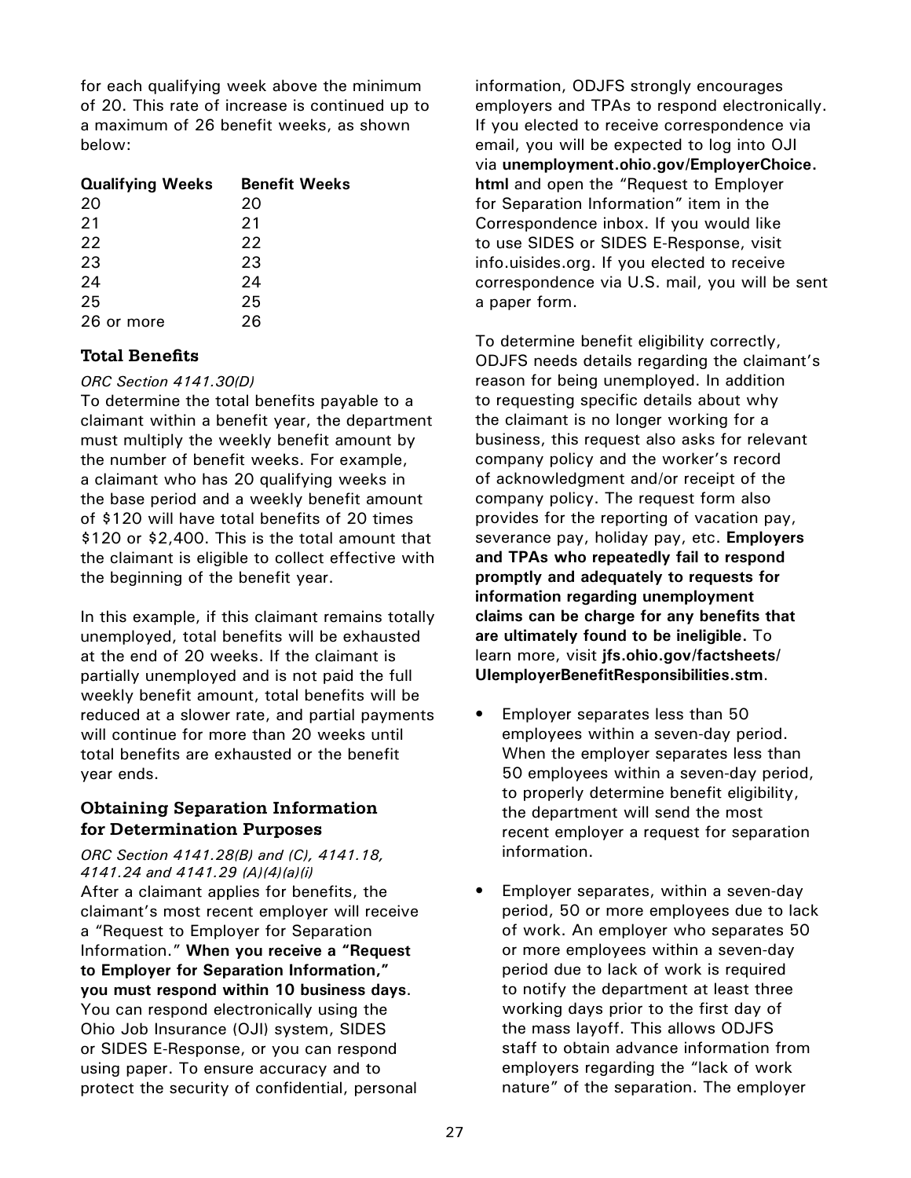for each qualifying week above the minimum of 20. This rate of increase is continued up to a maximum of 26 benefit weeks, as shown below:

| Qualifying Weeks | Benefit Weeks |
|---|---|
| 20 | 20 |
| 21 | 21 |
| 22 | 22 |
| 23 | 23 |
| 24 | 24 |
| 25 | 25 |
| 26 or more | 26 |

### Total Benefits

*ORC Section 4141.30(D)*

To determine the total benefits payable to a claimant within a benefit year, the department must multiply the weekly benefit amount by the number of benefit weeks. For example, a claimant who has 20 qualifying weeks in the base period and a weekly benefit amount of $120 will have total benefits of 20 times $120 or $2,400. This is the total amount that the claimant is eligible to collect effective with the beginning of the benefit year.

In this example, if this claimant remains totally unemployed, total benefits will be exhausted at the end of 20 weeks. If the claimant is partially unemployed and is not paid the full weekly benefit amount, total benefits will be reduced at a slower rate, and partial payments will continue for more than 20 weeks until total benefits are exhausted or the benefit year ends.

### Obtaining Separation Information for Determination Purposes

*ORC Section 4141.28(B) and (C), 4141.18, 4141.24 and 4141.29 (A)(4)(a)(i)*

After a claimant applies for benefits, the claimant's most recent employer will receive a "Request to Employer for Separation Information." **When you receive a "Request to Employer for Separation Information," you must respond within 10 business days**. You can respond electronically using the Ohio Job Insurance (OJI) system, SIDES or SIDES E-Response, or you can respond using paper. To ensure accuracy and to protect the security of confidential, personal information, ODJFS strongly encourages employers and TPAs to respond electronically. If you elected to receive correspondence via email, you will be expected to log into OJI via **unemployment.ohio.gov/EmployerChoice.html** and open the "Request to Employer for Separation Information" item in the Correspondence inbox. If you would like to use SIDES or SIDES E-Response, visit info.uisides.org. If you elected to receive correspondence via U.S. mail, you will be sent a paper form.

To determine benefit eligibility correctly, ODJFS needs details regarding the claimant's reason for being unemployed. In addition to requesting specific details about why the claimant is no longer working for a business, this request also asks for relevant company policy and the worker's record of acknowledgment and/or receipt of the company policy. The request form also provides for the reporting of vacation pay, severance pay, holiday pay, etc. **Employers and TPAs who repeatedly fail to respond promptly and adequately to requests for information regarding unemployment claims can be charge for any benefits that are ultimately found to be ineligible.** To learn more, visit **jfs.ohio.gov/factsheets/UIemployerBenefitResponsibilities.stm**.

- Employer separates less than 50 employees within a seven-day period. When the employer separates less than 50 employees within a seven-day period, to properly determine benefit eligibility, the department will send the most recent employer a request for separation information.

- Employer separates, within a seven-day period, 50 or more employees due to lack of work. An employer who separates 50 or more employees within a seven-day period due to lack of work is required to notify the department at least three working days prior to the first day of the mass layoff. This allows ODJFS staff to obtain advance information from employers regarding the "lack of work nature" of the separation. The employer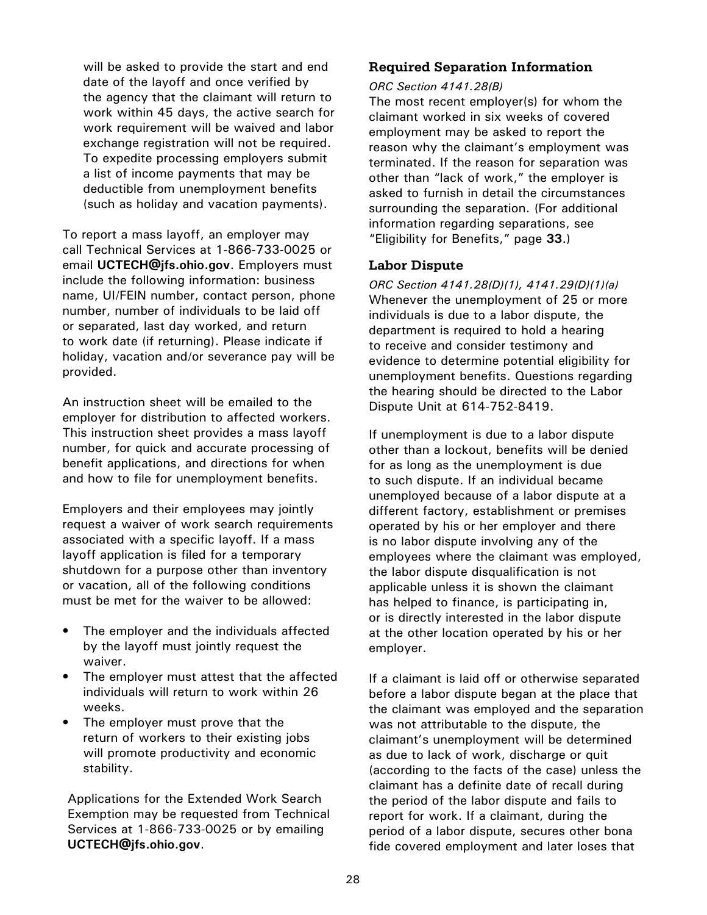will be asked to provide the start and end date of the layoff and once verified by the agency that the claimant will return to work within 45 days, the active search for work requirement will be waived and labor exchange registration will not be required. To expedite processing employers submit a list of income payments that may be deductible from unemployment benefits (such as holiday and vacation payments).

To report a mass layoff, an employer may call Technical Services at 1-866-733-0025 or email **UCTECH@jfs.ohio.gov**. Employers must include the following information: business name, UI/FEIN number, contact person, phone number, number of individuals to be laid off or separated, last day worked, and return to work date (if returning). Please indicate if holiday, vacation and/or severance pay will be provided.

An instruction sheet will be emailed to the employer for distribution to affected workers. This instruction sheet provides a mass layoff number, for quick and accurate processing of benefit applications, and directions for when and how to file for unemployment benefits.

Employers and their employees may jointly request a waiver of work search requirements associated with a specific layoff. If a mass layoff application is filed for a temporary shutdown for a purpose other than inventory or vacation, all of the following conditions must be met for the waiver to be allowed:

- The employer and the individuals affected by the layoff must jointly request the waiver.
- The employer must attest that the affected individuals will return to work within 26 weeks.
- The employer must prove that the return of workers to their existing jobs will promote productivity and economic stability.

Applications for the Extended Work Search Exemption may be requested from Technical Services at 1-866-733-0025 or by emailing **UCTECH@jfs.ohio.gov**.

### Required Separation Information

*ORC Section 4141.28(B)*

The most recent employer(s) for whom the claimant worked in six weeks of covered employment may be asked to report the reason why the claimant's employment was terminated. If the reason for separation was other than "lack of work," the employer is asked to furnish in detail the circumstances surrounding the separation. (For additional information regarding separations, see "Eligibility for Benefits," page **33**.)

### Labor Dispute

*ORC Section 4141.28(D)(1), 4141.29(D)(1)(a)*

Whenever the unemployment of 25 or more individuals is due to a labor dispute, the department is required to hold a hearing to receive and consider testimony and evidence to determine potential eligibility for unemployment benefits. Questions regarding the hearing should be directed to the Labor Dispute Unit at 614-752-8419.

If unemployment is due to a labor dispute other than a lockout, benefits will be denied for as long as the unemployment is due to such dispute. If an individual became unemployed because of a labor dispute at a different factory, establishment or premises operated by his or her employer and there is no labor dispute involving any of the employees where the claimant was employed, the labor dispute disqualification is not applicable unless it is shown the claimant has helped to finance, is participating in, or is directly interested in the labor dispute at the other location operated by his or her employer.

If a claimant is laid off or otherwise separated before a labor dispute began at the place that the claimant was employed and the separation was not attributable to the dispute, the claimant's unemployment will be determined as due to lack of work, discharge or quit (according to the facts of the case) unless the claimant has a definite date of recall during the period of the labor dispute and fails to report for work. If a claimant, during the period of a labor dispute, secures other bona fide covered employment and later loses that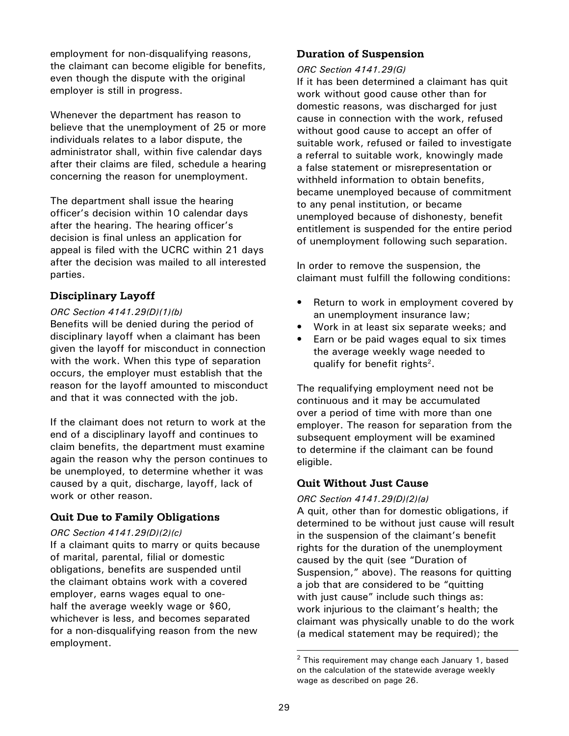employment for non-disqualifying reasons, the claimant can become eligible for benefits, even though the dispute with the original employer is still in progress.

Whenever the department has reason to believe that the unemployment of 25 or more individuals relates to a labor dispute, the administrator shall, within five calendar days after their claims are filed, schedule a hearing concerning the reason for unemployment.

The department shall issue the hearing officer's decision within 10 calendar days after the hearing. The hearing officer's decision is final unless an application for appeal is filed with the UCRC within 21 days after the decision was mailed to all interested parties.

### Disciplinary Layoff

*ORC Section 4141.29(D)(1)(b)*

Benefits will be denied during the period of disciplinary layoff when a claimant has been given the layoff for misconduct in connection with the work. When this type of separation occurs, the employer must establish that the reason for the layoff amounted to misconduct and that it was connected with the job.

If the claimant does not return to work at the end of a disciplinary layoff and continues to claim benefits, the department must examine again the reason why the person continues to be unemployed, to determine whether it was caused by a quit, discharge, layoff, lack of work or other reason.

### Quit Due to Family Obligations

*ORC Section 4141.29(D)(2)(c)*

If a claimant quits to marry or quits because of marital, parental, filial or domestic obligations, benefits are suspended until the claimant obtains work with a covered employer, earns wages equal to one-half the average weekly wage or $60, whichever is less, and becomes separated for a non-disqualifying reason from the new employment.

### Duration of Suspension

*ORC Section 4141.29(G)*

If it has been determined a claimant has quit work without good cause other than for domestic reasons, was discharged for just cause in connection with the work, refused without good cause to accept an offer of suitable work, refused or failed to investigate a referral to suitable work, knowingly made a false statement or misrepresentation or withheld information to obtain benefits, became unemployed because of commitment to any penal institution, or became unemployed because of dishonesty, benefit entitlement is suspended for the entire period of unemployment following such separation.

In order to remove the suspension, the claimant must fulfill the following conditions:

- Return to work in employment covered by an unemployment insurance law;
- Work in at least six separate weeks; and
- Earn or be paid wages equal to six times the average weekly wage needed to qualify for benefit rights[2].

The requalifying employment need not be continuous and it may be accumulated over a period of time with more than one employer. The reason for separation from the subsequent employment will be examined to determine if the claimant can be found eligible.

### Quit Without Just Cause

*ORC Section 4141.29(D)(2)(a)*

A quit, other than for domestic obligations, if determined to be without just cause will result in the suspension of the claimant's benefit rights for the duration of the unemployment caused by the quit (see "Duration of Suspension," above). The reasons for quitting a job that are considered to be "quitting with just cause" include such things as: work injurious to the claimant's health; the claimant was physically unable to do the work (a medical statement may be required); the

---

[2] This requirement may change each January 1, based on the calculation of the statewide average weekly wage as described on page 26.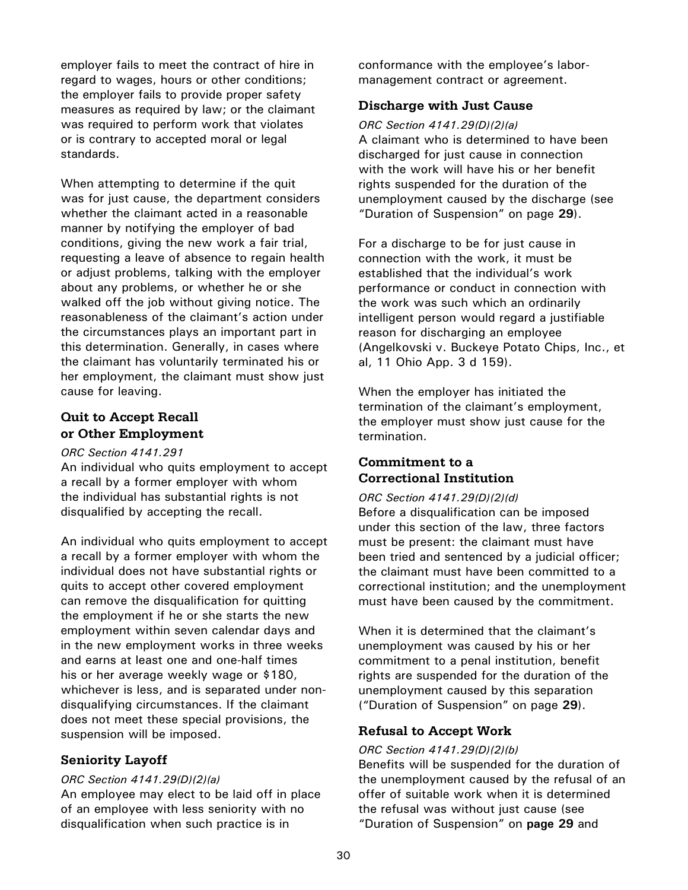employer fails to meet the contract of hire in regard to wages, hours or other conditions; the employer fails to provide proper safety measures as required by law; or the claimant was required to perform work that violates or is contrary to accepted moral or legal standards.

When attempting to determine if the quit was for just cause, the department considers whether the claimant acted in a reasonable manner by notifying the employer of bad conditions, giving the new work a fair trial, requesting a leave of absence to regain health or adjust problems, talking with the employer about any problems, or whether he or she walked off the job without giving notice. The reasonableness of the claimant's action under the circumstances plays an important part in this determination. Generally, in cases where the claimant has voluntarily terminated his or her employment, the claimant must show just cause for leaving.

### Quit to Accept Recall or Other Employment

*ORC Section 4141.291*

An individual who quits employment to accept a recall by a former employer with whom the individual has substantial rights is not disqualified by accepting the recall.

An individual who quits employment to accept a recall by a former employer with whom the individual does not have substantial rights or quits to accept other covered employment can remove the disqualification for quitting the employment if he or she starts the new employment within seven calendar days and in the new employment works in three weeks and earns at least one and one-half times his or her average weekly wage or $180, whichever is less, and is separated under non-disqualifying circumstances. If the claimant does not meet these special provisions, the suspension will be imposed.

### Seniority Layoff

*ORC Section 4141.29(D)(2)(a)*

An employee may elect to be laid off in place of an employee with less seniority with no disqualification when such practice is in conformance with the employee's labor-management contract or agreement.

### Discharge with Just Cause

*ORC Section 4141.29(D)(2)(a)*

A claimant who is determined to have been discharged for just cause in connection with the work will have his or her benefit rights suspended for the duration of the unemployment caused by the discharge (see "Duration of Suspension" on page **29**).

For a discharge to be for just cause in connection with the work, it must be established that the individual's work performance or conduct in connection with the work was such which an ordinarily intelligent person would regard a justifiable reason for discharging an employee (Angelkovski v. Buckeye Potato Chips, Inc., et al, 11 Ohio App. 3 d 159).

When the employer has initiated the termination of the claimant's employment, the employer must show just cause for the termination.

### Commitment to a Correctional Institution

*ORC Section 4141.29(D)(2)(d)*

Before a disqualification can be imposed under this section of the law, three factors must be present: the claimant must have been tried and sentenced by a judicial officer; the claimant must have been committed to a correctional institution; and the unemployment must have been caused by the commitment.

When it is determined that the claimant's unemployment was caused by his or her commitment to a penal institution, benefit rights are suspended for the duration of the unemployment caused by this separation ("Duration of Suspension" on page **29**).

### Refusal to Accept Work

*ORC Section 4141.29(D)(2)(b)*

Benefits will be suspended for the duration of the unemployment caused by the refusal of an offer of suitable work when it is determined the refusal was without just cause (see "Duration of Suspension" on **page 29** and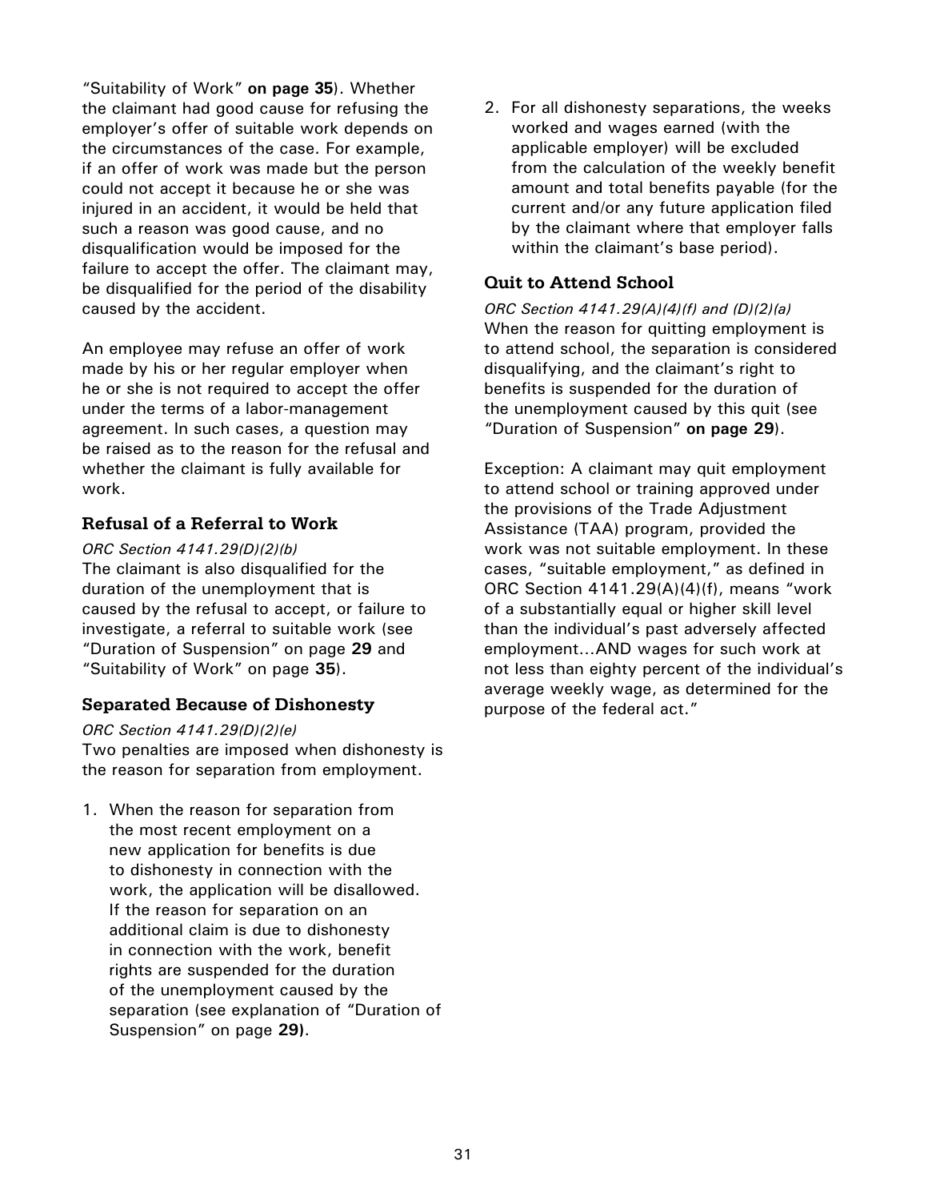"Suitability of Work" **on page 35**). Whether the claimant had good cause for refusing the employer's offer of suitable work depends on the circumstances of the case. For example, if an offer of work was made but the person could not accept it because he or she was injured in an accident, it would be held that such a reason was good cause, and no disqualification would be imposed for the failure to accept the offer. The claimant may, be disqualified for the period of the disability caused by the accident.

An employee may refuse an offer of work made by his or her regular employer when he or she is not required to accept the offer under the terms of a labor-management agreement. In such cases, a question may be raised as to the reason for the refusal and whether the claimant is fully available for work.

### Refusal of a Referral to Work

*ORC Section 4141.29(D)(2)(b)*

The claimant is also disqualified for the duration of the unemployment that is caused by the refusal to accept, or failure to investigate, a referral to suitable work (see "Duration of Suspension" on page **29** and "Suitability of Work" on page **35**).

### Separated Because of Dishonesty

*ORC Section 4141.29(D)(2)(e)*

Two penalties are imposed when dishonesty is the reason for separation from employment.

1. When the reason for separation from the most recent employment on a new application for benefits is due to dishonesty in connection with the work, the application will be disallowed. If the reason for separation on an additional claim is due to dishonesty in connection with the work, benefit rights are suspended for the duration of the unemployment caused by the separation (see explanation of "Duration of Suspension" on page **29)**.
2. For all dishonesty separations, the weeks worked and wages earned (with the applicable employer) will be excluded from the calculation of the weekly benefit amount and total benefits payable (for the current and/or any future application filed by the claimant where that employer falls within the claimant's base period).

### Quit to Attend School

*ORC Section 4141.29(A)(4)(f) and (D)(2)(a)*

When the reason for quitting employment is to attend school, the separation is considered disqualifying, and the claimant's right to benefits is suspended for the duration of the unemployment caused by this quit (see "Duration of Suspension" **on page 29**).

Exception: A claimant may quit employment to attend school or training approved under the provisions of the Trade Adjustment Assistance (TAA) program, provided the work was not suitable employment. In these cases, "suitable employment," as defined in ORC Section 4141.29(A)(4)(f), means "work of a substantially equal or higher skill level than the individual's past adversely affected employment…AND wages for such work at not less than eighty percent of the individual's average weekly wage, as determined for the purpose of the federal act."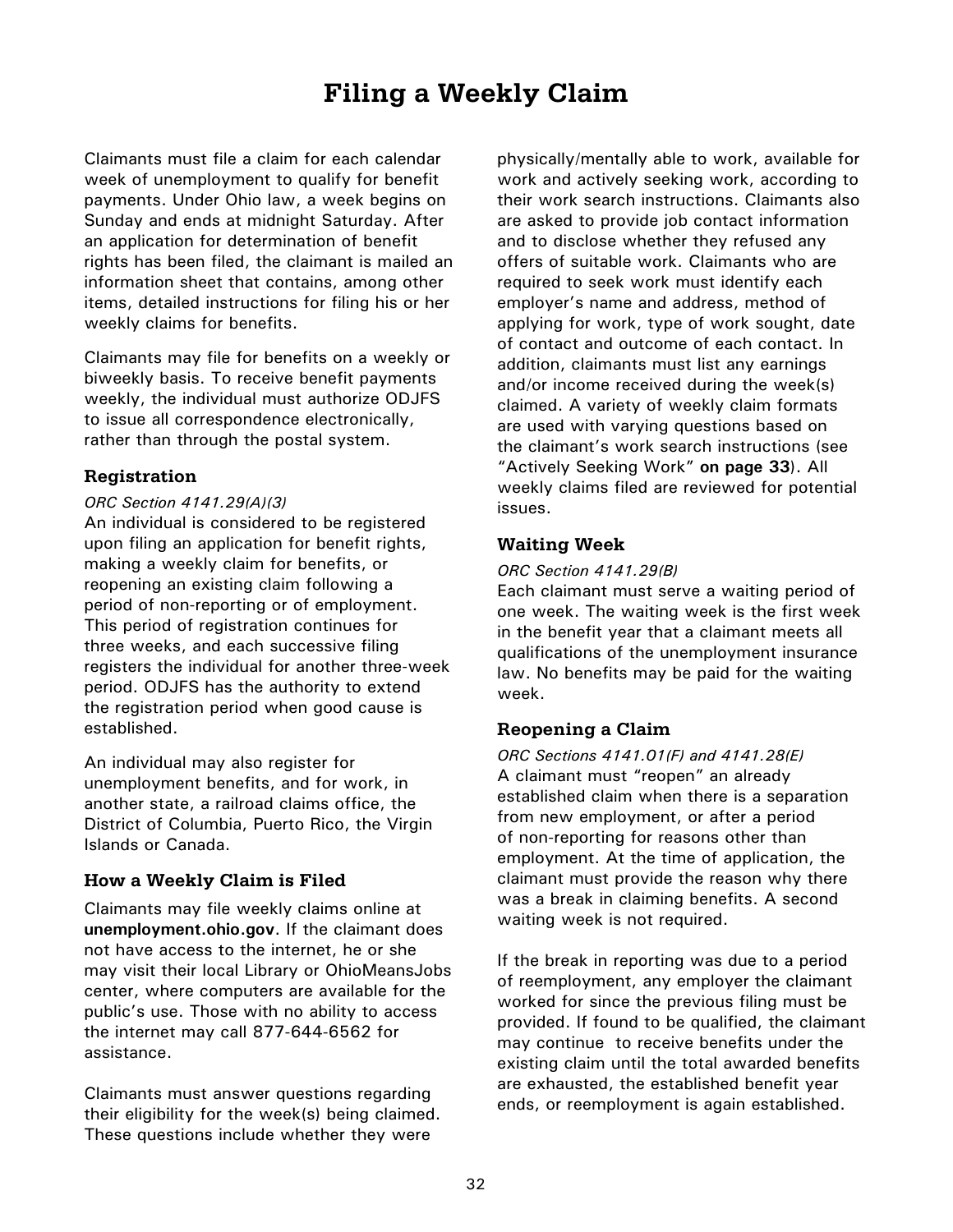# Filing a Weekly Claim

Claimants must file a claim for each calendar week of unemployment to qualify for benefit payments. Under Ohio law, a week begins on Sunday and ends at midnight Saturday. After an application for determination of benefit rights has been filed, the claimant is mailed an information sheet that contains, among other items, detailed instructions for filing his or her weekly claims for benefits.

Claimants may file for benefits on a weekly or biweekly basis. To receive benefit payments weekly, the individual must authorize ODJFS to issue all correspondence electronically, rather than through the postal system.

## Registration

*ORC Section 4141.29(A)(3)*

An individual is considered to be registered upon filing an application for benefit rights, making a weekly claim for benefits, or reopening an existing claim following a period of non-reporting or of employment. This period of registration continues for three weeks, and each successive filing registers the individual for another three-week period. ODJFS has the authority to extend the registration period when good cause is established.

An individual may also register for unemployment benefits, and for work, in another state, a railroad claims office, the District of Columbia, Puerto Rico, the Virgin Islands or Canada.

## How a Weekly Claim is Filed

Claimants may file weekly claims online at **unemployment.ohio.gov**. If the claimant does not have access to the internet, he or she may visit their local Library or OhioMeansJobs center, where computers are available for the public's use. Those with no ability to access the internet may call 877-644-6562 for assistance.

Claimants must answer questions regarding their eligibility for the week(s) being claimed. These questions include whether they were physically/mentally able to work, available for work and actively seeking work, according to their work search instructions. Claimants also are asked to provide job contact information and to disclose whether they refused any offers of suitable work. Claimants who are required to seek work must identify each employer's name and address, method of applying for work, type of work sought, date of contact and outcome of each contact. In addition, claimants must list any earnings and/or income received during the week(s) claimed. A variety of weekly claim formats are used with varying questions based on the claimant's work search instructions (see "Actively Seeking Work" **on page 33**). All weekly claims filed are reviewed for potential issues.

## Waiting Week

*ORC Section 4141.29(B)*

Each claimant must serve a waiting period of one week. The waiting week is the first week in the benefit year that a claimant meets all qualifications of the unemployment insurance law. No benefits may be paid for the waiting week.

## Reopening a Claim

*ORC Sections 4141.01(F) and 4141.28(E)*

A claimant must "reopen" an already established claim when there is a separation from new employment, or after a period of non-reporting for reasons other than employment. At the time of application, the claimant must provide the reason why there was a break in claiming benefits. A second waiting week is not required.

If the break in reporting was due to a period of reemployment, any employer the claimant worked for since the previous filing must be provided. If found to be qualified, the claimant may continue to receive benefits under the existing claim until the total awarded benefits are exhausted, the established benefit year ends, or reemployment is again established.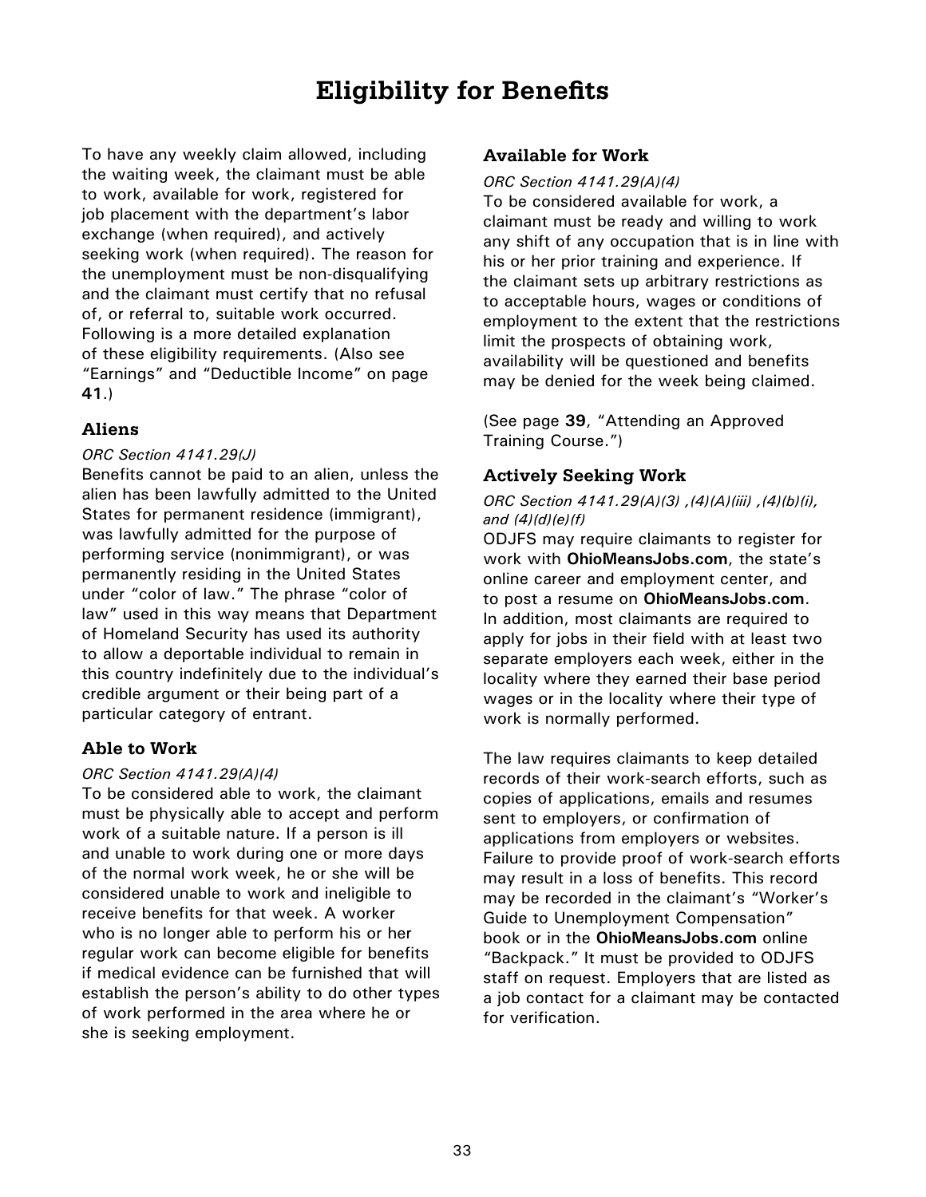# Eligibility for Benefits

To have any weekly claim allowed, including the waiting week, the claimant must be able to work, available for work, registered for job placement with the department's labor exchange (when required), and actively seeking work (when required). The reason for the unemployment must be non-disqualifying and the claimant must certify that no refusal of, or referral to, suitable work occurred. Following is a more detailed explanation of these eligibility requirements. (Also see "Earnings" and "Deductible Income" on page **41**.)

### Aliens

*ORC Section 4141.29(J)*

Benefits cannot be paid to an alien, unless the alien has been lawfully admitted to the United States for permanent residence (immigrant), was lawfully admitted for the purpose of performing service (nonimmigrant), or was permanently residing in the United States under "color of law." The phrase "color of law" used in this way means that Department of Homeland Security has used its authority to allow a deportable individual to remain in this country indefinitely due to the individual's credible argument or their being part of a particular category of entrant.

### Able to Work

*ORC Section 4141.29(A)(4)*

To be considered able to work, the claimant must be physically able to accept and perform work of a suitable nature. If a person is ill and unable to work during one or more days of the normal work week, he or she will be considered unable to work and ineligible to receive benefits for that week. A worker who is no longer able to perform his or her regular work can become eligible for benefits if medical evidence can be furnished that will establish the person's ability to do other types of work performed in the area where he or she is seeking employment.

### Available for Work

*ORC Section 4141.29(A)(4)*

To be considered available for work, a claimant must be ready and willing to work any shift of any occupation that is in line with his or her prior training and experience. If the claimant sets up arbitrary restrictions as to acceptable hours, wages or conditions of employment to the extent that the restrictions limit the prospects of obtaining work, availability will be questioned and benefits may be denied for the week being claimed.

(See page **39**, "Attending an Approved Training Course.")

### Actively Seeking Work

*ORC Section 4141.29(A)(3) ,(4)(A)(iii) ,(4)(b)(i), and (4)(d)(e)(f)*

ODJFS may require claimants to register for work with **OhioMeansJobs.com**, the state's online career and employment center, and to post a resume on **OhioMeansJobs.com**. In addition, most claimants are required to apply for jobs in their field with at least two separate employers each week, either in the locality where they earned their base period wages or in the locality where their type of work is normally performed.

The law requires claimants to keep detailed records of their work-search efforts, such as copies of applications, emails and resumes sent to employers, or confirmation of applications from employers or websites. Failure to provide proof of work-search efforts may result in a loss of benefits. This record may be recorded in the claimant's "Worker's Guide to Unemployment Compensation" book or in the **OhioMeansJobs.com** online "Backpack." It must be provided to ODJFS staff on request. Employers that are listed as a job contact for a claimant may be contacted for verification.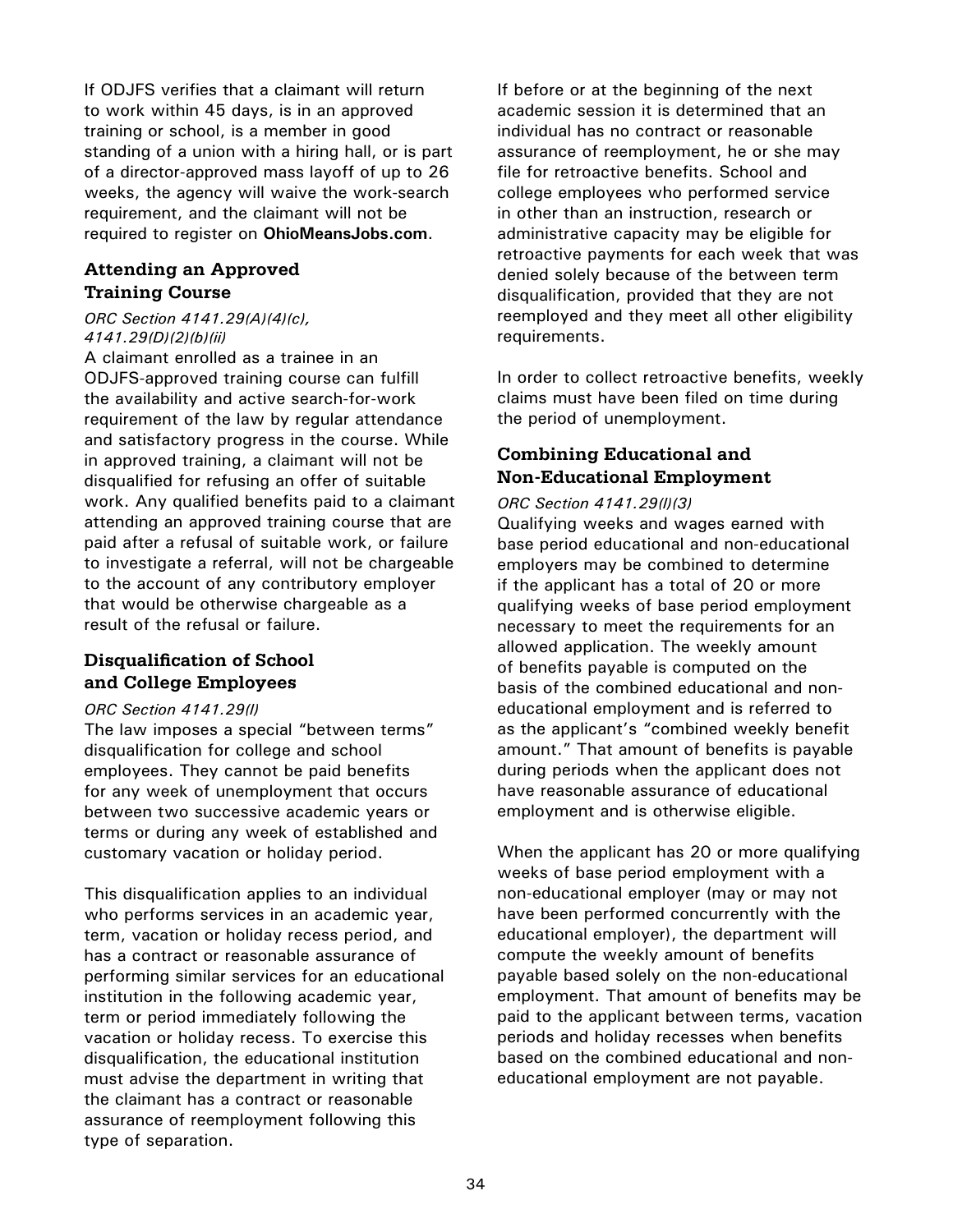If ODJFS verifies that a claimant will return to work within 45 days, is in an approved training or school, is a member in good standing of a union with a hiring hall, or is part of a director-approved mass layoff of up to 26 weeks, the agency will waive the work-search requirement, and the claimant will not be required to register on **OhioMeansJobs.com**.

### Attending an Approved Training Course

*ORC Section 4141.29(A)(4)(c), 4141.29(D)(2)(b)(ii)*

A claimant enrolled as a trainee in an ODJFS-approved training course can fulfill the availability and active search-for-work requirement of the law by regular attendance and satisfactory progress in the course. While in approved training, a claimant will not be disqualified for refusing an offer of suitable work. Any qualified benefits paid to a claimant attending an approved training course that are paid after a refusal of suitable work, or failure to investigate a referral, will not be chargeable to the account of any contributory employer that would be otherwise chargeable as a result of the refusal or failure.

### Disqualification of School and College Employees

*ORC Section 4141.29(I)*

The law imposes a special "between terms" disqualification for college and school employees. They cannot be paid benefits for any week of unemployment that occurs between two successive academic years or terms or during any week of established and customary vacation or holiday period.

This disqualification applies to an individual who performs services in an academic year, term, vacation or holiday recess period, and has a contract or reasonable assurance of performing similar services for an educational institution in the following academic year, term or period immediately following the vacation or holiday recess. To exercise this disqualification, the educational institution must advise the department in writing that the claimant has a contract or reasonable assurance of reemployment following this type of separation.

If before or at the beginning of the next academic session it is determined that an individual has no contract or reasonable assurance of reemployment, he or she may file for retroactive benefits. School and college employees who performed service in other than an instruction, research or administrative capacity may be eligible for retroactive payments for each week that was denied solely because of the between term disqualification, provided that they are not reemployed and they meet all other eligibility requirements.

In order to collect retroactive benefits, weekly claims must have been filed on time during the period of unemployment.

### Combining Educational and Non-Educational Employment

*ORC Section 4141.29(I)(3)*

Qualifying weeks and wages earned with base period educational and non-educational employers may be combined to determine if the applicant has a total of 20 or more qualifying weeks of base period employment necessary to meet the requirements for an allowed application. The weekly amount of benefits payable is computed on the basis of the combined educational and non-educational employment and is referred to as the applicant's "combined weekly benefit amount." That amount of benefits is payable during periods when the applicant does not have reasonable assurance of educational employment and is otherwise eligible.

When the applicant has 20 or more qualifying weeks of base period employment with a non-educational employer (may or may not have been performed concurrently with the educational employer), the department will compute the weekly amount of benefits payable based solely on the non-educational employment. That amount of benefits may be paid to the applicant between terms, vacation periods and holiday recesses when benefits based on the combined educational and non-educational employment are not payable.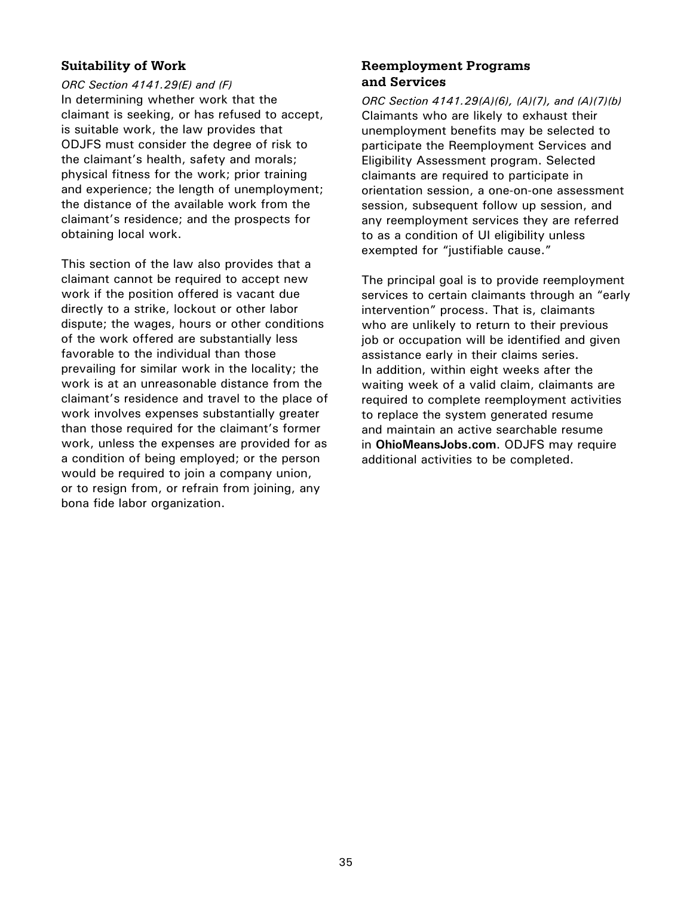### Suitability of Work

*ORC Section 4141.29(E) and (F)*

In determining whether work that the claimant is seeking, or has refused to accept, is suitable work, the law provides that ODJFS must consider the degree of risk to the claimant's health, safety and morals; physical fitness for the work; prior training and experience; the length of unemployment; the distance of the available work from the claimant's residence; and the prospects for obtaining local work.

This section of the law also provides that a claimant cannot be required to accept new work if the position offered is vacant due directly to a strike, lockout or other labor dispute; the wages, hours or other conditions of the work offered are substantially less favorable to the individual than those prevailing for similar work in the locality; the work is at an unreasonable distance from the claimant's residence and travel to the place of work involves expenses substantially greater than those required for the claimant's former work, unless the expenses are provided for as a condition of being employed; or the person would be required to join a company union, or to resign from, or refrain from joining, any bona fide labor organization.

### Reemployment Programs and Services

*ORC Section 4141.29(A)(6), (A)(7), and (A)(7)(b)*

Claimants who are likely to exhaust their unemployment benefits may be selected to participate the Reemployment Services and Eligibility Assessment program. Selected claimants are required to participate in orientation session, a one-on-one assessment session, subsequent follow up session, and any reemployment services they are referred to as a condition of UI eligibility unless exempted for "justifiable cause."

The principal goal is to provide reemployment services to certain claimants through an "early intervention" process. That is, claimants who are unlikely to return to their previous job or occupation will be identified and given assistance early in their claims series. In addition, within eight weeks after the waiting week of a valid claim, claimants are required to complete reemployment activities to replace the system generated resume and maintain an active searchable resume in **OhioMeansJobs.com**. ODJFS may require additional activities to be completed.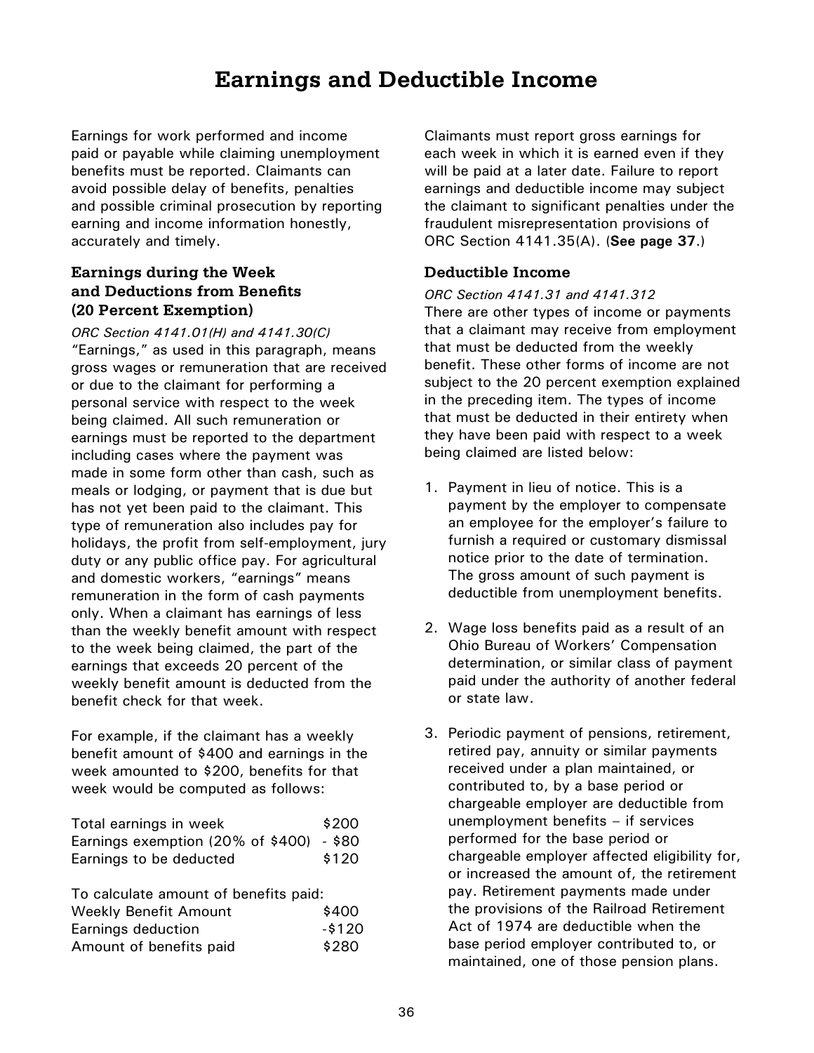# Earnings and Deductible Income

Earnings for work performed and income paid or payable while claiming unemployment benefits must be reported. Claimants can avoid possible delay of benefits, penalties and possible criminal prosecution by reporting earning and income information honestly, accurately and timely.

### Earnings during the Week and Deductions from Benefits (20 Percent Exemption)

*ORC Section 4141.01(H) and 4141.30(C)*

"Earnings," as used in this paragraph, means gross wages or remuneration that are received or due to the claimant for performing a personal service with respect to the week being claimed. All such remuneration or earnings must be reported to the department including cases where the payment was made in some form other than cash, such as meals or lodging, or payment that is due but has not yet been paid to the claimant. This type of remuneration also includes pay for holidays, the profit from self-employment, jury duty or any public office pay. For agricultural and domestic workers, "earnings" means remuneration in the form of cash payments only. When a claimant has earnings of less than the weekly benefit amount with respect to the week being claimed, the part of the earnings that exceeds 20 percent of the weekly benefit amount is deducted from the benefit check for that week.

For example, if the claimant has a weekly benefit amount of $400 and earnings in the week amounted to $200, benefits for that week would be computed as follows:

| | |
|---|---|
| Total earnings in week | $200 |
| Earnings exemption (20% of $400) | - $80 |
| Earnings to be deducted | $120 |

To calculate amount of benefits paid:

| | |
|---|---|
| Weekly Benefit Amount | $400 |
| Earnings deduction | -$120 |
| Amount of benefits paid | $280 |

Claimants must report gross earnings for each week in which it is earned even if they will be paid at a later date. Failure to report earnings and deductible income may subject the claimant to significant penalties under the fraudulent misrepresentation provisions of ORC Section 4141.35(A). (**See page 37**.)

### Deductible Income

*ORC Section 4141.31 and 4141.312*

There are other types of income or payments that a claimant may receive from employment that must be deducted from the weekly benefit. These other forms of income are not subject to the 20 percent exemption explained in the preceding item. The types of income that must be deducted in their entirety when they have been paid with respect to a week being claimed are listed below:

1. Payment in lieu of notice. This is a payment by the employer to compensate an employee for the employer's failure to furnish a required or customary dismissal notice prior to the date of termination. The gross amount of such payment is deductible from unemployment benefits.

2. Wage loss benefits paid as a result of an Ohio Bureau of Workers' Compensation determination, or similar class of payment paid under the authority of another federal or state law.

3. Periodic payment of pensions, retirement, retired pay, annuity or similar payments received under a plan maintained, or contributed to, by a base period or chargeable employer are deductible from unemployment benefits – if services performed for the base period or chargeable employer affected eligibility for, or increased the amount of, the retirement pay. Retirement payments made under the provisions of the Railroad Retirement Act of 1974 are deductible when the base period employer contributed to, or maintained, one of those pension plans.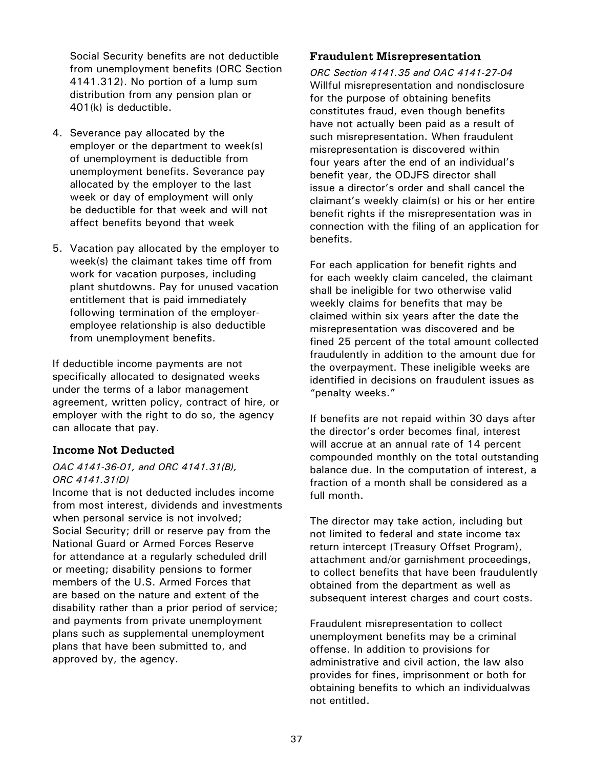Social Security benefits are not deductible from unemployment benefits (ORC Section 4141.312). No portion of a lump sum distribution from any pension plan or 401(k) is deductible.

4. Severance pay allocated by the employer or the department to week(s) of unemployment is deductible from unemployment benefits. Severance pay allocated by the employer to the last week or day of employment will only be deductible for that week and will not affect benefits beyond that week

5. Vacation pay allocated by the employer to week(s) the claimant takes time off from work for vacation purposes, including plant shutdowns. Pay for unused vacation entitlement that is paid immediately following termination of the employer-employee relationship is also deductible from unemployment benefits.

If deductible income payments are not specifically allocated to designated weeks under the terms of a labor management agreement, written policy, contract of hire, or employer with the right to do so, the agency can allocate that pay.

### Income Not Deducted

*OAC 4141-36-01, and ORC 4141.31(B), ORC 4141.31(D)*

Income that is not deducted includes income from most interest, dividends and investments when personal service is not involved; Social Security; drill or reserve pay from the National Guard or Armed Forces Reserve for attendance at a regularly scheduled drill or meeting; disability pensions to former members of the U.S. Armed Forces that are based on the nature and extent of the disability rather than a prior period of service; and payments from private unemployment plans such as supplemental unemployment plans that have been submitted to, and approved by, the agency.

### Fraudulent Misrepresentation

*ORC Section 4141.35 and OAC 4141-27-04*

Willful misrepresentation and nondisclosure for the purpose of obtaining benefits constitutes fraud, even though benefits have not actually been paid as a result of such misrepresentation. When fraudulent misrepresentation is discovered within four years after the end of an individual's benefit year, the ODJFS director shall issue a director's order and shall cancel the claimant's weekly claim(s) or his or her entire benefit rights if the misrepresentation was in connection with the filing of an application for benefits.

For each application for benefit rights and for each weekly claim canceled, the claimant shall be ineligible for two otherwise valid weekly claims for benefits that may be claimed within six years after the date the misrepresentation was discovered and be fined 25 percent of the total amount collected fraudulently in addition to the amount due for the overpayment. These ineligible weeks are identified in decisions on fraudulent issues as "penalty weeks."

If benefits are not repaid within 30 days after the director's order becomes final, interest will accrue at an annual rate of 14 percent compounded monthly on the total outstanding balance due. In the computation of interest, a fraction of a month shall be considered as a full month.

The director may take action, including but not limited to federal and state income tax return intercept (Treasury Offset Program), attachment and/or garnishment proceedings, to collect benefits that have been fraudulently obtained from the department as well as subsequent interest charges and court costs.

Fraudulent misrepresentation to collect unemployment benefits may be a criminal offense. In addition to provisions for administrative and civil action, the law also provides for fines, imprisonment or both for obtaining benefits to which an individualwas not entitled.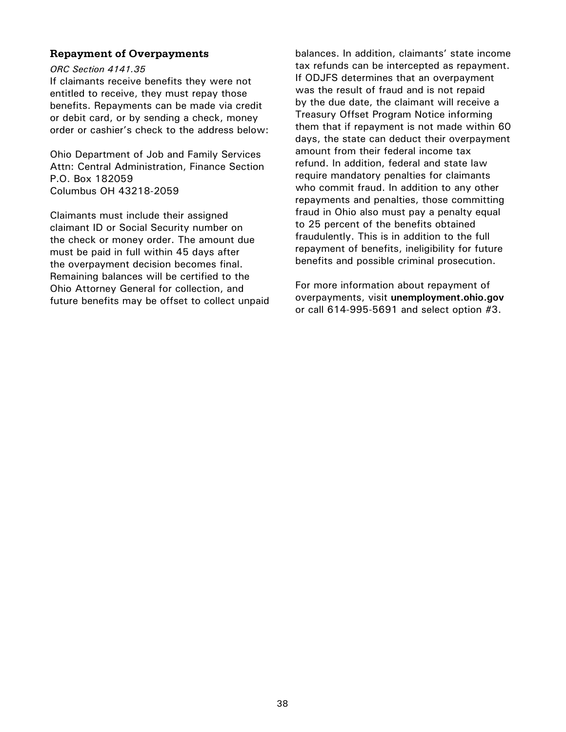### Repayment of Overpayments

*ORC Section 4141.35*

If claimants receive benefits they were not entitled to receive, they must repay those benefits. Repayments can be made via credit or debit card, or by sending a check, money order or cashier's check to the address below:

Ohio Department of Job and Family Services
Attn: Central Administration, Finance Section
P.O. Box 182059
Columbus OH 43218-2059

Claimants must include their assigned claimant ID or Social Security number on the check or money order. The amount due must be paid in full within 45 days after the overpayment decision becomes final. Remaining balances will be certified to the Ohio Attorney General for collection, and future benefits may be offset to collect unpaid balances. In addition, claimants' state income tax refunds can be intercepted as repayment. If ODJFS determines that an overpayment was the result of fraud and is not repaid by the due date, the claimant will receive a Treasury Offset Program Notice informing them that if repayment is not made within 60 days, the state can deduct their overpayment amount from their federal income tax refund. In addition, federal and state law require mandatory penalties for claimants who commit fraud. In addition to any other repayments and penalties, those committing fraud in Ohio also must pay a penalty equal to 25 percent of the benefits obtained fraudulently. This is in addition to the full repayment of benefits, ineligibility for future benefits and possible criminal prosecution.

For more information about repayment of overpayments, visit **unemployment.ohio.gov** or call 614-995-5691 and select option #3.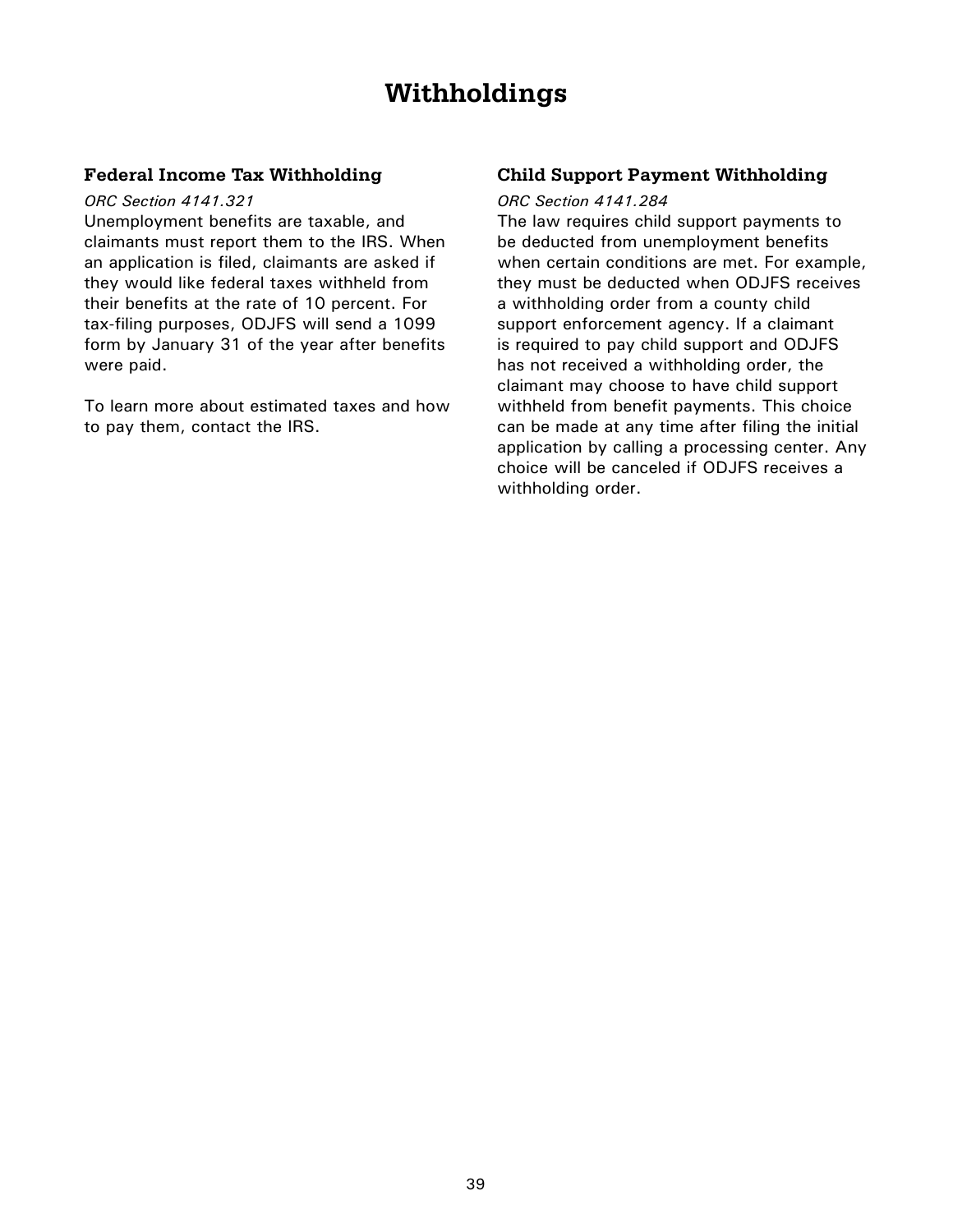# Withholdings

## Federal Income Tax Withholding

*ORC Section 4141.321*

Unemployment benefits are taxable, and claimants must report them to the IRS. When an application is filed, claimants are asked if they would like federal taxes withheld from their benefits at the rate of 10 percent. For tax-filing purposes, ODJFS will send a 1099 form by January 31 of the year after benefits were paid.

To learn more about estimated taxes and how to pay them, contact the IRS.

## Child Support Payment Withholding

*ORC Section 4141.284*

The law requires child support payments to be deducted from unemployment benefits when certain conditions are met. For example, they must be deducted when ODJFS receives a withholding order from a county child support enforcement agency. If a claimant is required to pay child support and ODJFS has not received a withholding order, the claimant may choose to have child support withheld from benefit payments. This choice can be made at any time after filing the initial application by calling a processing center. Any choice will be canceled if ODJFS receives a withholding order.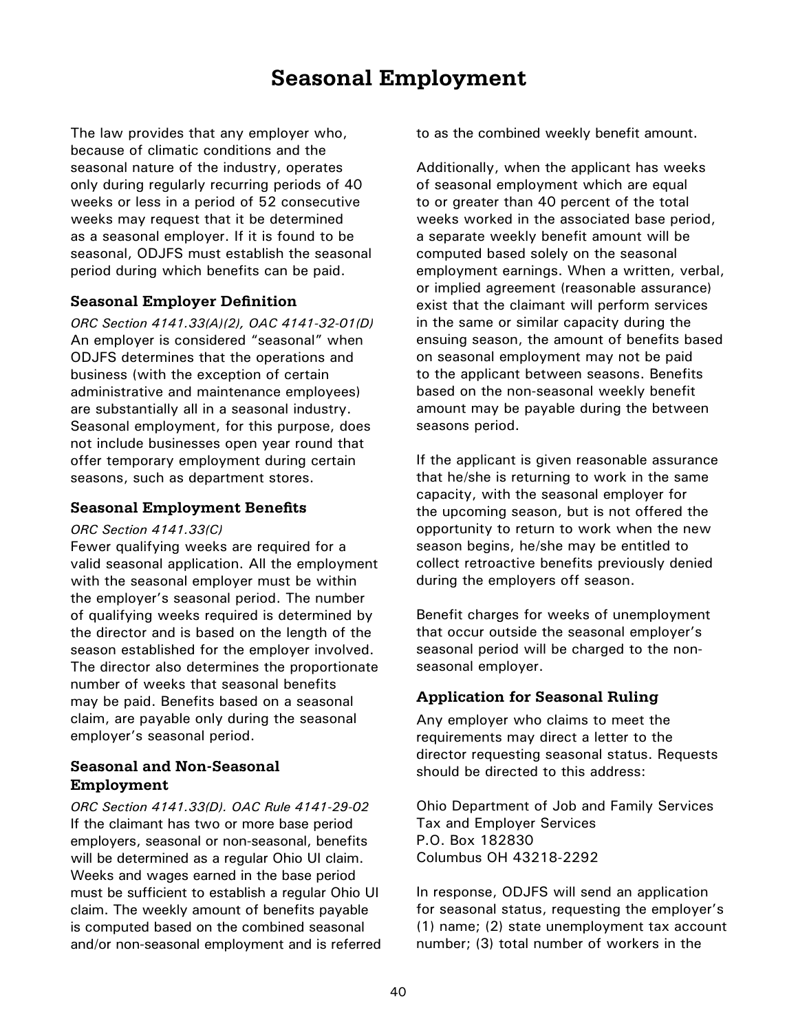# Seasonal Employment

The law provides that any employer who, because of climatic conditions and the seasonal nature of the industry, operates only during regularly recurring periods of 40 weeks or less in a period of 52 consecutive weeks may request that it be determined as a seasonal employer. If it is found to be seasonal, ODJFS must establish the seasonal period during which benefits can be paid.

### Seasonal Employer Definition

*ORC Section 4141.33(A)(2), OAC 4141-32-01(D)*
An employer is considered "seasonal" when ODJFS determines that the operations and business (with the exception of certain administrative and maintenance employees) are substantially all in a seasonal industry. Seasonal employment, for this purpose, does not include businesses open year round that offer temporary employment during certain seasons, such as department stores.

### Seasonal Employment Benefits

*ORC Section 4141.33(C)*
Fewer qualifying weeks are required for a valid seasonal application. All the employment with the seasonal employer must be within the employer's seasonal period. The number of qualifying weeks required is determined by the director and is based on the length of the season established for the employer involved. The director also determines the proportionate number of weeks that seasonal benefits may be paid. Benefits based on a seasonal claim, are payable only during the seasonal employer's seasonal period.

### Seasonal and Non-Seasonal Employment

*ORC Section 4141.33(D). OAC Rule 4141-29-02*
If the claimant has two or more base period employers, seasonal or non-seasonal, benefits will be determined as a regular Ohio UI claim. Weeks and wages earned in the base period must be sufficient to establish a regular Ohio UI claim. The weekly amount of benefits payable is computed based on the combined seasonal and/or non-seasonal employment and is referred to as the combined weekly benefit amount.

Additionally, when the applicant has weeks of seasonal employment which are equal to or greater than 40 percent of the total weeks worked in the associated base period, a separate weekly benefit amount will be computed based solely on the seasonal employment earnings. When a written, verbal, or implied agreement (reasonable assurance) exist that the claimant will perform services in the same or similar capacity during the ensuing season, the amount of benefits based on seasonal employment may not be paid to the applicant between seasons. Benefits based on the non-seasonal weekly benefit amount may be payable during the between seasons period.

If the applicant is given reasonable assurance that he/she is returning to work in the same capacity, with the seasonal employer for the upcoming season, but is not offered the opportunity to return to work when the new season begins, he/she may be entitled to collect retroactive benefits previously denied during the employers off season.

Benefit charges for weeks of unemployment that occur outside the seasonal employer's seasonal period will be charged to the non-seasonal employer.

### Application for Seasonal Ruling

Any employer who claims to meet the requirements may direct a letter to the director requesting seasonal status. Requests should be directed to this address:

Ohio Department of Job and Family Services
Tax and Employer Services
P.O. Box 182830
Columbus OH 43218-2292

In response, ODJFS will send an application for seasonal status, requesting the employer's (1) name; (2) state unemployment tax account number; (3) total number of workers in the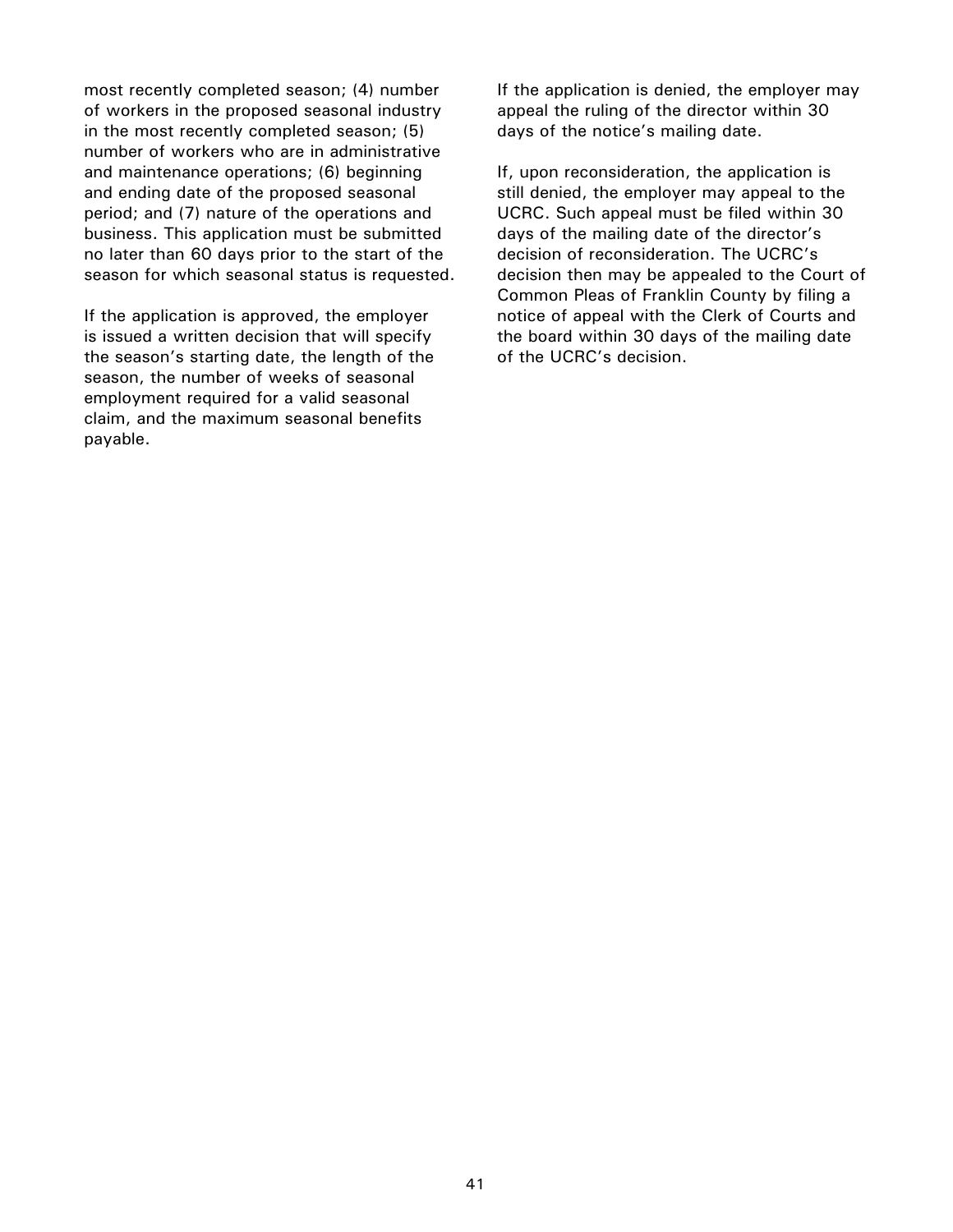most recently completed season; (4) number of workers in the proposed seasonal industry in the most recently completed season; (5) number of workers who are in administrative and maintenance operations; (6) beginning and ending date of the proposed seasonal period; and (7) nature of the operations and business. This application must be submitted no later than 60 days prior to the start of the season for which seasonal status is requested.

If the application is approved, the employer is issued a written decision that will specify the season's starting date, the length of the season, the number of weeks of seasonal employment required for a valid seasonal claim, and the maximum seasonal benefits payable.

If the application is denied, the employer may appeal the ruling of the director within 30 days of the notice's mailing date.

If, upon reconsideration, the application is still denied, the employer may appeal to the UCRC. Such appeal must be filed within 30 days of the mailing date of the director's decision of reconsideration. The UCRC's decision then may be appealed to the Court of Common Pleas of Franklin County by filing a notice of appeal with the Clerk of Courts and the board within 30 days of the mailing date of the UCRC's decision.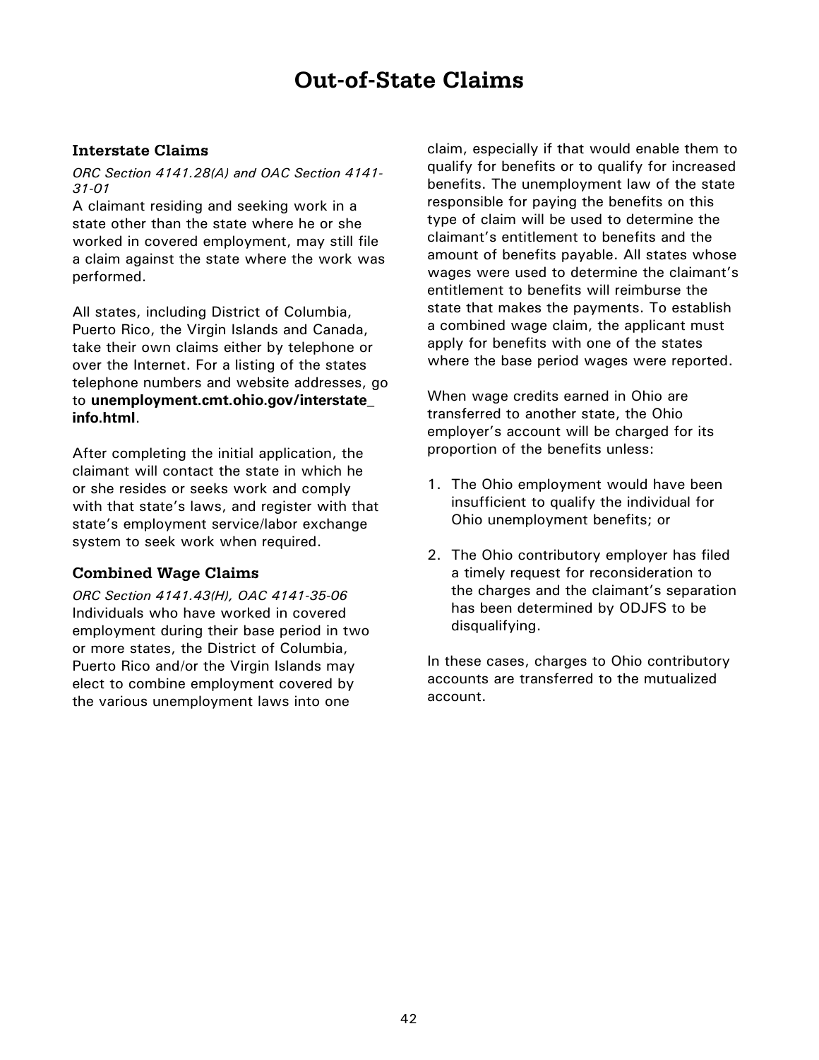# Out-of-State Claims

## Interstate Claims

*ORC Section 4141.28(A) and OAC Section 4141-31-01*

A claimant residing and seeking work in a state other than the state where he or she worked in covered employment, may still file a claim against the state where the work was performed.

All states, including District of Columbia, Puerto Rico, the Virgin Islands and Canada, take their own claims either by telephone or over the Internet. For a listing of the states telephone numbers and website addresses, go to **unemployment.cmt.ohio.gov/interstate_info.html**.

After completing the initial application, the claimant will contact the state in which he or she resides or seeks work and comply with that state's laws, and register with that state's employment service/labor exchange system to seek work when required.

## Combined Wage Claims

*ORC Section 4141.43(H), OAC 4141-35-06*

Individuals who have worked in covered employment during their base period in two or more states, the District of Columbia, Puerto Rico and/or the Virgin Islands may elect to combine employment covered by the various unemployment laws into one claim, especially if that would enable them to qualify for benefits or to qualify for increased benefits. The unemployment law of the state responsible for paying the benefits on this type of claim will be used to determine the claimant's entitlement to benefits and the amount of benefits payable. All states whose wages were used to determine the claimant's entitlement to benefits will reimburse the state that makes the payments. To establish a combined wage claim, the applicant must apply for benefits with one of the states where the base period wages were reported.

When wage credits earned in Ohio are transferred to another state, the Ohio employer's account will be charged for its proportion of the benefits unless:

1. The Ohio employment would have been insufficient to qualify the individual for Ohio unemployment benefits; or
2. The Ohio contributory employer has filed a timely request for reconsideration to the charges and the claimant's separation has been determined by ODJFS to be disqualifying.

In these cases, charges to Ohio contributory accounts are transferred to the mutualized account.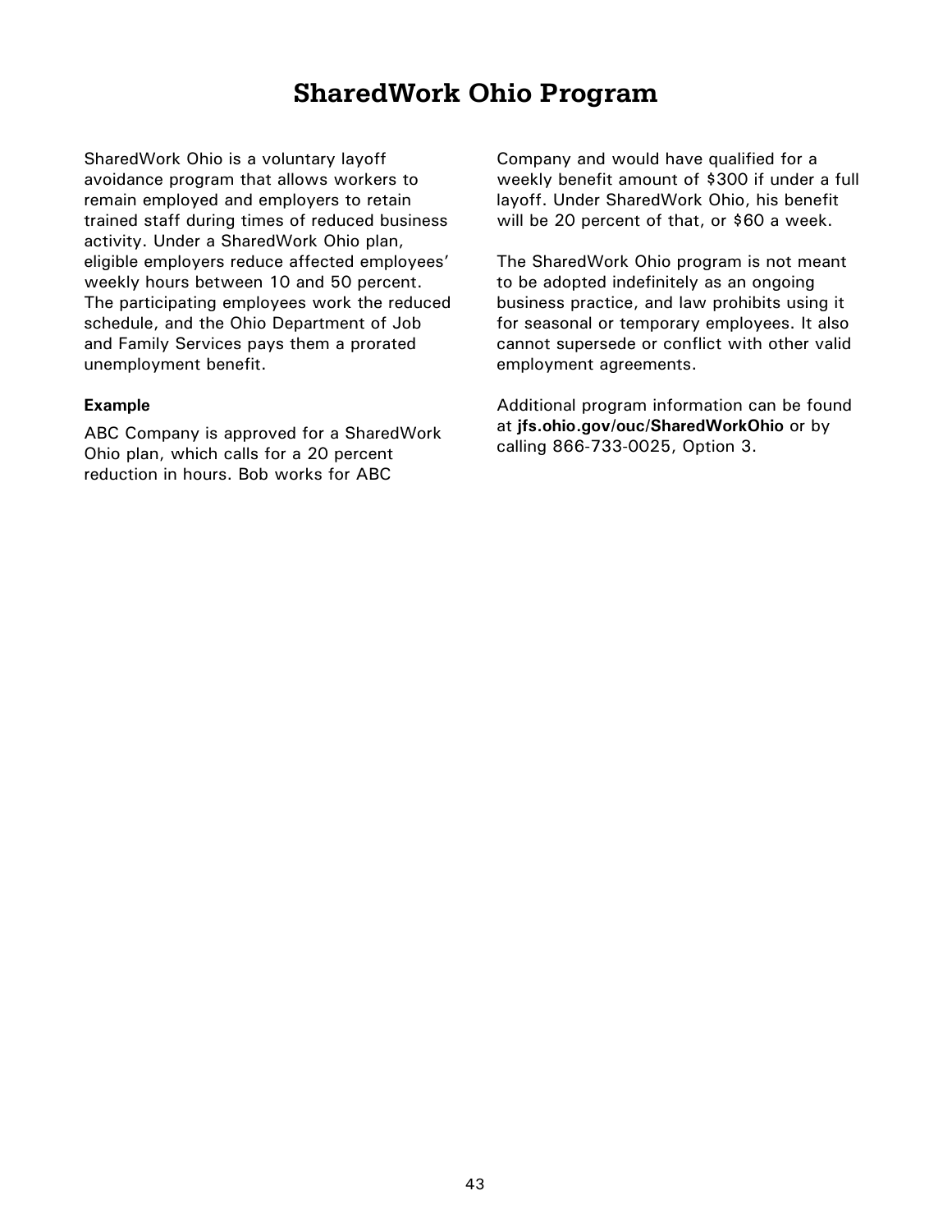# SharedWork Ohio Program

SharedWork Ohio is a voluntary layoff avoidance program that allows workers to remain employed and employers to retain trained staff during times of reduced business activity. Under a SharedWork Ohio plan, eligible employers reduce affected employees' weekly hours between 10 and 50 percent. The participating employees work the reduced schedule, and the Ohio Department of Job and Family Services pays them a prorated unemployment benefit.

**Example**

ABC Company is approved for a SharedWork Ohio plan, which calls for a 20 percent reduction in hours. Bob works for ABC Company and would have qualified for a weekly benefit amount of $300 if under a full layoff. Under SharedWork Ohio, his benefit will be 20 percent of that, or $60 a week.

The SharedWork Ohio program is not meant to be adopted indefinitely as an ongoing business practice, and law prohibits using it for seasonal or temporary employees. It also cannot supersede or conflict with other valid employment agreements.

Additional program information can be found at **jfs.ohio.gov/ouc/SharedWorkOhio** or by calling 866-733-0025, Option 3.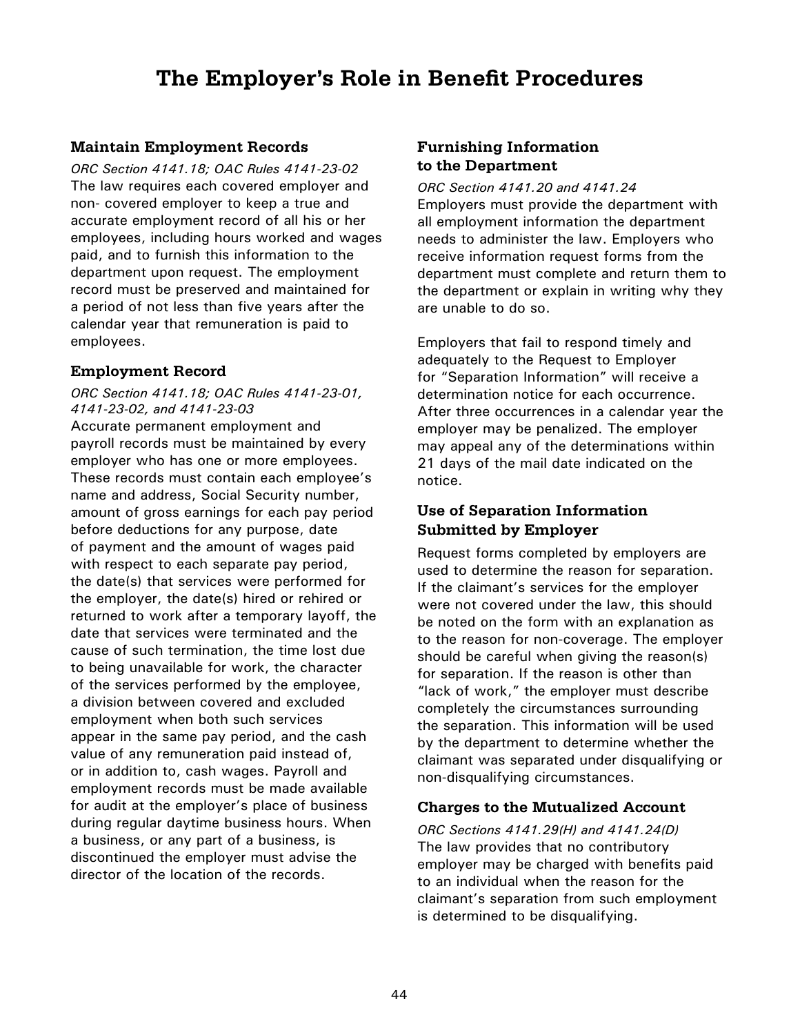# The Employer's Role in Benefit Procedures

### Maintain Employment Records

*ORC Section 4141.18; OAC Rules 4141-23-02*
The law requires each covered employer and non- covered employer to keep a true and accurate employment record of all his or her employees, including hours worked and wages paid, and to furnish this information to the department upon request. The employment record must be preserved and maintained for a period of not less than five years after the calendar year that remuneration is paid to employees.

### Employment Record

*ORC Section 4141.18; OAC Rules 4141-23-01, 4141-23-02, and 4141-23-03*
Accurate permanent employment and payroll records must be maintained by every employer who has one or more employees. These records must contain each employee's name and address, Social Security number, amount of gross earnings for each pay period before deductions for any purpose, date of payment and the amount of wages paid with respect to each separate pay period, the date(s) that services were performed for the employer, the date(s) hired or rehired or returned to work after a temporary layoff, the date that services were terminated and the cause of such termination, the time lost due to being unavailable for work, the character of the services performed by the employee, a division between covered and excluded employment when both such services appear in the same pay period, and the cash value of any remuneration paid instead of, or in addition to, cash wages. Payroll and employment records must be made available for audit at the employer's place of business during regular daytime business hours. When a business, or any part of a business, is discontinued the employer must advise the director of the location of the records.

### Furnishing Information to the Department

*ORC Section 4141.20 and 4141.24*
Employers must provide the department with all employment information the department needs to administer the law. Employers who receive information request forms from the department must complete and return them to the department or explain in writing why they are unable to do so.

Employers that fail to respond timely and adequately to the Request to Employer for "Separation Information" will receive a determination notice for each occurrence. After three occurrences in a calendar year the employer may be penalized. The employer may appeal any of the determinations within 21 days of the mail date indicated on the notice.

### Use of Separation Information Submitted by Employer

Request forms completed by employers are used to determine the reason for separation. If the claimant's services for the employer were not covered under the law, this should be noted on the form with an explanation as to the reason for non-coverage. The employer should be careful when giving the reason(s) for separation. If the reason is other than "lack of work," the employer must describe completely the circumstances surrounding the separation. This information will be used by the department to determine whether the claimant was separated under disqualifying or non-disqualifying circumstances.

### Charges to the Mutualized Account

*ORC Sections 4141.29(H) and 4141.24(D)*
The law provides that no contributory employer may be charged with benefits paid to an individual when the reason for the claimant's separation from such employment is determined to be disqualifying.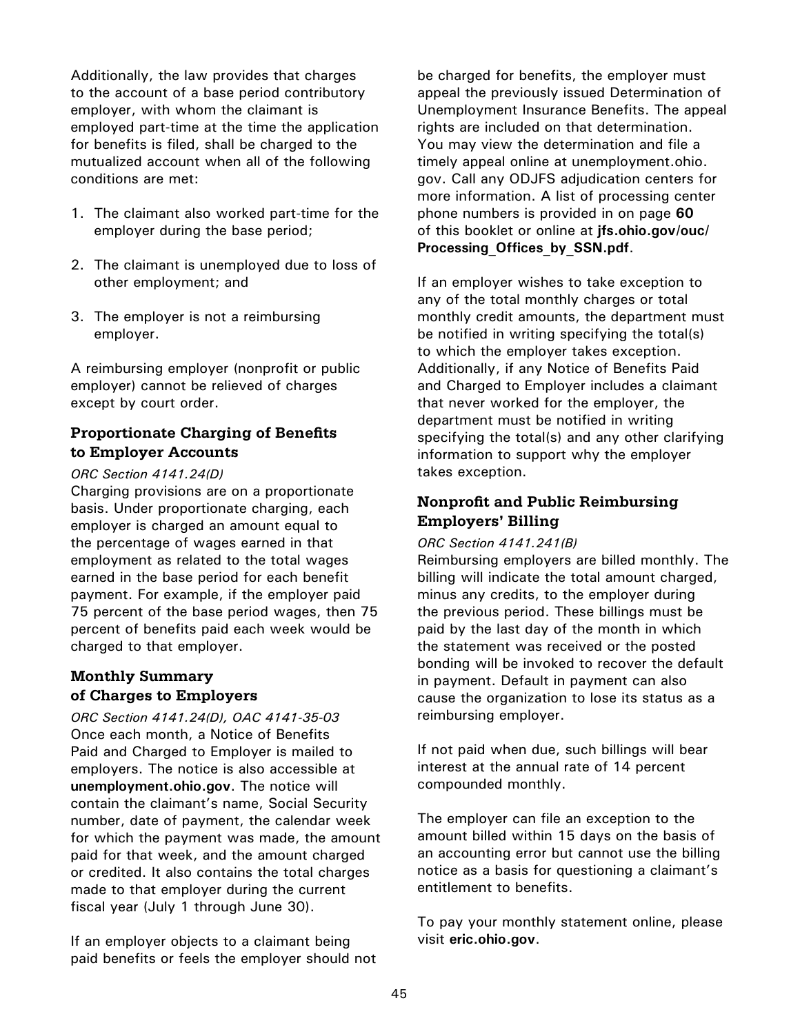Additionally, the law provides that charges to the account of a base period contributory employer, with whom the claimant is employed part-time at the time the application for benefits is filed, shall be charged to the mutualized account when all of the following conditions are met:

1. The claimant also worked part-time for the employer during the base period;
2. The claimant is unemployed due to loss of other employment; and
3. The employer is not a reimbursing employer.

A reimbursing employer (nonprofit or public employer) cannot be relieved of charges except by court order.

### Proportionate Charging of Benefits to Employer Accounts

*ORC Section 4141.24(D)*

Charging provisions are on a proportionate basis. Under proportionate charging, each employer is charged an amount equal to the percentage of wages earned in that employment as related to the total wages earned in the base period for each benefit payment. For example, if the employer paid 75 percent of the base period wages, then 75 percent of benefits paid each week would be charged to that employer.

### Monthly Summary of Charges to Employers

*ORC Section 4141.24(D), OAC 4141-35-03*

Once each month, a Notice of Benefits Paid and Charged to Employer is mailed to employers. The notice is also accessible at **unemployment.ohio.gov**. The notice will contain the claimant's name, Social Security number, date of payment, the calendar week for which the payment was made, the amount paid for that week, and the amount charged or credited. It also contains the total charges made to that employer during the current fiscal year (July 1 through June 30).

If an employer objects to a claimant being paid benefits or feels the employer should not be charged for benefits, the employer must appeal the previously issued Determination of Unemployment Insurance Benefits. The appeal rights are included on that determination. You may view the determination and file a timely appeal online at unemployment.ohio.gov. Call any ODJFS adjudication centers for more information. A list of processing center phone numbers is provided in on page **60** of this booklet or online at **jfs.ohio.gov/ouc/Processing_Offices_by_SSN.pdf**.

If an employer wishes to take exception to any of the total monthly charges or total monthly credit amounts, the department must be notified in writing specifying the total(s) to which the employer takes exception. Additionally, if any Notice of Benefits Paid and Charged to Employer includes a claimant that never worked for the employer, the department must be notified in writing specifying the total(s) and any other clarifying information to support why the employer takes exception.

### Nonprofit and Public Reimbursing Employers' Billing

*ORC Section 4141.241(B)*

Reimbursing employers are billed monthly. The billing will indicate the total amount charged, minus any credits, to the employer during the previous period. These billings must be paid by the last day of the month in which the statement was received or the posted bonding will be invoked to recover the default in payment. Default in payment can also cause the organization to lose its status as a reimbursing employer.

If not paid when due, such billings will bear interest at the annual rate of 14 percent compounded monthly.

The employer can file an exception to the amount billed within 15 days on the basis of an accounting error but cannot use the billing notice as a basis for questioning a claimant's entitlement to benefits.

To pay your monthly statement online, please visit **eric.ohio.gov**.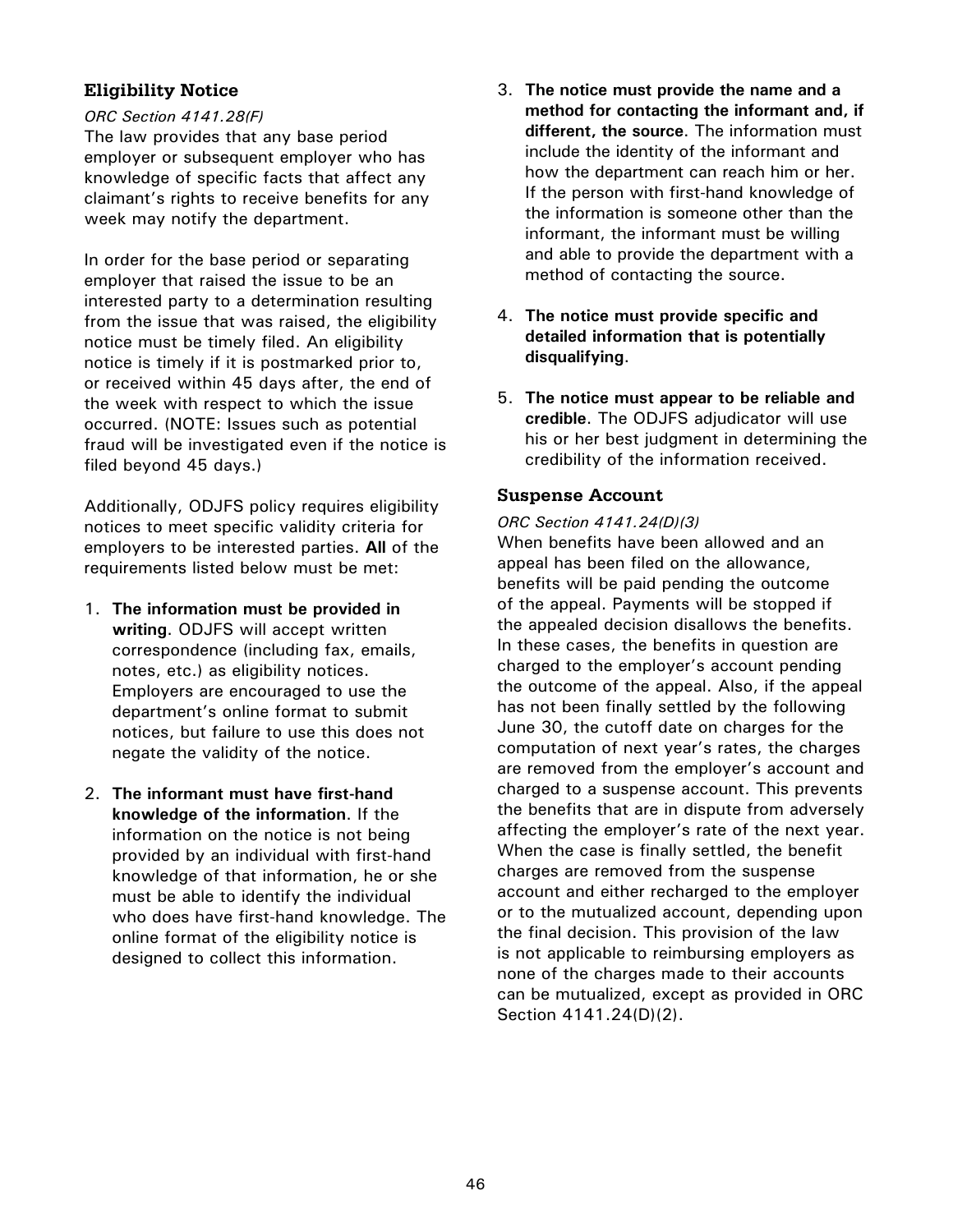## Eligibility Notice

*ORC Section 4141.28(F)*

The law provides that any base period employer or subsequent employer who has knowledge of specific facts that affect any claimant's rights to receive benefits for any week may notify the department.

In order for the base period or separating employer that raised the issue to be an interested party to a determination resulting from the issue that was raised, the eligibility notice must be timely filed. An eligibility notice is timely if it is postmarked prior to, or received within 45 days after, the end of the week with respect to which the issue occurred. (NOTE: Issues such as potential fraud will be investigated even if the notice is filed beyond 45 days.)

Additionally, ODJFS policy requires eligibility notices to meet specific validity criteria for employers to be interested parties. **All** of the requirements listed below must be met:

1. **The information must be provided in writing**. ODJFS will accept written correspondence (including fax, emails, notes, etc.) as eligibility notices. Employers are encouraged to use the department's online format to submit notices, but failure to use this does not negate the validity of the notice.

2. **The informant must have first-hand knowledge of the information**. If the information on the notice is not being provided by an individual with first-hand knowledge of that information, he or she must be able to identify the individual who does have first-hand knowledge. The online format of the eligibility notice is designed to collect this information.

3. **The notice must provide the name and a method for contacting the informant and, if different, the source**. The information must include the identity of the informant and how the department can reach him or her. If the person with first-hand knowledge of the information is someone other than the informant, the informant must be willing and able to provide the department with a method of contacting the source.

4. **The notice must provide specific and detailed information that is potentially disqualifying**.

5. **The notice must appear to be reliable and credible**. The ODJFS adjudicator will use his or her best judgment in determining the credibility of the information received.

## Suspense Account

*ORC Section 4141.24(D)(3)*

When benefits have been allowed and an appeal has been filed on the allowance, benefits will be paid pending the outcome of the appeal. Payments will be stopped if the appealed decision disallows the benefits. In these cases, the benefits in question are charged to the employer's account pending the outcome of the appeal. Also, if the appeal has not been finally settled by the following June 30, the cutoff date on charges for the computation of next year's rates, the charges are removed from the employer's account and charged to a suspense account. This prevents the benefits that are in dispute from adversely affecting the employer's rate of the next year. When the case is finally settled, the benefit charges are removed from the suspense account and either recharged to the employer or to the mutualized account, depending upon the final decision. This provision of the law is not applicable to reimbursing employers as none of the charges made to their accounts can be mutualized, except as provided in ORC Section 4141.24(D)(2).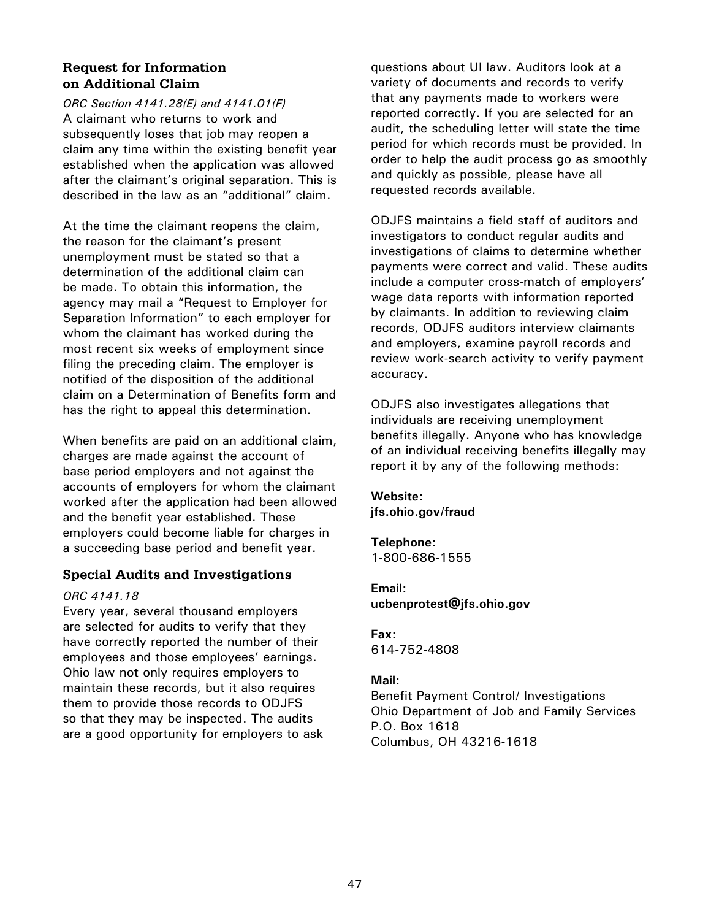## Request for Information on Additional Claim

*ORC Section 4141.28(E) and 4141.01(F)*

A claimant who returns to work and subsequently loses that job may reopen a claim any time within the existing benefit year established when the application was allowed after the claimant's original separation. This is described in the law as an "additional" claim.

At the time the claimant reopens the claim, the reason for the claimant's present unemployment must be stated so that a determination of the additional claim can be made. To obtain this information, the agency may mail a "Request to Employer for Separation Information" to each employer for whom the claimant has worked during the most recent six weeks of employment since filing the preceding claim. The employer is notified of the disposition of the additional claim on a Determination of Benefits form and has the right to appeal this determination.

When benefits are paid on an additional claim, charges are made against the account of base period employers and not against the accounts of employers for whom the claimant worked after the application had been allowed and the benefit year established. These employers could become liable for charges in a succeeding base period and benefit year.

## Special Audits and Investigations

*ORC 4141.18*

Every year, several thousand employers are selected for audits to verify that they have correctly reported the number of their employees and those employees' earnings. Ohio law not only requires employers to maintain these records, but it also requires them to provide those records to ODJFS so that they may be inspected. The audits are a good opportunity for employers to ask questions about UI law. Auditors look at a variety of documents and records to verify that any payments made to workers were reported correctly. If you are selected for an audit, the scheduling letter will state the time period for which records must be provided. In order to help the audit process go as smoothly and quickly as possible, please have all requested records available.

ODJFS maintains a field staff of auditors and investigators to conduct regular audits and investigations of claims to determine whether payments were correct and valid. These audits include a computer cross-match of employers' wage data reports with information reported by claimants. In addition to reviewing claim records, ODJFS auditors interview claimants and employers, examine payroll records and review work-search activity to verify payment accuracy.

ODJFS also investigates allegations that individuals are receiving unemployment benefits illegally. Anyone who has knowledge of an individual receiving benefits illegally may report it by any of the following methods:

**Website:**
**jfs.ohio.gov/fraud**

**Telephone:**
1-800-686-1555

**Email:**
**ucbenprotest@jfs.ohio.gov**

**Fax:**
614-752-4808

**Mail:**
Benefit Payment Control/ Investigations
Ohio Department of Job and Family Services
P.O. Box 1618
Columbus, OH 43216-1618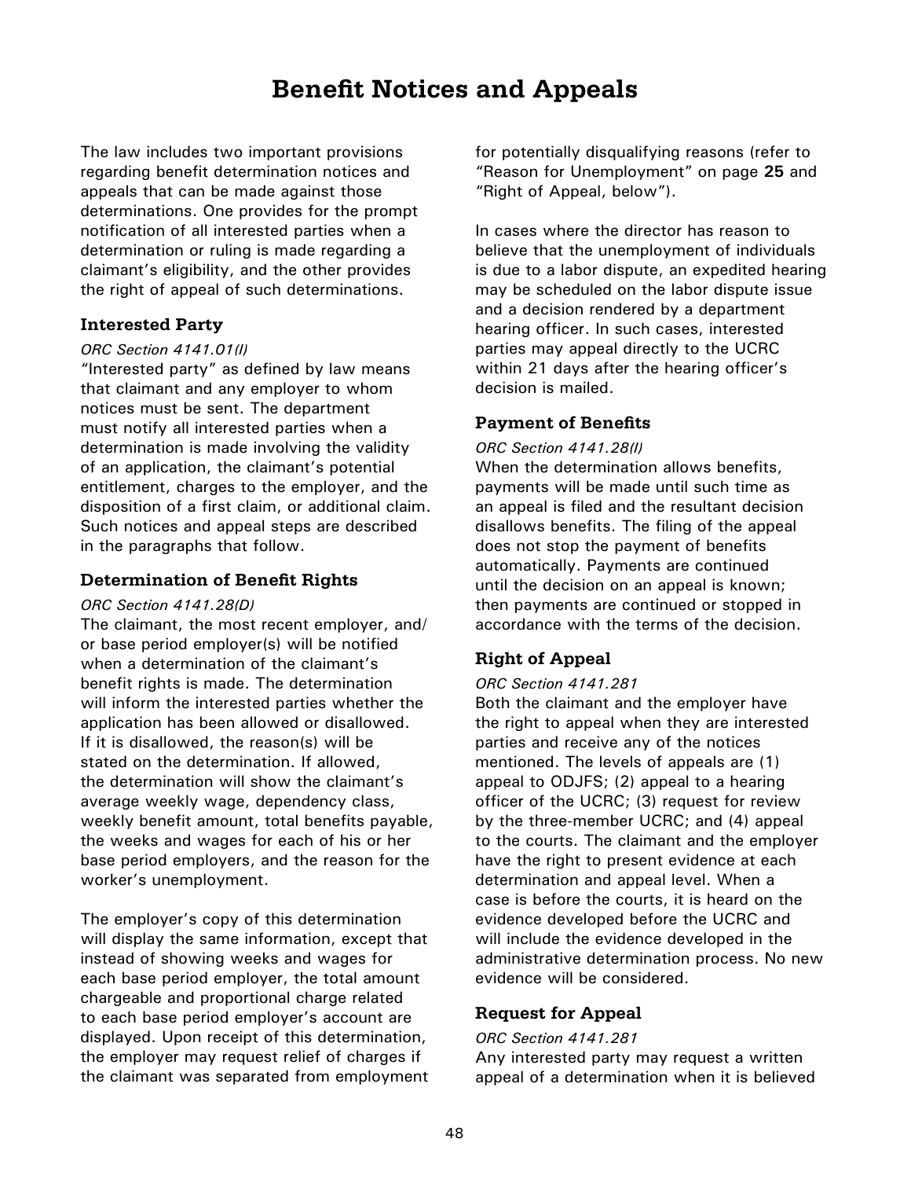# Benefit Notices and Appeals

The law includes two important provisions regarding benefit determination notices and appeals that can be made against those determinations. One provides for the prompt notification of all interested parties when a determination or ruling is made regarding a claimant's eligibility, and the other provides the right of appeal of such determinations.

### Interested Party

*ORC Section 4141.01(I)*

"Interested party" as defined by law means that claimant and any employer to whom notices must be sent. The department must notify all interested parties when a determination is made involving the validity of an application, the claimant's potential entitlement, charges to the employer, and the disposition of a first claim, or additional claim. Such notices and appeal steps are described in the paragraphs that follow.

### Determination of Benefit Rights

*ORC Section 4141.28(D)*

The claimant, the most recent employer, and/or base period employer(s) will be notified when a determination of the claimant's benefit rights is made. The determination will inform the interested parties whether the application has been allowed or disallowed. If it is disallowed, the reason(s) will be stated on the determination. If allowed, the determination will show the claimant's average weekly wage, dependency class, weekly benefit amount, total benefits payable, the weeks and wages for each of his or her base period employers, and the reason for the worker's unemployment.

The employer's copy of this determination will display the same information, except that instead of showing weeks and wages for each base period employer, the total amount chargeable and proportional charge related to each base period employer's account are displayed. Upon receipt of this determination, the employer may request relief of charges if the claimant was separated from employment for potentially disqualifying reasons (refer to "Reason for Unemployment" on page **25** and "Right of Appeal, below").

In cases where the director has reason to believe that the unemployment of individuals is due to a labor dispute, an expedited hearing may be scheduled on the labor dispute issue and a decision rendered by a department hearing officer. In such cases, interested parties may appeal directly to the UCRC within 21 days after the hearing officer's decision is mailed.

### Payment of Benefits

*ORC Section 4141.28(I)*

When the determination allows benefits, payments will be made until such time as an appeal is filed and the resultant decision disallows benefits. The filing of the appeal does not stop the payment of benefits automatically. Payments are continued until the decision on an appeal is known; then payments are continued or stopped in accordance with the terms of the decision.

### Right of Appeal

*ORC Section 4141.281*

Both the claimant and the employer have the right to appeal when they are interested parties and receive any of the notices mentioned. The levels of appeals are (1) appeal to ODJFS; (2) appeal to a hearing officer of the UCRC; (3) request for review by the three-member UCRC; and (4) appeal to the courts. The claimant and the employer have the right to present evidence at each determination and appeal level. When a case is before the courts, it is heard on the evidence developed before the UCRC and will include the evidence developed in the administrative determination process. No new evidence will be considered.

### Request for Appeal

*ORC Section 4141.281*

Any interested party may request a written appeal of a determination when it is believed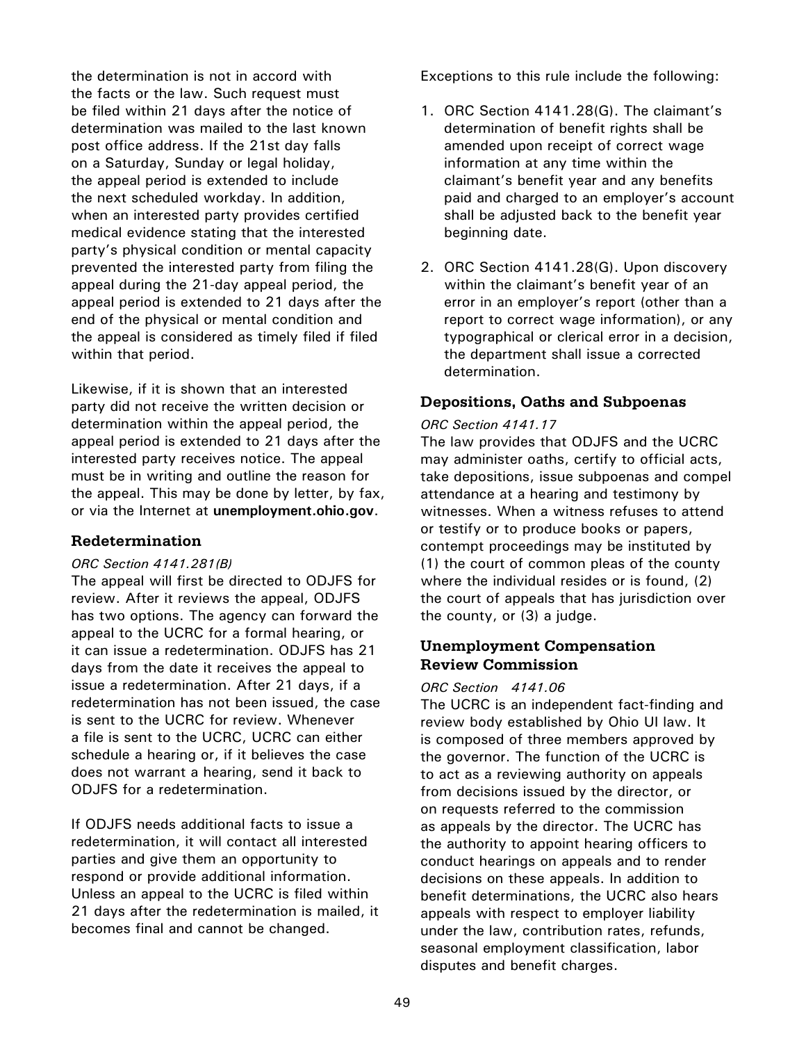the determination is not in accord with the facts or the law. Such request must be filed within 21 days after the notice of determination was mailed to the last known post office address. If the 21st day falls on a Saturday, Sunday or legal holiday, the appeal period is extended to include the next scheduled workday. In addition, when an interested party provides certified medical evidence stating that the interested party's physical condition or mental capacity prevented the interested party from filing the appeal during the 21-day appeal period, the appeal period is extended to 21 days after the end of the physical or mental condition and the appeal is considered as timely filed if filed within that period.

Likewise, if it is shown that an interested party did not receive the written decision or determination within the appeal period, the appeal period is extended to 21 days after the interested party receives notice. The appeal must be in writing and outline the reason for the appeal. This may be done by letter, by fax, or via the Internet at **unemployment.ohio.gov**.

### Redetermination

*ORC Section 4141.281(B)*

The appeal will first be directed to ODJFS for review. After it reviews the appeal, ODJFS has two options. The agency can forward the appeal to the UCRC for a formal hearing, or it can issue a redetermination. ODJFS has 21 days from the date it receives the appeal to issue a redetermination. After 21 days, if a redetermination has not been issued, the case is sent to the UCRC for review. Whenever a file is sent to the UCRC, UCRC can either schedule a hearing or, if it believes the case does not warrant a hearing, send it back to ODJFS for a redetermination.

If ODJFS needs additional facts to issue a redetermination, it will contact all interested parties and give them an opportunity to respond or provide additional information. Unless an appeal to the UCRC is filed within 21 days after the redetermination is mailed, it becomes final and cannot be changed.

Exceptions to this rule include the following:

1. ORC Section 4141.28(G). The claimant's determination of benefit rights shall be amended upon receipt of correct wage information at any time within the claimant's benefit year and any benefits paid and charged to an employer's account shall be adjusted back to the benefit year beginning date.

2. ORC Section 4141.28(G). Upon discovery within the claimant's benefit year of an error in an employer's report (other than a report to correct wage information), or any typographical or clerical error in a decision, the department shall issue a corrected determination.

### Depositions, Oaths and Subpoenas

*ORC Section 4141.17*

The law provides that ODJFS and the UCRC may administer oaths, certify to official acts, take depositions, issue subpoenas and compel attendance at a hearing and testimony by witnesses. When a witness refuses to attend or testify or to produce books or papers, contempt proceedings may be instituted by (1) the court of common pleas of the county where the individual resides or is found, (2) the court of appeals that has jurisdiction over the county, or (3) a judge.

### Unemployment Compensation Review Commission

*ORC Section 4141.06*

The UCRC is an independent fact-finding and review body established by Ohio UI law. It is composed of three members approved by the governor. The function of the UCRC is to act as a reviewing authority on appeals from decisions issued by the director, or on requests referred to the commission as appeals by the director. The UCRC has the authority to appoint hearing officers to conduct hearings on appeals and to render decisions on these appeals. In addition to benefit determinations, the UCRC also hears appeals with respect to employer liability under the law, contribution rates, refunds, seasonal employment classification, labor disputes and benefit charges.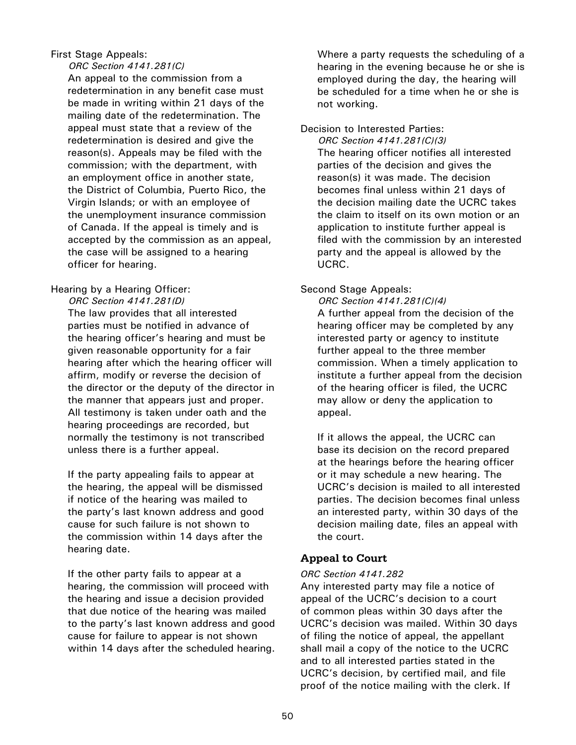First Stage Appeals:

*ORC Section 4141.281(C)*

An appeal to the commission from a redetermination in any benefit case must be made in writing within 21 days of the mailing date of the redetermination. The appeal must state that a review of the redetermination is desired and give the reason(s). Appeals may be filed with the commission; with the department, with an employment office in another state, the District of Columbia, Puerto Rico, the Virgin Islands; or with an employee of the unemployment insurance commission of Canada. If the appeal is timely and is accepted by the commission as an appeal, the case will be assigned to a hearing officer for hearing.

Hearing by a Hearing Officer:

*ORC Section 4141.281(D)*

The law provides that all interested parties must be notified in advance of the hearing officer's hearing and must be given reasonable opportunity for a fair hearing after which the hearing officer will affirm, modify or reverse the decision of the director or the deputy of the director in the manner that appears just and proper. All testimony is taken under oath and the hearing proceedings are recorded, but normally the testimony is not transcribed unless there is a further appeal.

If the party appealing fails to appear at the hearing, the appeal will be dismissed if notice of the hearing was mailed to the party's last known address and good cause for such failure is not shown to the commission within 14 days after the hearing date.

If the other party fails to appear at a hearing, the commission will proceed with the hearing and issue a decision provided that due notice of the hearing was mailed to the party's last known address and good cause for failure to appear is not shown within 14 days after the scheduled hearing.

Where a party requests the scheduling of a hearing in the evening because he or she is employed during the day, the hearing will be scheduled for a time when he or she is not working.

Decision to Interested Parties:

*ORC Section 4141.281(C)(3)*

The hearing officer notifies all interested parties of the decision and gives the reason(s) it was made. The decision becomes final unless within 21 days of the decision mailing date the UCRC takes the claim to itself on its own motion or an application to institute further appeal is filed with the commission by an interested party and the appeal is allowed by the UCRC.

Second Stage Appeals:

*ORC Section 4141.281(C)(4)*

A further appeal from the decision of the hearing officer may be completed by any interested party or agency to institute further appeal to the three member commission. When a timely application to institute a further appeal from the decision of the hearing officer is filed, the UCRC may allow or deny the application to appeal.

If it allows the appeal, the UCRC can base its decision on the record prepared at the hearings before the hearing officer or it may schedule a new hearing. The UCRC's decision is mailed to all interested parties. The decision becomes final unless an interested party, within 30 days of the decision mailing date, files an appeal with the court.

## Appeal to Court

*ORC Section 4141.282*

Any interested party may file a notice of appeal of the UCRC's decision to a court of common pleas within 30 days after the UCRC's decision was mailed. Within 30 days of filing the notice of appeal, the appellant shall mail a copy of the notice to the UCRC and to all interested parties stated in the UCRC's decision, by certified mail, and file proof of the notice mailing with the clerk. If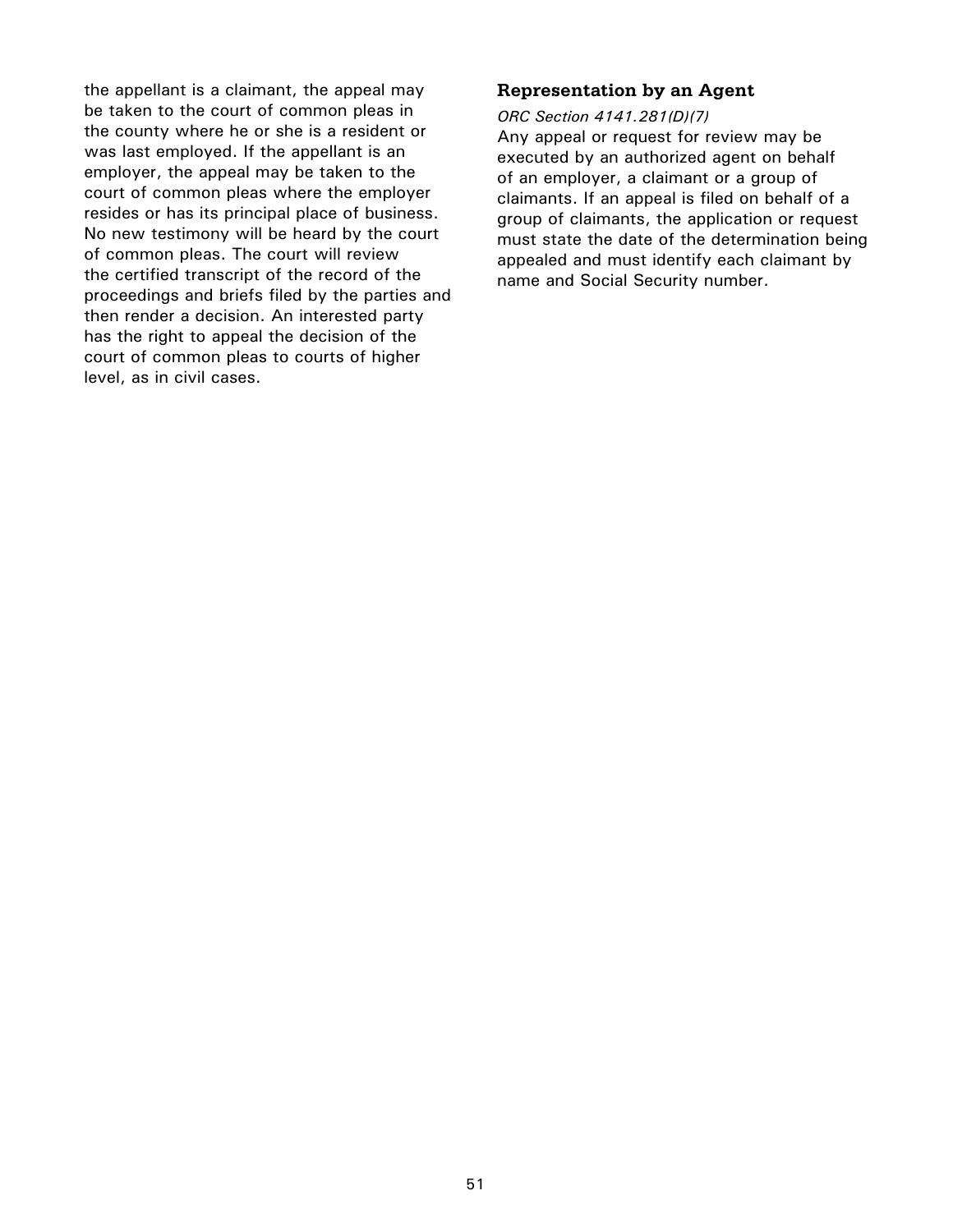the appellant is a claimant, the appeal may be taken to the court of common pleas in the county where he or she is a resident or was last employed. If the appellant is an employer, the appeal may be taken to the court of common pleas where the employer resides or has its principal place of business. No new testimony will be heard by the court of common pleas. The court will review the certified transcript of the record of the proceedings and briefs filed by the parties and then render a decision. An interested party has the right to appeal the decision of the court of common pleas to courts of higher level, as in civil cases.

### Representation by an Agent

*ORC Section 4141.281(D)(7)*

Any appeal or request for review may be executed by an authorized agent on behalf of an employer, a claimant or a group of claimants. If an appeal is filed on behalf of a group of claimants, the application or request must state the date of the determination being appealed and must identify each claimant by name and Social Security number.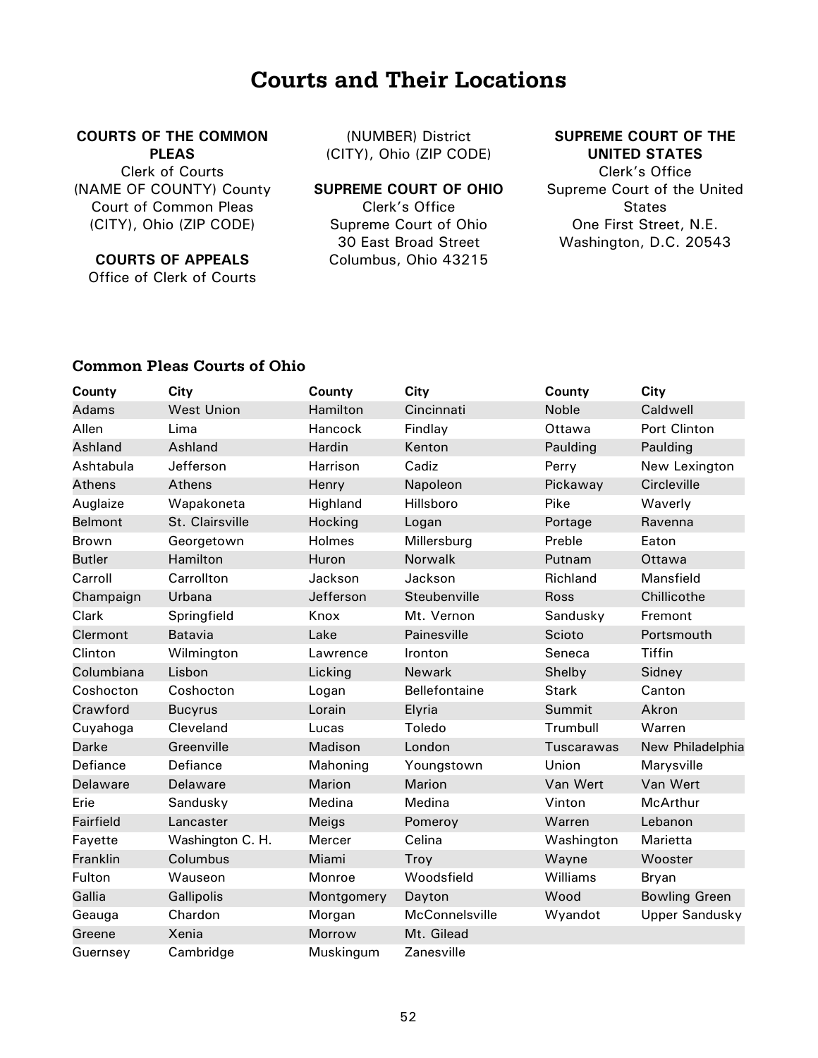# Courts and Their Locations

**COURTS OF THE COMMON PLEAS**
Clerk of Courts
(NAME OF COUNTY) County
Court of Common Pleas
(CITY), Ohio (ZIP CODE)

**COURTS OF APPEALS**
Office of Clerk of Courts
(NUMBER) District
(CITY), Ohio (ZIP CODE)

**SUPREME COURT OF OHIO**
Clerk's Office
Supreme Court of Ohio
30 East Broad Street
Columbus, Ohio 43215

**SUPREME COURT OF THE UNITED STATES**
Clerk's Office
Supreme Court of the United States
One First Street, N.E.
Washington, D.C. 20543

## Common Pleas Courts of Ohio

| County | City | County | City | County | City |
|---|---|---|---|---|---|
| Adams | West Union | Hamilton | Cincinnati | Noble | Caldwell |
| Allen | Lima | Hancock | Findlay | Ottawa | Port Clinton |
| Ashland | Ashland | Hardin | Kenton | Paulding | Paulding |
| Ashtabula | Jefferson | Harrison | Cadiz | Perry | New Lexington |
| Athens | Athens | Henry | Napoleon | Pickaway | Circleville |
| Auglaize | Wapakoneta | Highland | Hillsboro | Pike | Waverly |
| Belmont | St. Clairsville | Hocking | Logan | Portage | Ravenna |
| Brown | Georgetown | Holmes | Millersburg | Preble | Eaton |
| Butler | Hamilton | Huron | Norwalk | Putnam | Ottawa |
| Carroll | Carrollton | Jackson | Jackson | Richland | Mansfield |
| Champaign | Urbana | Jefferson | Steubenville | Ross | Chillicothe |
| Clark | Springfield | Knox | Mt. Vernon | Sandusky | Fremont |
| Clermont | Batavia | Lake | Painesville | Scioto | Portsmouth |
| Clinton | Wilmington | Lawrence | Ironton | Seneca | Tiffin |
| Columbiana | Lisbon | Licking | Newark | Shelby | Sidney |
| Coshocton | Coshocton | Logan | Bellefontaine | Stark | Canton |
| Crawford | Bucyrus | Lorain | Elyria | Summit | Akron |
| Cuyahoga | Cleveland | Lucas | Toledo | Trumbull | Warren |
| Darke | Greenville | Madison | London | Tuscarawas | New Philadelphia |
| Defiance | Defiance | Mahoning | Youngstown | Union | Marysville |
| Delaware | Delaware | Marion | Marion | Van Wert | Van Wert |
| Erie | Sandusky | Medina | Medina | Vinton | McArthur |
| Fairfield | Lancaster | Meigs | Pomeroy | Warren | Lebanon |
| Fayette | Washington C. H. | Mercer | Celina | Washington | Marietta |
| Franklin | Columbus | Miami | Troy | Wayne | Wooster |
| Fulton | Wauseon | Monroe | Woodsfield | Williams | Bryan |
| Gallia | Gallipolis | Montgomery | Dayton | Wood | Bowling Green |
| Geauga | Chardon | Morgan | McConnelsville | Wyandot | Upper Sandusky |
| Greene | Xenia | Morrow | Mt. Gilead | | |
| Guernsey | Cambridge | Muskingum | Zanesville | | |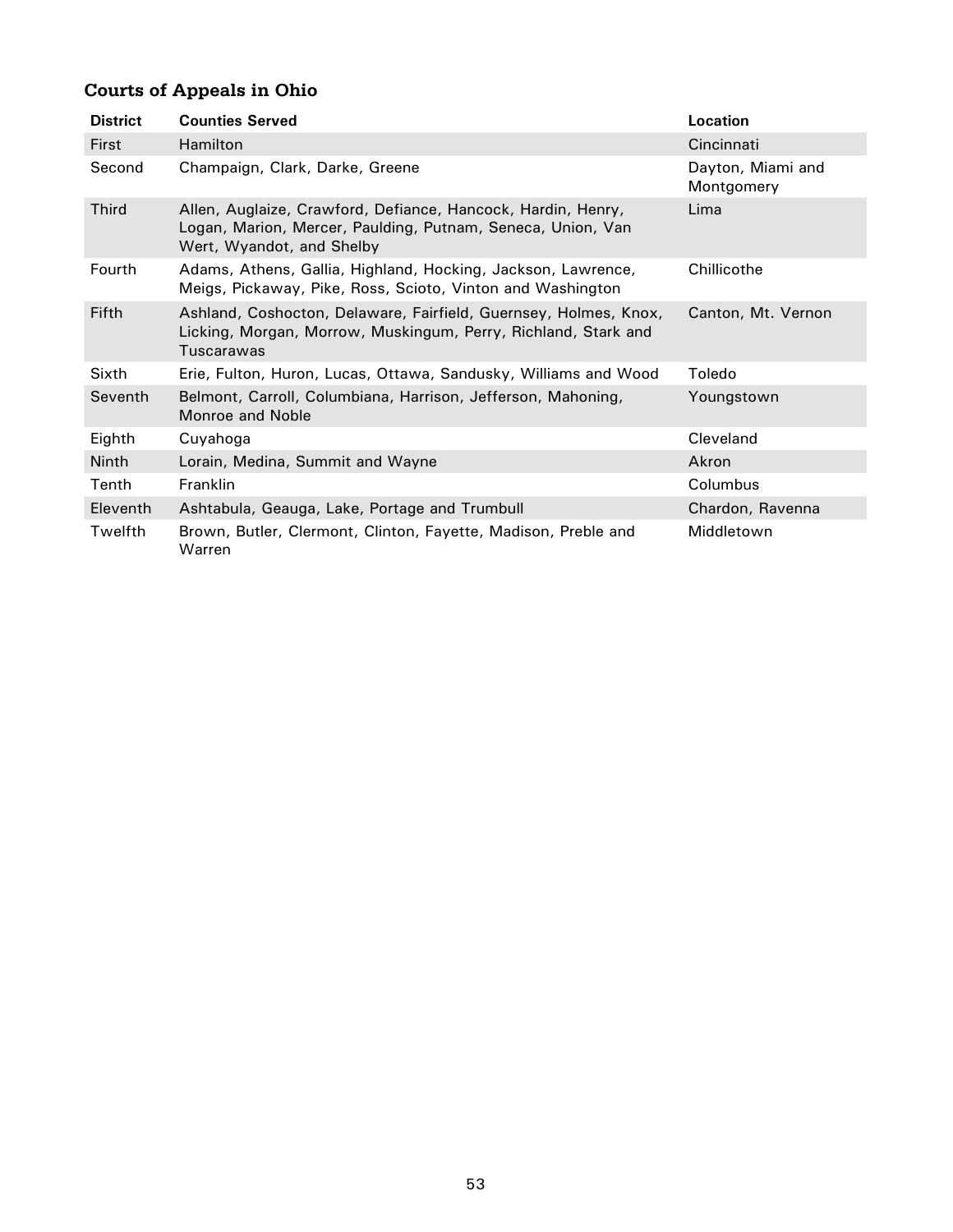## Courts of Appeals in Ohio

| District | Counties Served | Location |
|---|---|---|
| First | Hamilton | Cincinnati |
| Second | Champaign, Clark, Darke, Greene | Dayton, Miami and Montgomery |
| Third | Allen, Auglaize, Crawford, Defiance, Hancock, Hardin, Henry, Logan, Marion, Mercer, Paulding, Putnam, Seneca, Union, Van Wert, Wyandot, and Shelby | Lima |
| Fourth | Adams, Athens, Gallia, Highland, Hocking, Jackson, Lawrence, Meigs, Pickaway, Pike, Ross, Scioto, Vinton and Washington | Chillicothe |
| Fifth | Ashland, Coshocton, Delaware, Fairfield, Guernsey, Holmes, Knox, Licking, Morgan, Morrow, Muskingum, Perry, Richland, Stark and Tuscarawas | Canton, Mt. Vernon |
| Sixth | Erie, Fulton, Huron, Lucas, Ottawa, Sandusky, Williams and Wood | Toledo |
| Seventh | Belmont, Carroll, Columbiana, Harrison, Jefferson, Mahoning, Monroe and Noble | Youngstown |
| Eighth | Cuyahoga | Cleveland |
| Ninth | Lorain, Medina, Summit and Wayne | Akron |
| Tenth | Franklin | Columbus |
| Eleventh | Ashtabula, Geauga, Lake, Portage and Trumbull | Chardon, Ravenna |
| Twelfth | Brown, Butler, Clermont, Clinton, Fayette, Madison, Preble and Warren | Middletown |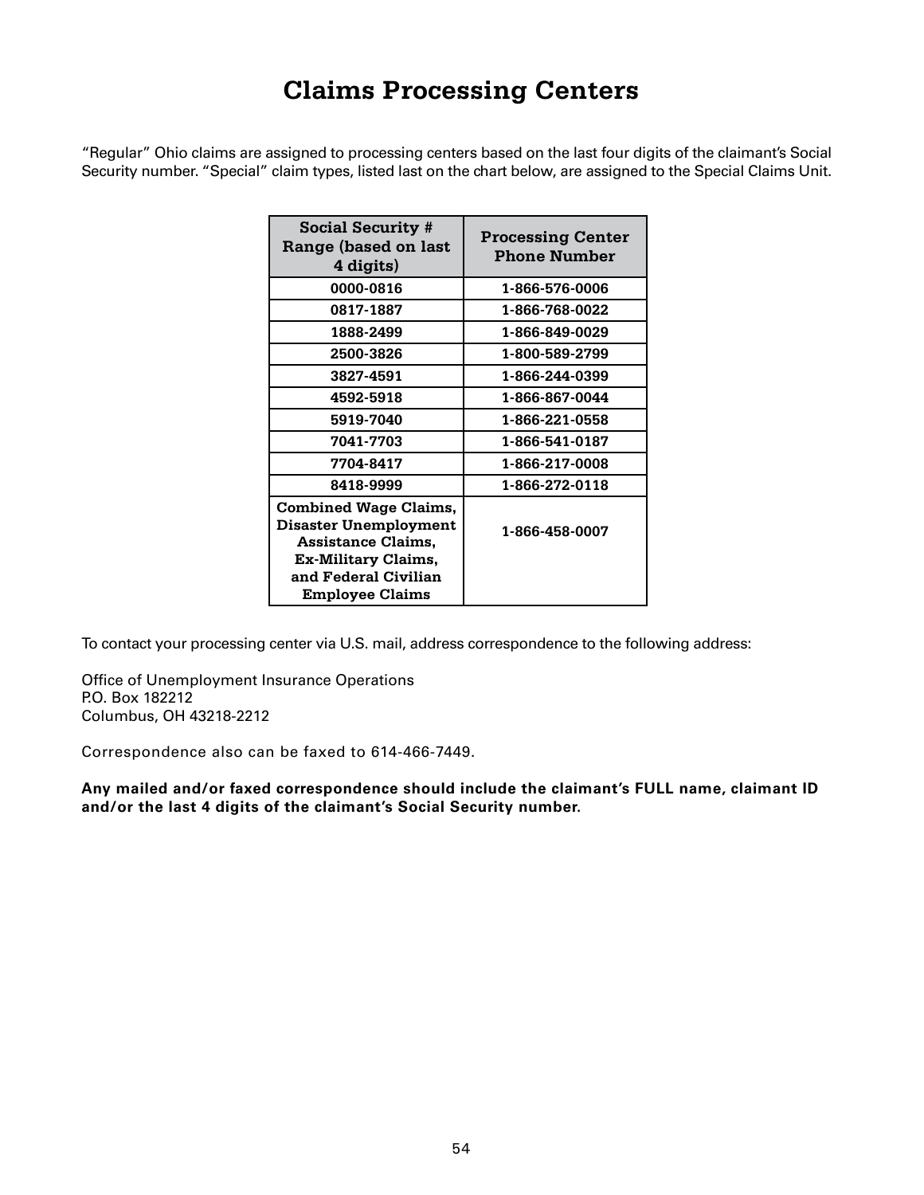# Claims Processing Centers

"Regular" Ohio claims are assigned to processing centers based on the last four digits of the claimant's Social Security number. "Special" claim types, listed last on the chart below, are assigned to the Special Claims Unit.

| Social Security # Range (based on last 4 digits) | Processing Center Phone Number |
|---|---|
| 0000-0816 | 1-866-576-0006 |
| 0817-1887 | 1-866-768-0022 |
| 1888-2499 | 1-866-849-0029 |
| 2500-3826 | 1-800-589-2799 |
| 3827-4591 | 1-866-244-0399 |
| 4592-5918 | 1-866-867-0044 |
| 5919-7040 | 1-866-221-0558 |
| 7041-7703 | 1-866-541-0187 |
| 7704-8417 | 1-866-217-0008 |
| 8418-9999 | 1-866-272-0118 |
| Combined Wage Claims, Disaster Unemployment Assistance Claims, Ex-Military Claims, and Federal Civilian Employee Claims | 1-866-458-0007 |

To contact your processing center via U.S. mail, address correspondence to the following address:

Office of Unemployment Insurance Operations
P.O. Box 182212
Columbus, OH 43218-2212

Correspondence also can be faxed to 614-466-7449.

**Any mailed and/or faxed correspondence should include the claimant's FULL name, claimant ID and/or the last 4 digits of the claimant's Social Security number.**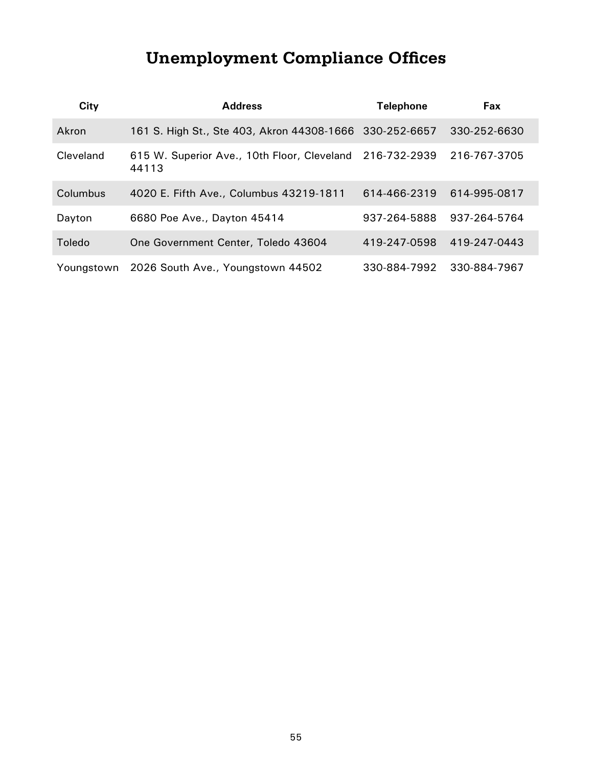# Unemployment Compliance Offices

| City | Address | Telephone | Fax |
|---|---|---|---|
| Akron | 161 S. High St., Ste 403, Akron 44308-1666 | 330-252-6657 | 330-252-6630 |
| Cleveland | 615 W. Superior Ave., 10th Floor, Cleveland 44113 | 216-732-2939 | 216-767-3705 |
| Columbus | 4020 E. Fifth Ave., Columbus 43219-1811 | 614-466-2319 | 614-995-0817 |
| Dayton | 6680 Poe Ave., Dayton 45414 | 937-264-5888 | 937-264-5764 |
| Toledo | One Government Center, Toledo 43604 | 419-247-0598 | 419-247-0443 |
| Youngstown | 2026 South Ave., Youngstown 44502 | 330-884-7992 | 330-884-7967 |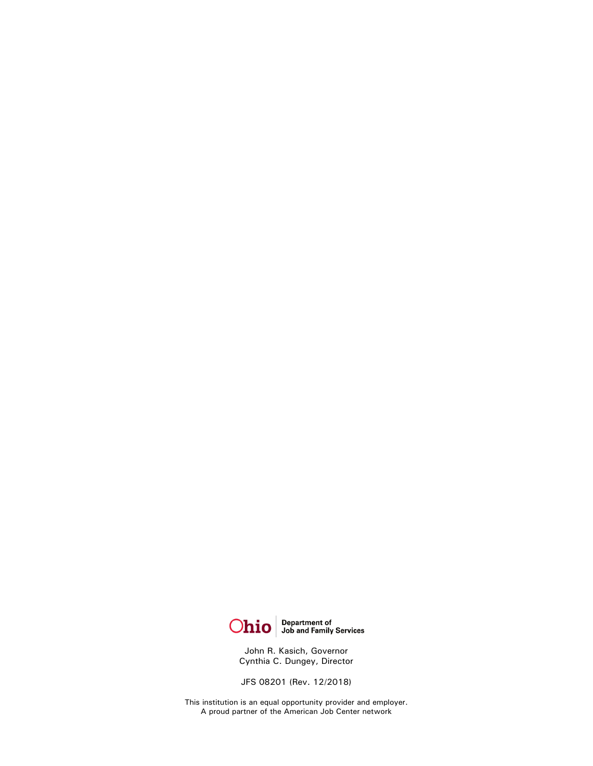Ohio | Department of Job and Family Services

John R. Kasich, Governor
Cynthia C. Dungey, Director

JFS 08201 (Rev. 12/2018)

This institution is an equal opportunity provider and employer.
A proud partner of the American Job Center network